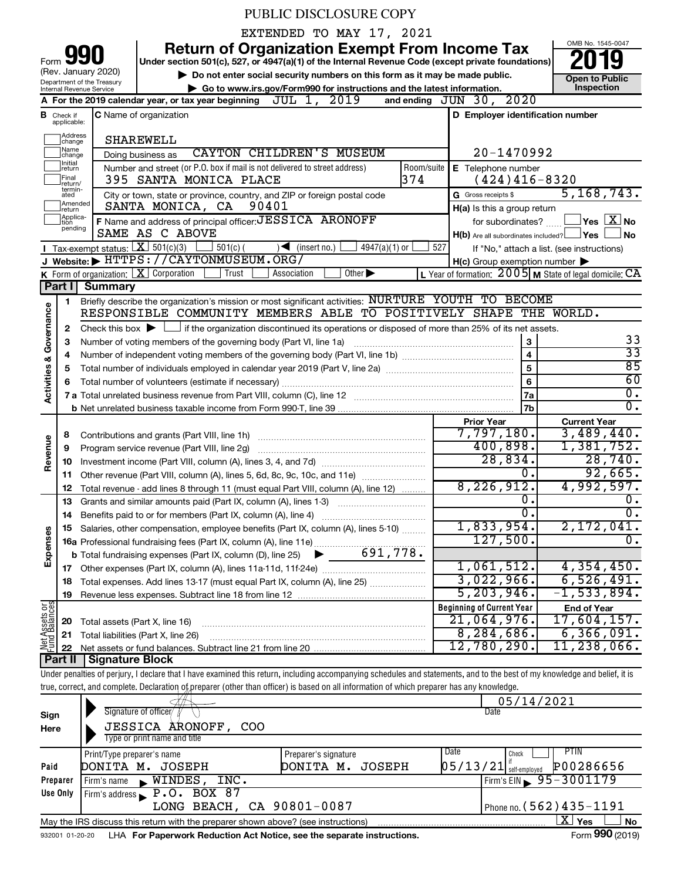PUBLIC DISCLOSURE COPY

EXTENDED TO MAY 17, 2021

# Form 990 Return of Organization Exempt From Income Tax

(Rev. January 2020)

Under section 501(c), 527, or 4947(a)(1) of the Internal Revenue Code (except private foundations)

Department of the Treasury Internal Revenue Service

▶ Do not enter social security numbers on this form as it may be made public.

▶ Go to www.irs.gov/Form990 for instructions and the latest information.

OMB No. 1545-0047

**2019**

**Open to Public Inspection**

**A** For the 2019 calendar year, or tax year beginning JUL 1, 2019 and ending JUN 30, 2020

**B** Check if applicable: Address change, Name change, Initial return, Final return/terminated, Amended return, Application pending

**C** Name of organization: SHAREWELL

Doing business as: CAYTON CHILDREN'S MUSEUM

Number and street (or P.O. box if mail is not delivered to street address): 395 SANTA MONICA PLACE — Room/suite: 374

City or town, state or province, country, and ZIP or foreign postal code: SANTA MONICA, CA 90401

**D** Employer identification number: 20-1470992

**E** Telephone number: (424)416-8320

**G** Gross receipts $ 5,168,743.

**F** Name and address of principal officer: JESSICA ARONOFF, SAME AS C ABOVE

**H(a)** Is this a group return for subordinates? ☐ Yes ☒ No

**H(b)** Are all subordinates included? ☐ Yes ☐ No — If "No," attach a list. (see instructions)

**H(c)** Group exemption number ▶

**I** Tax-exempt status: ☒ 501(c)(3) ☐ 501(c) ( ) ◀ (insert no.) ☐ 4947(a)(1) or ☐ 527

**J** Website: ▶ HTTPS://CAYTONMUSEUM.ORG/

**K** Form of organization: ☒ Corporation ☐ Trust ☐ Association ☐ Other ▶

**L** Year of formation: 2005 **M** State of legal domicile: CA

## Part I Summary

**Activities & Governance**

1. Briefly describe the organization's mission or most significant activities: NURTURE YOUTH TO BECOME RESPONSIBLE COMMUNITY MEMBERS ABLE TO POSITIVELY SHAPE THE WORLD.
2. Check this box ▶ ☐ if the organization discontinued its operations or disposed of more than 25% of its net assets.

| Line | Description | | Value |
|---|---|---|---|
| 3 | Number of voting members of the governing body (Part VI, line 1a) | 3 | 33 |
| 4 | Number of independent voting members of the governing body (Part VI, line 1b) | 4 | 33 |
| 5 | Total number of individuals employed in calendar year 2019 (Part V, line 2a) | 5 | 85 |
| 6 | Total number of volunteers (estimate if necessary) | 6 | 60 |
| 7a | Total unrelated business revenue from Part VIII, column (C), line 12 | 7a | 0. |
| 7b | Net unrelated business taxable income from Form 990-T, line 39 | 7b | 0. |

| Line | Description | Prior Year | Current Year |
|---|---|---|---|
| **Revenue** | | | |
| 8 | Contributions and grants (Part VIII, line 1h) | 7,797,180. | 3,489,440. |
| 9 | Program service revenue (Part VIII, line 2g) | 400,898. | 1,381,752. |
| 10 | Investment income (Part VIII, column (A), lines 3, 4, and 7d) | 28,834. | 28,740. |
| 11 | Other revenue (Part VIII, column (A), lines 5, 6d, 8c, 9c, 10c, and 11e) | 0. | 92,665. |
| 12 | Total revenue - add lines 8 through 11 (must equal Part VIII, column (A), line 12) | 8,226,912. | 4,992,597. |
| **Expenses** | | | |
| 13 | Grants and similar amounts paid (Part IX, column (A), lines 1-3) | 0. | 0. |
| 14 | Benefits paid to or for members (Part IX, column (A), line 4) | 0. | 0. |
| 15 | Salaries, other compensation, employee benefits (Part IX, column (A), lines 5-10) | 1,833,954. | 2,172,041. |
| 16a | Professional fundraising fees (Part IX, column (A), line 11e) | 127,500. | 0. |
| b | Total fundraising expenses (Part IX, column (D), line 25) ▶ 691,778. | | |
| 17 | Other expenses (Part IX, column (A), lines 11a-11d, 11f-24e) | 1,061,512. | 4,354,450. |
| 18 | Total expenses. Add lines 13-17 (must equal Part IX, column (A), line 25) | 3,022,966. | 6,526,491. |
| 19 | Revenue less expenses. Subtract line 18 from line 12 | 5,203,946. | -1,533,894. |

| Line | Net Assets or Fund Balances | Beginning of Current Year | End of Year |
|---|---|---|---|
| 20 | Total assets (Part X, line 16) | 21,064,976. | 17,604,157. |
| 21 | Total liabilities (Part X, line 26) | 8,284,686. | 6,366,091. |
| 22 | Net assets or fund balances. Subtract line 21 from line 20 | 12,780,290. | 11,238,066. |

## Part II Signature Block

Under penalties of perjury, I declare that I have examined this return, including accompanying schedules and statements, and to the best of my knowledge and belief, it is true, correct, and complete. Declaration of preparer (other than officer) is based on all information of which preparer has any knowledge.

**Sign Here**

Signature of officer — Date: 05/14/2021

JESSICA ARONOFF, COO — Type or print name and title

**Paid Preparer Use Only**

| Print/Type preparer's name | Preparer's signature | Date | Check if self-employed | PTIN |
|---|---|---|---|---|
| DONITA M. JOSEPH | DONITA M. JOSEPH | 05/13/21 | ☐ | P00286656 |

Firm's name ▶ WINDES, INC. — Firm's EIN ▶ 95-3001179

Firm's address ▶ P.O. BOX 87, LONG BEACH, CA 90801-0087 — Phone no. (562)435-1191

May the IRS discuss this return with the preparer shown above? (see instructions) ☒ Yes ☐ No

932001 01-20-20 LHA For Paperwork Reduction Act Notice, see the separate instructions. Form **990** (2019)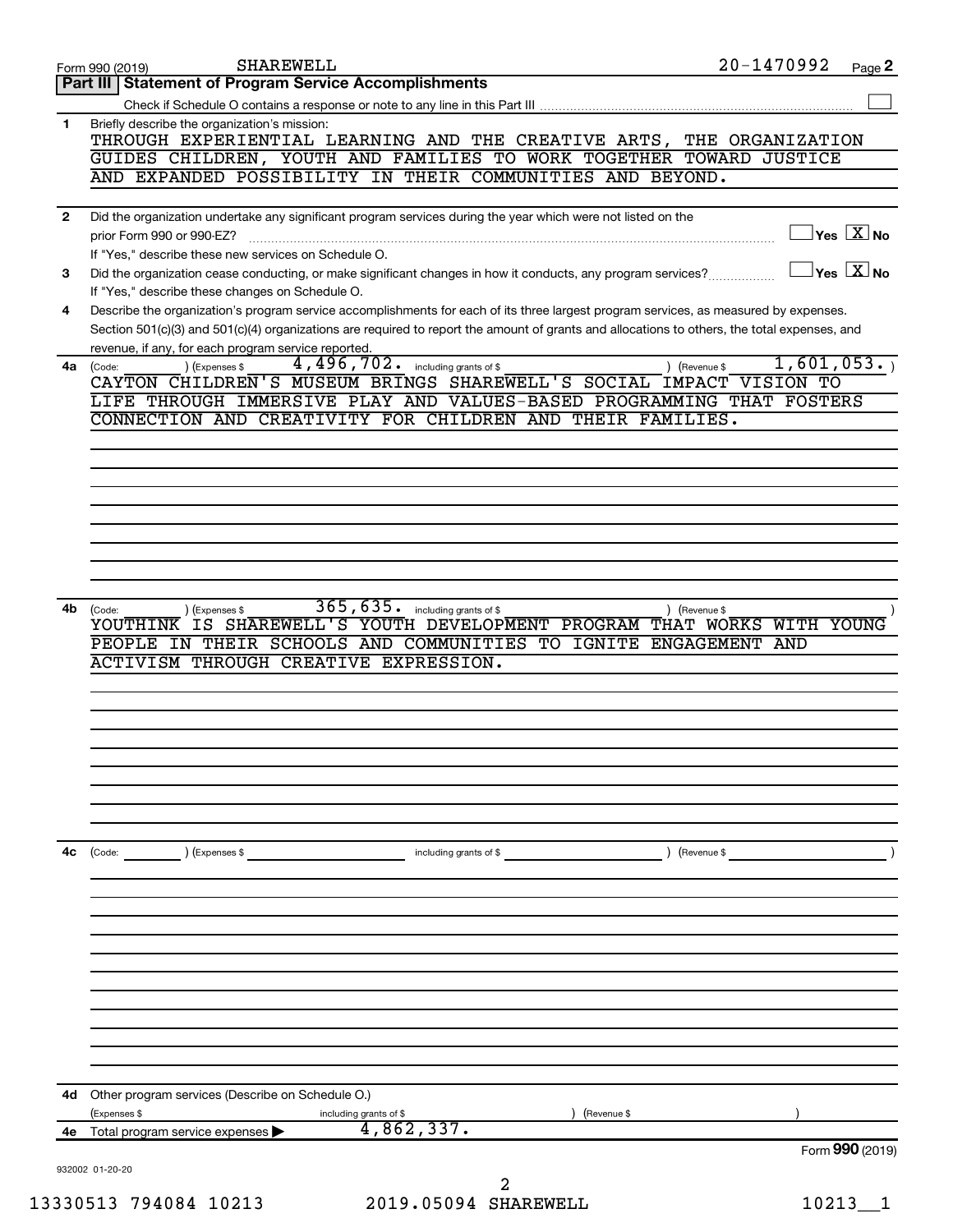Form 990 (2019) SHAREWELL 20-1470992 Page 2

## Part III Statement of Program Service Accomplishments

Check if Schedule O contains a response or note to any line in this Part III ☐

**1** Briefly describe the organization's mission:

THROUGH EXPERIENTIAL LEARNING AND THE CREATIVE ARTS, THE ORGANIZATION GUIDES CHILDREN, YOUTH AND FAMILIES TO WORK TOGETHER TOWARD JUSTICE AND EXPANDED POSSIBILITY IN THEIR COMMUNITIES AND BEYOND.

**2** Did the organization undertake any significant program services during the year which were not listed on the prior Form 990 or 990-EZ? ☐ Yes ☒ No

If "Yes," describe these new services on Schedule O.

**3** Did the organization cease conducting, or make significant changes in how it conducts, any program services? ☐ Yes ☒ No

If "Yes," describe these changes on Schedule O.

**4** Describe the organization's program service accomplishments for each of its three largest program services, as measured by expenses. Section 501(c)(3) and 501(c)(4) organizations are required to report the amount of grants and allocations to others, the total expenses, and revenue, if any, for each program service reported.

**4a** (Code: ) (Expenses $ 4,496,702. including grants of $ ) (Revenue $ 1,601,053. )

CAYTON CHILDREN'S MUSEUM BRINGS SHAREWELL'S SOCIAL IMPACT VISION TO LIFE THROUGH IMMERSIVE PLAY AND VALUES-BASED PROGRAMMING THAT FOSTERS CONNECTION AND CREATIVITY FOR CHILDREN AND THEIR FAMILIES.

**4b** (Code: ) (Expenses $ 365,635. including grants of $ ) (Revenue $ )

YOUTHINK IS SHAREWELL'S YOUTH DEVELOPMENT PROGRAM THAT WORKS WITH YOUNG PEOPLE IN THEIR SCHOOLS AND COMMUNITIES TO IGNITE ENGAGEMENT AND ACTIVISM THROUGH CREATIVE EXPRESSION.

**4c** (Code: ) (Expenses $ including grants of $ ) (Revenue $ )

**4d** Other program services (Describe on Schedule O.)

(Expenses $ including grants of $ ) (Revenue $ )

**4e** Total program service expenses ▶ 4,862,337.

Form **990** (2019)

932002 01-20-20

13330513 794084 10213 2019.05094 SHAREWELL 10213__1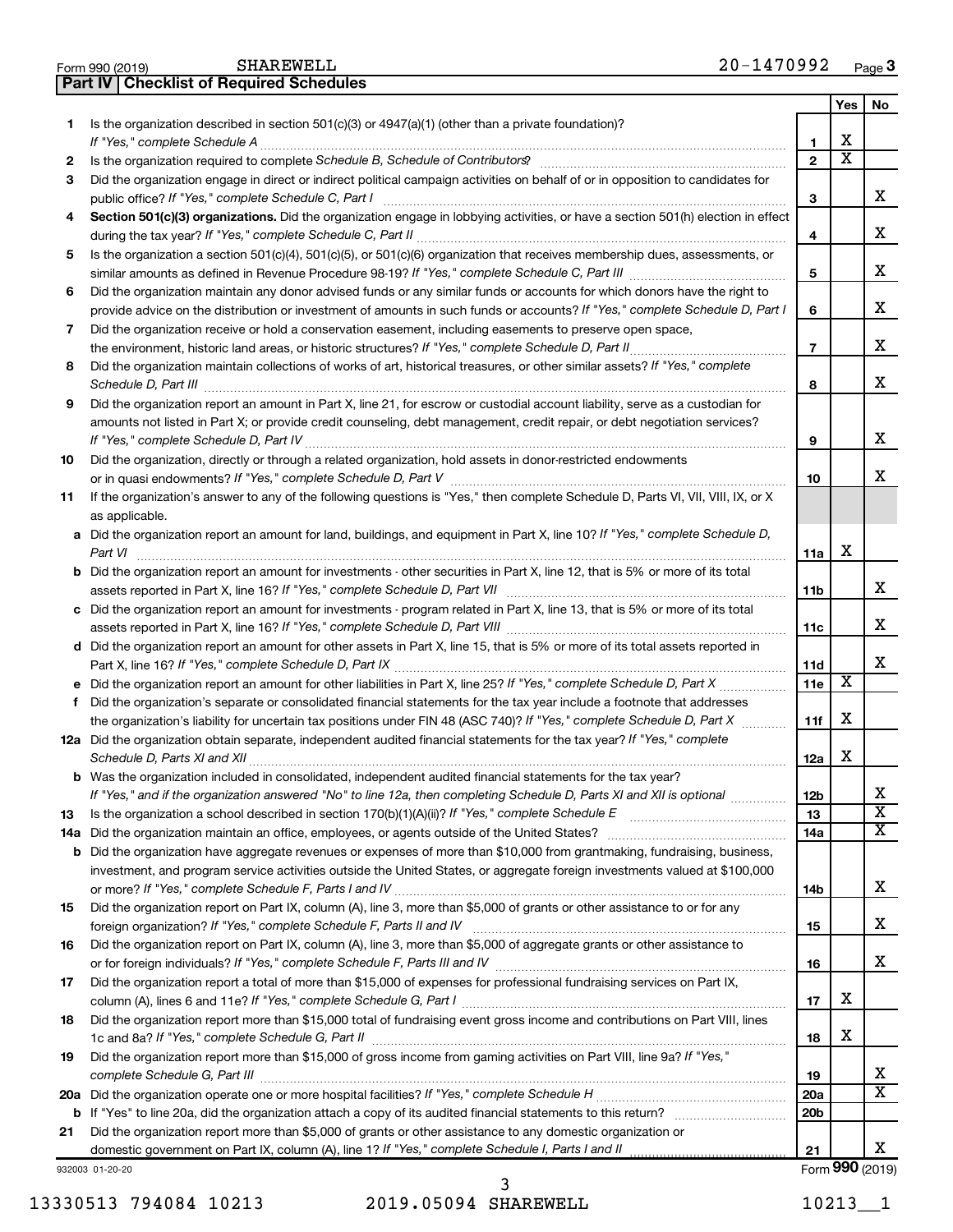Form 990 (2019) SHAREWELL 20-1470992

## Part IV Checklist of Required Schedules

| | | | Yes | No |
|---|---|---|---|---|
| 1 | Is the organization described in section 501(c)(3) or 4947(a)(1) (other than a private foundation)? *If "Yes," complete Schedule A* | 1 | X | |
| 2 | Is the organization required to complete *Schedule B, Schedule of Contributors*? | 2 | X | |
| 3 | Did the organization engage in direct or indirect political campaign activities on behalf of or in opposition to candidates for public office? *If "Yes," complete Schedule C, Part I* | 3 | | X |
| 4 | **Section 501(c)(3) organizations.** Did the organization engage in lobbying activities, or have a section 501(h) election in effect during the tax year? *If "Yes," complete Schedule C, Part II* | 4 | | X |
| 5 | Is the organization a section 501(c)(4), 501(c)(5), or 501(c)(6) organization that receives membership dues, assessments, or similar amounts as defined in Revenue Procedure 98-19? *If "Yes," complete Schedule C, Part III* | 5 | | X |
| 6 | Did the organization maintain any donor advised funds or any similar funds or accounts for which donors have the right to provide advice on the distribution or investment of amounts in such funds or accounts? *If "Yes," complete Schedule D, Part I* | 6 | | X |
| 7 | Did the organization receive or hold a conservation easement, including easements to preserve open space, the environment, historic land areas, or historic structures? *If "Yes," complete Schedule D, Part II* | 7 | | X |
| 8 | Did the organization maintain collections of works of art, historical treasures, or other similar assets? *If "Yes," complete Schedule D, Part III* | 8 | | X |
| 9 | Did the organization report an amount in Part X, line 21, for escrow or custodial account liability, serve as a custodian for amounts not listed in Part X; or provide credit counseling, debt management, credit repair, or debt negotiation services? *If "Yes," complete Schedule D, Part IV* | 9 | | X |
| 10 | Did the organization, directly or through a related organization, hold assets in donor-restricted endowments or in quasi endowments? *If "Yes," complete Schedule D, Part V* | 10 | | X |
| 11 | If the organization's answer to any of the following questions is "Yes," then complete Schedule D, Parts VI, VII, VIII, IX, or X as applicable. | | | |
| a | Did the organization report an amount for land, buildings, and equipment in Part X, line 10? *If "Yes," complete Schedule D, Part VI* | 11a | X | |
| b | Did the organization report an amount for investments - other securities in Part X, line 12, that is 5% or more of its total assets reported in Part X, line 16? *If "Yes," complete Schedule D, Part VII* | 11b | | X |
| c | Did the organization report an amount for investments - program related in Part X, line 13, that is 5% or more of its total assets reported in Part X, line 16? *If "Yes," complete Schedule D, Part VIII* | 11c | | X |
| d | Did the organization report an amount for other assets in Part X, line 15, that is 5% or more of its total assets reported in Part X, line 16? *If "Yes," complete Schedule D, Part IX* | 11d | | X |
| e | Did the organization report an amount for other liabilities in Part X, line 25? *If "Yes," complete Schedule D, Part X* | 11e | X | |
| f | Did the organization's separate or consolidated financial statements for the tax year include a footnote that addresses the organization's liability for uncertain tax positions under FIN 48 (ASC 740)? *If "Yes," complete Schedule D, Part X* | 11f | X | |
| 12a | Did the organization obtain separate, independent audited financial statements for the tax year? *If "Yes," complete Schedule D, Parts XI and XII* | 12a | X | |
| b | Was the organization included in consolidated, independent audited financial statements for the tax year? *If "Yes," and if the organization answered "No" to line 12a, then completing Schedule D, Parts XI and XII is optional* | 12b | | X |
| 13 | Is the organization a school described in section 170(b)(1)(A)(ii)? *If "Yes," complete Schedule E* | 13 | | X |
| 14a | Did the organization maintain an office, employees, or agents outside of the United States? | 14a | | X |
| b | Did the organization have aggregate revenues or expenses of more than $10,000 from grantmaking, fundraising, business, investment, and program service activities outside the United States, or aggregate foreign investments valued at $100,000 or more? *If "Yes," complete Schedule F, Parts I and IV* | 14b | | X |
| 15 | Did the organization report on Part IX, column (A), line 3, more than $5,000 of grants or other assistance to or for any foreign organization? *If "Yes," complete Schedule F, Parts II and IV* | 15 | | X |
| 16 | Did the organization report on Part IX, column (A), line 3, more than $5,000 of aggregate grants or other assistance to or for foreign individuals? *If "Yes," complete Schedule F, Parts III and IV* | 16 | | X |
| 17 | Did the organization report a total of more than $15,000 of expenses for professional fundraising services on Part IX, column (A), lines 6 and 11e? *If "Yes," complete Schedule G, Part I* | 17 | X | |
| 18 | Did the organization report more than $15,000 total of fundraising event gross income and contributions on Part VIII, lines 1c and 8a? *If "Yes," complete Schedule G, Part II* | 18 | X | |
| 19 | Did the organization report more than $15,000 of gross income from gaming activities on Part VIII, line 9a? *If "Yes," complete Schedule G, Part III* | 19 | | X |
| 20a | Did the organization operate one or more hospital facilities? *If "Yes," complete Schedule H* | 20a | | X |
| b | If "Yes" to line 20a, did the organization attach a copy of its audited financial statements to this return? | 20b | | |
| 21 | Did the organization report more than $5,000 of grants or other assistance to any domestic organization or domestic government on Part IX, column (A), line 1? *If "Yes," complete Schedule I, Parts I and II* | 21 | | X |

932003 01-20-20 Form **990** (2019)

13330513 794084 10213 2019.05094 SHAREWELL 10213__1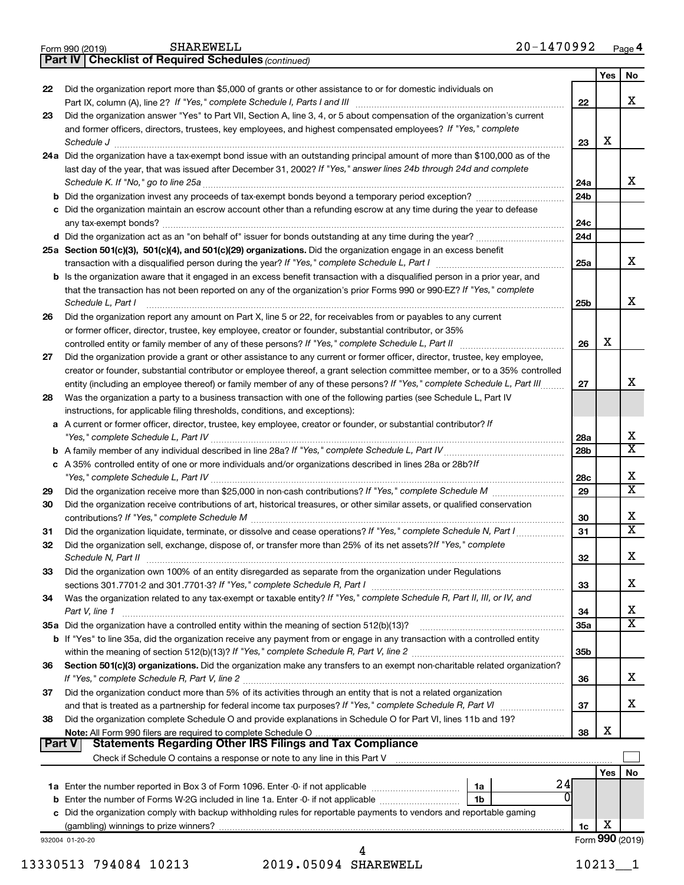Form 990 (2019) SHAREWELL 20-1470992 Page 4

## Part IV Checklist of Required Schedules *(continued)*

| | | | Yes | No |
|---|---|---|---|---|
| 22 | Did the organization report more than $5,000 of grants or other assistance to or for domestic individuals on Part IX, column (A), line 2? *If "Yes," complete Schedule I, Parts I and III* | 22 | | X |
| 23 | Did the organization answer "Yes" to Part VII, Section A, line 3, 4, or 5 about compensation of the organization's current and former officers, directors, trustees, key employees, and highest compensated employees? *If "Yes," complete Schedule J* | 23 | X | |
| 24a | Did the organization have a tax-exempt bond issue with an outstanding principal amount of more than $100,000 as of the last day of the year, that was issued after December 31, 2002? *If "Yes," answer lines 24b through 24d and complete Schedule K. If "No," go to line 25a* | 24a | | X |
| b | Did the organization invest any proceeds of tax-exempt bonds beyond a temporary period exception? | 24b | | |
| c | Did the organization maintain an escrow account other than a refunding escrow at any time during the year to defease any tax-exempt bonds? | 24c | | |
| d | Did the organization act as an "on behalf of" issuer for bonds outstanding at any time during the year? | 24d | | |
| 25a | **Section 501(c)(3), 501(c)(4), and 501(c)(29) organizations.** Did the organization engage in an excess benefit transaction with a disqualified person during the year? *If "Yes," complete Schedule L, Part I* | 25a | | X |
| b | Is the organization aware that it engaged in an excess benefit transaction with a disqualified person in a prior year, and that the transaction has not been reported on any of the organization's prior Forms 990 or 990-EZ? *If "Yes," complete Schedule L, Part I* | 25b | | X |
| 26 | Did the organization report any amount on Part X, line 5 or 22, for receivables from or payables to any current or former officer, director, trustee, key employee, creator or founder, substantial contributor, or 35% controlled entity or family member of any of these persons? *If "Yes," complete Schedule L, Part II* | 26 | X | |
| 27 | Did the organization provide a grant or other assistance to any current or former officer, director, trustee, key employee, creator or founder, substantial contributor or employee thereof, a grant selection committee member, or to a 35% controlled entity (including an employee thereof) or family member of any of these persons? *If "Yes," complete Schedule L, Part III* | 27 | | X |
| 28 | Was the organization a party to a business transaction with one of the following parties (see Schedule L, Part IV instructions, for applicable filing thresholds, conditions, and exceptions): | | | |
| a | A current or former officer, director, trustee, key employee, creator or founder, or substantial contributor? *If "Yes," complete Schedule L, Part IV* | 28a | | X |
| b | A family member of any individual described in line 28a? *If "Yes," complete Schedule L, Part IV* | 28b | | X |
| c | A 35% controlled entity of one or more individuals and/or organizations described in lines 28a or 28b? *If "Yes," complete Schedule L, Part IV* | 28c | | X |
| 29 | Did the organization receive more than $25,000 in non-cash contributions? *If "Yes," complete Schedule M* | 29 | | X |
| 30 | Did the organization receive contributions of art, historical treasures, or other similar assets, or qualified conservation contributions? *If "Yes," complete Schedule M* | 30 | | X |
| 31 | Did the organization liquidate, terminate, or dissolve and cease operations? *If "Yes," complete Schedule N, Part I* | 31 | | X |
| 32 | Did the organization sell, exchange, dispose of, or transfer more than 25% of its net assets? *If "Yes," complete Schedule N, Part II* | 32 | | X |
| 33 | Did the organization own 100% of an entity disregarded as separate from the organization under Regulations sections 301.7701-2 and 301.7701-3? *If "Yes," complete Schedule R, Part I* | 33 | | X |
| 34 | Was the organization related to any tax-exempt or taxable entity? *If "Yes," complete Schedule R, Part II, III, or IV, and Part V, line 1* | 34 | | X |
| 35a | Did the organization have a controlled entity within the meaning of section 512(b)(13)? | 35a | | X |
| b | If "Yes" to line 35a, did the organization receive any payment from or engage in any transaction with a controlled entity within the meaning of section 512(b)(13)? *If "Yes," complete Schedule R, Part V, line 2* | 35b | | |
| 36 | **Section 501(c)(3) organizations.** Did the organization make any transfers to an exempt non-charitable related organization? *If "Yes," complete Schedule R, Part V, line 2* | 36 | | X |
| 37 | Did the organization conduct more than 5% of its activities through an entity that is not a related organization and that is treated as a partnership for federal income tax purposes? *If "Yes," complete Schedule R, Part VI* | 37 | | X |
| 38 | Did the organization complete Schedule O and provide explanations in Schedule O for Part VI, lines 11b and 19? **Note:** All Form 990 filers are required to complete Schedule O | 38 | X | |

## Part V Statements Regarding Other IRS Filings and Tax Compliance

Check if Schedule O contains a response or note to any line in this Part V ☐

| | | | | | Yes | No |
|---|---|---|---|---|---|---|
| 1a | Enter the number reported in Box 3 of Form 1096. Enter -0- if not applicable | 1a | 24 | | | |
| b | Enter the number of Forms W-2G included in line 1a. Enter -0- if not applicable | 1b | 0 | | | |
| c | Did the organization comply with backup withholding rules for reportable payments to vendors and reportable gaming (gambling) winnings to prize winners? | | | 1c | X | |

932004 01-20-20

Form **990** (2019)

13330513 794084 10213 2019.05094 SHAREWELL 10213__1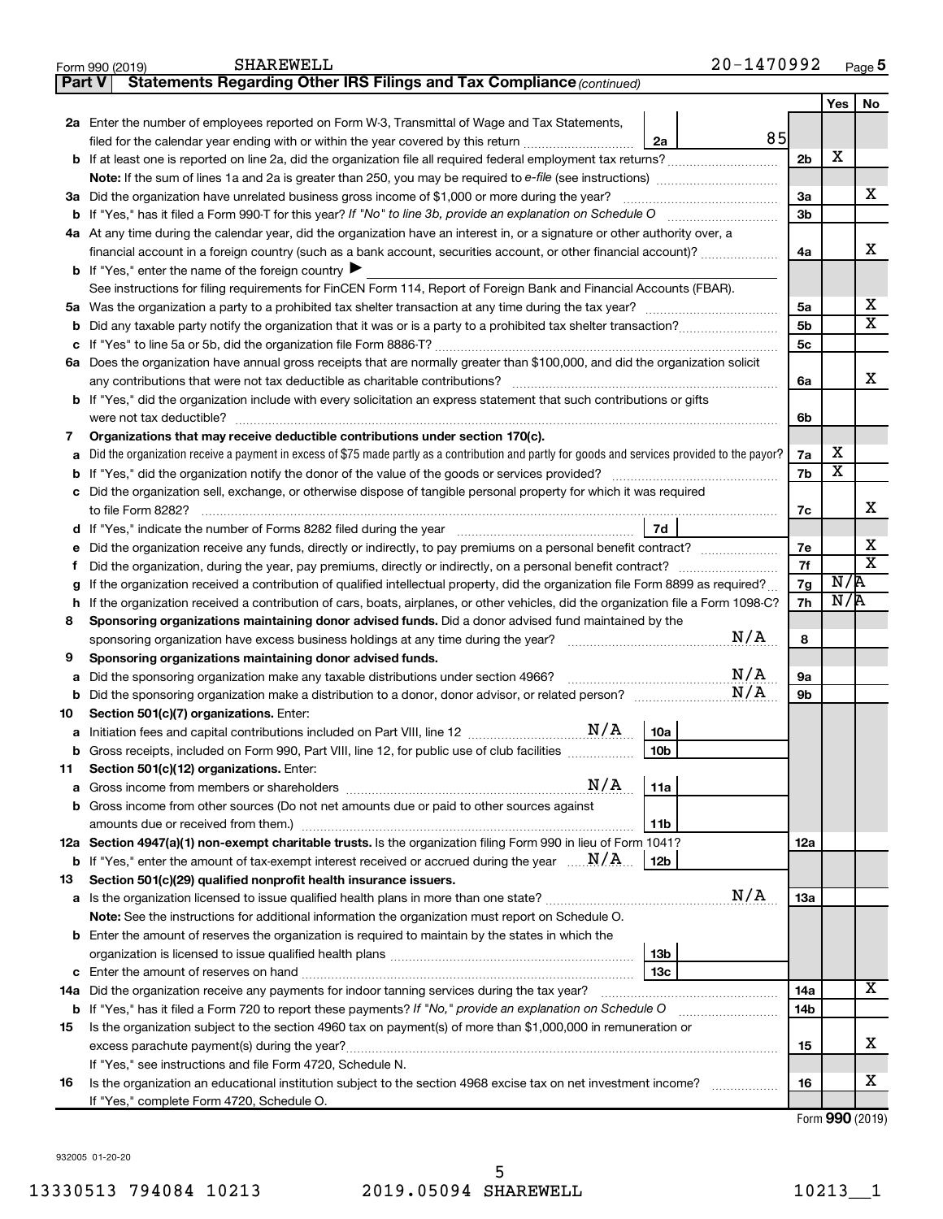Form 990 (2019) SHAREWELL 20-1470992 Page 5

**Part V Statements Regarding Other IRS Filings and Tax Compliance** *(continued)*

| | | | | Yes | No |
|---|---|---|---|---|---|
| **2a** | Enter the number of employees reported on Form W-3, Transmittal of Wage and Tax Statements, filed for the calendar year ending with or within the year covered by this return | 2a 85 | | | |
| **b** | If at least one is reported on line 2a, did the organization file all required federal employment tax returns? | | 2b | X | |
| | **Note:** If the sum of lines 1a and 2a is greater than 250, you may be required to *e-file* (see instructions) | | | | |
| **3a** | Did the organization have unrelated business gross income of $1,000 or more during the year? | | 3a | | X |
| **b** | If "Yes," has it filed a Form 990-T for this year? *If "No" to line 3b, provide an explanation on Schedule O* | | 3b | | |
| **4a** | At any time during the calendar year, did the organization have an interest in, or a signature or other authority over, a financial account in a foreign country (such as a bank account, securities account, or other financial account)? | | 4a | | X |
| **b** | If "Yes," enter the name of the foreign country ▶ | | | | |
| | See instructions for filing requirements for FinCEN Form 114, Report of Foreign Bank and Financial Accounts (FBAR). | | | | |
| **5a** | Was the organization a party to a prohibited tax shelter transaction at any time during the tax year? | | 5a | | X |
| **b** | Did any taxable party notify the organization that it was or is a party to a prohibited tax shelter transaction? | | 5b | | X |
| **c** | If "Yes" to line 5a or 5b, did the organization file Form 8886-T? | | 5c | | |
| **6a** | Does the organization have annual gross receipts that are normally greater than $100,000, and did the organization solicit any contributions that were not tax deductible as charitable contributions? | | 6a | | X |
| **b** | If "Yes," did the organization include with every solicitation an express statement that such contributions or gifts were not tax deductible? | | 6b | | |
| **7** | **Organizations that may receive deductible contributions under section 170(c).** | | | | |
| **a** | Did the organization receive a payment in excess of $75 made partly as a contribution and partly for goods and services provided to the payor? | | 7a | X | |
| **b** | If "Yes," did the organization notify the donor of the value of the goods or services provided? | | 7b | X | |
| **c** | Did the organization sell, exchange, or otherwise dispose of tangible personal property for which it was required to file Form 8282? | | 7c | | X |
| **d** | If "Yes," indicate the number of Forms 8282 filed during the year | 7d | | | |
| **e** | Did the organization receive any funds, directly or indirectly, to pay premiums on a personal benefit contract? | | 7e | | X |
| **f** | Did the organization, during the year, pay premiums, directly or indirectly, on a personal benefit contract? | | 7f | | X |
| **g** | If the organization received a contribution of qualified intellectual property, did the organization file Form 8899 as required? | | 7g | N/A | |
| **h** | If the organization received a contribution of cars, boats, airplanes, or other vehicles, did the organization file a Form 1098-C? | | 7h | N/A | |
| **8** | **Sponsoring organizations maintaining donor advised funds.** Did a donor advised fund maintained by the sponsoring organization have excess business holdings at any time during the year? N/A | | 8 | | |
| **9** | **Sponsoring organizations maintaining donor advised funds.** | | | | |
| **a** | Did the sponsoring organization make any taxable distributions under section 4966? N/A | | 9a | | |
| **b** | Did the sponsoring organization make a distribution to a donor, donor advisor, or related person? N/A | | 9b | | |
| **10** | **Section 501(c)(7) organizations.** Enter: | | | | |
| **a** | Initiation fees and capital contributions included on Part VIII, line 12 N/A | 10a | | | |
| **b** | Gross receipts, included on Form 990, Part VIII, line 12, for public use of club facilities | 10b | | | |
| **11** | **Section 501(c)(12) organizations.** Enter: | | | | |
| **a** | Gross income from members or shareholders N/A | 11a | | | |
| **b** | Gross income from other sources (Do not net amounts due or paid to other sources against amounts due or received from them.) | 11b | | | |
| **12a** | **Section 4947(a)(1) non-exempt charitable trusts.** Is the organization filing Form 990 in lieu of Form 1041? | | 12a | | |
| **b** | If "Yes," enter the amount of tax-exempt interest received or accrued during the year N/A | 12b | | | |
| **13** | **Section 501(c)(29) qualified nonprofit health insurance issuers.** | | | | |
| **a** | Is the organization licensed to issue qualified health plans in more than one state? N/A | | 13a | | |
| | **Note:** See the instructions for additional information the organization must report on Schedule O. | | | | |
| **b** | Enter the amount of reserves the organization is required to maintain by the states in which the organization is licensed to issue qualified health plans | 13b | | | |
| **c** | Enter the amount of reserves on hand | 13c | | | |
| **14a** | Did the organization receive any payments for indoor tanning services during the tax year? | | 14a | | X |
| **b** | If "Yes," has it filed a Form 720 to report these payments? *If "No," provide an explanation on Schedule O* | | 14b | | |
| **15** | Is the organization subject to the section 4960 tax on payment(s) of more than $1,000,000 in remuneration or excess parachute payment(s) during the year? | | 15 | | X |
| | If "Yes," see instructions and file Form 4720, Schedule N. | | | | |
| **16** | Is the organization an educational institution subject to the section 4968 excise tax on net investment income? | | 16 | | X |
| | If "Yes," complete Form 4720, Schedule O. | | | | |

Form **990** (2019)

932005 01-20-20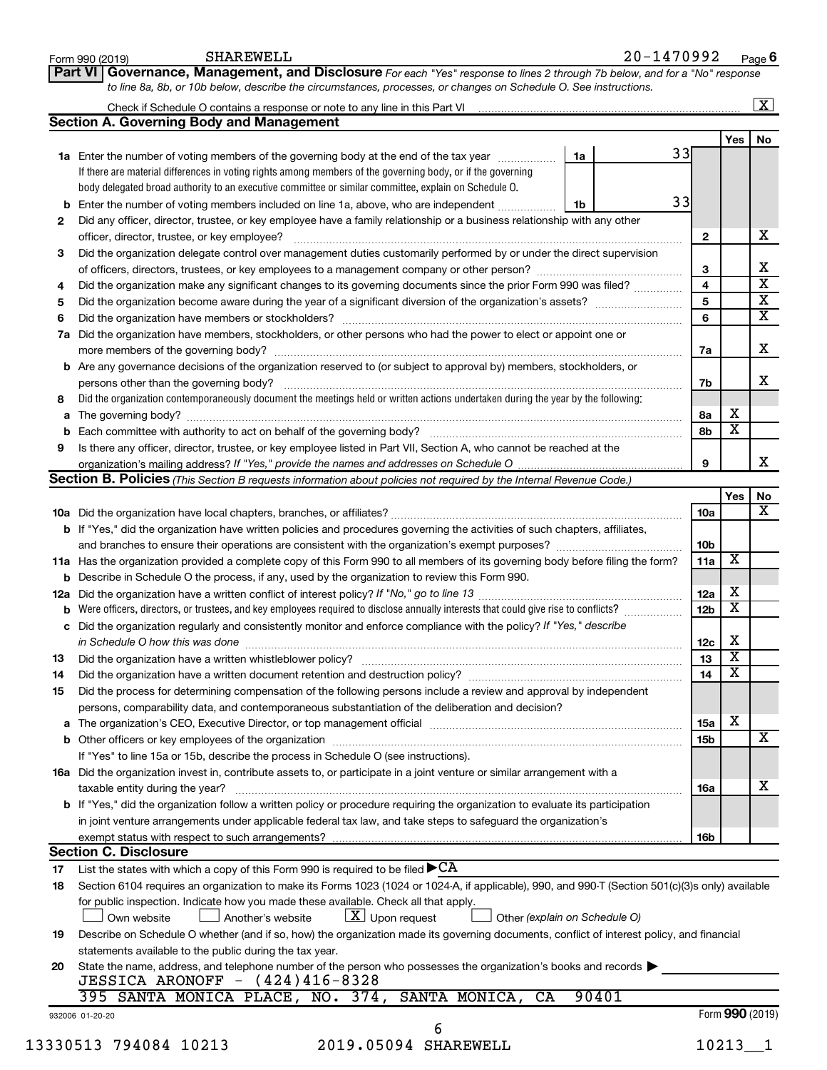Form 990 (2019) SHAREWELL 20-1470992 Page **6**

**Part VI Governance, Management, and Disclosure** *For each "Yes" response to lines 2 through 7b below, and for a "No" response to line 8a, 8b, or 10b below, describe the circumstances, processes, or changes on Schedule O. See instructions.*

Check if Schedule O contains a response or note to any line in this Part VI ..... [X]

## Section A. Governing Body and Management

| | | | | Yes | No |
|---|---|---|---|---|---|
| **1a** | Enter the number of voting members of the governing body at the end of the tax year. If there are material differences in voting rights among members of the governing body, or if the governing body delegated broad authority to an executive committee or similar committee, explain on Schedule O. | 1a | 33 | | |
| **b** | Enter the number of voting members included on line 1a, above, who are independent | 1b | 33 | | |
| **2** | Did any officer, director, trustee, or key employee have a family relationship or a business relationship with any other officer, director, trustee, or key employee? | | **2** | | X |
| **3** | Did the organization delegate control over management duties customarily performed by or under the direct supervision of officers, directors, trustees, or key employees to a management company or other person? | | **3** | | X |
| **4** | Did the organization make any significant changes to its governing documents since the prior Form 990 was filed? | | **4** | | X |
| **5** | Did the organization become aware during the year of a significant diversion of the organization's assets? | | **5** | | X |
| **6** | Did the organization have members or stockholders? | | **6** | | X |
| **7a** | Did the organization have members, stockholders, or other persons who had the power to elect or appoint one or more members of the governing body? | | **7a** | | X |
| **b** | Are any governance decisions of the organization reserved to (or subject to approval by) members, stockholders, or persons other than the governing body? | | **7b** | | X |
| **8** | Did the organization contemporaneously document the meetings held or written actions undertaken during the year by the following: | | | | |
| **a** | The governing body? | | **8a** | X | |
| **b** | Each committee with authority to act on behalf of the governing body? | | **8b** | X | |
| **9** | Is there any officer, director, trustee, or key employee listed in Part VII, Section A, who cannot be reached at the organization's mailing address? *If "Yes," provide the names and addresses on Schedule O* | | **9** | | X |

## Section B. Policies *(This Section B requests information about policies not required by the Internal Revenue Code.)*

| | | | Yes | No |
|---|---|---|---|---|
| **10a** | Did the organization have local chapters, branches, or affiliates? | **10a** | | X |
| **b** | If "Yes," did the organization have written policies and procedures governing the activities of such chapters, affiliates, and branches to ensure their operations are consistent with the organization's exempt purposes? | **10b** | | |
| **11a** | Has the organization provided a complete copy of this Form 990 to all members of its governing body before filing the form? | **11a** | X | |
| **b** | Describe in Schedule O the process, if any, used by the organization to review this Form 990. | | | |
| **12a** | Did the organization have a written conflict of interest policy? *If "No," go to line 13* | **12a** | X | |
| **b** | Were officers, directors, or trustees, and key employees required to disclose annually interests that could give rise to conflicts? | **12b** | X | |
| **c** | Did the organization regularly and consistently monitor and enforce compliance with the policy? *If "Yes," describe in Schedule O how this was done* | **12c** | X | |
| **13** | Did the organization have a written whistleblower policy? | **13** | X | |
| **14** | Did the organization have a written document retention and destruction policy? | **14** | X | |
| **15** | Did the process for determining compensation of the following persons include a review and approval by independent persons, comparability data, and contemporaneous substantiation of the deliberation and decision? | | | |
| **a** | The organization's CEO, Executive Director, or top management official | **15a** | X | |
| **b** | Other officers or key employees of the organization | **15b** | | X |
| | If "Yes" to line 15a or 15b, describe the process in Schedule O (see instructions). | | | |
| **16a** | Did the organization invest in, contribute assets to, or participate in a joint venture or similar arrangement with a taxable entity during the year? | **16a** | | X |
| **b** | If "Yes," did the organization follow a written policy or procedure requiring the organization to evaluate its participation in joint venture arrangements under applicable federal tax law, and take steps to safeguard the organization's exempt status with respect to such arrangements? | **16b** | | |

## Section C. Disclosure

**17** List the states with which a copy of this Form 990 is required to be filed ▶ CA

**18** Section 6104 requires an organization to make its Forms 1023 (1024 or 1024-A, if applicable), 990, and 990-T (Section 501(c)(3)s only) available for public inspection. Indicate how you made these available. Check all that apply.

[ ] Own website [ ] Another's website [X] Upon request [ ] Other *(explain on Schedule O)*

**19** Describe on Schedule O whether (and if so, how) the organization made its governing documents, conflict of interest policy, and financial statements available to the public during the tax year.

**20** State the name, address, and telephone number of the person who possesses the organization's books and records ▶

JESSICA ARONOFF - (424)416-8328
395 SANTA MONICA PLACE, NO. 374, SANTA MONICA, CA 90401

932006 01-20-20 Form **990** (2019)

13330513 794084 10213 2019.05094 SHAREWELL 10213__1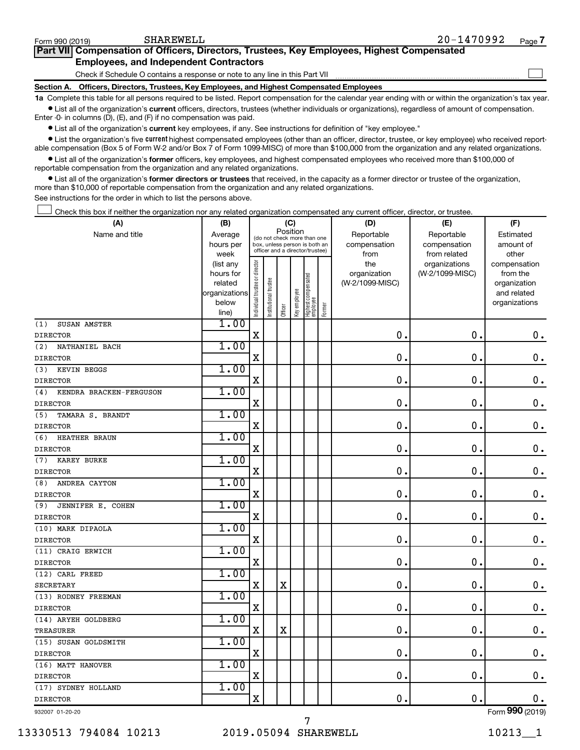Form 990 (2019) SHAREWELL 20-1470992

## Part VII Compensation of Officers, Directors, Trustees, Key Employees, Highest Compensated Employees, and Independent Contractors

Check if Schedule O contains a response or note to any line in this Part VII

### Section A. Officers, Directors, Trustees, Key Employees, and Highest Compensated Employees

**1a** Complete this table for all persons required to be listed. Report compensation for the calendar year ending with or within the organization's tax year.

- List all of the organization's **current** officers, directors, trustees (whether individuals or organizations), regardless of amount of compensation. Enter -0- in columns (D), (E), and (F) if no compensation was paid.
- List all of the organization's **current** key employees, if any. See instructions for definition of "key employee."
- List the organization's five **current** highest compensated employees (other than an officer, director, trustee, or key employee) who received reportable compensation (Box 5 of Form W-2 and/or Box 7 of Form 1099-MISC) of more than $100,000 from the organization and any related organizations.
- List all of the organization's **former** officers, key employees, and highest compensated employees who received more than $100,000 of reportable compensation from the organization and any related organizations.
- List all of the organization's **former directors or trustees** that received, in the capacity as a former director or trustee of the organization, more than $10,000 of reportable compensation from the organization and any related organizations.

See instructions for the order in which to list the persons above.

Check this box if neither the organization nor any related organization compensated any current officer, director, or trustee.

| (A) Name and title | (B) Average hours per week (list any hours for related organizations below line) | (C) Position: Individual trustee or director | Institutional trustee | Officer | Key employee | Highest compensated employee | Former | (D) Reportable compensation from the organization (W-2/1099-MISC) | (E) Reportable compensation from related organizations (W-2/1099-MISC) | (F) Estimated amount of other compensation from the organization and related organizations |
|---|---|---|---|---|---|---|---|---|---|---|
| (1) SUSAN AMSTER<br>DIRECTOR | 1.00 | X | | | | | | 0. | 0. | 0. |
| (2) NATHANIEL BACH<br>DIRECTOR | 1.00 | X | | | | | | 0. | 0. | 0. |
| (3) KEVIN BEGGS<br>DIRECTOR | 1.00 | X | | | | | | 0. | 0. | 0. |
| (4) KENDRA BRACKEN-FERGUSON<br>DIRECTOR | 1.00 | X | | | | | | 0. | 0. | 0. |
| (5) TAMARA S. BRANDT<br>DIRECTOR | 1.00 | X | | | | | | 0. | 0. | 0. |
| (6) HEATHER BRAUN<br>DIRECTOR | 1.00 | X | | | | | | 0. | 0. | 0. |
| (7) KAREY BURKE<br>DIRECTOR | 1.00 | X | | | | | | 0. | 0. | 0. |
| (8) ANDREA CAYTON<br>DIRECTOR | 1.00 | X | | | | | | 0. | 0. | 0. |
| (9) JENNIFER E. COHEN<br>DIRECTOR | 1.00 | X | | | | | | 0. | 0. | 0. |
| (10) MARK DIPAOLA<br>DIRECTOR | 1.00 | X | | | | | | 0. | 0. | 0. |
| (11) CRAIG ERWICH<br>DIRECTOR | 1.00 | X | | | | | | 0. | 0. | 0. |
| (12) CARL FREED<br>SECRETARY | 1.00 | X | | X | | | | 0. | 0. | 0. |
| (13) RODNEY FREEMAN<br>DIRECTOR | 1.00 | X | | | | | | 0. | 0. | 0. |
| (14) ARYEH GOLDBERG<br>TREASURER | 1.00 | X | | X | | | | 0. | 0. | 0. |
| (15) SUSAN GOLDSMITH<br>DIRECTOR | 1.00 | X | | | | | | 0. | 0. | 0. |
| (16) MATT HANOVER<br>DIRECTOR | 1.00 | X | | | | | | 0. | 0. | 0. |
| (17) SYDNEY HOLLAND<br>DIRECTOR | 1.00 | X | | | | | | 0. | 0. | 0. |

932007 01-20-20 Form 990 (2019)

13330513 794084 10213 2019.05094 SHAREWELL 10213__1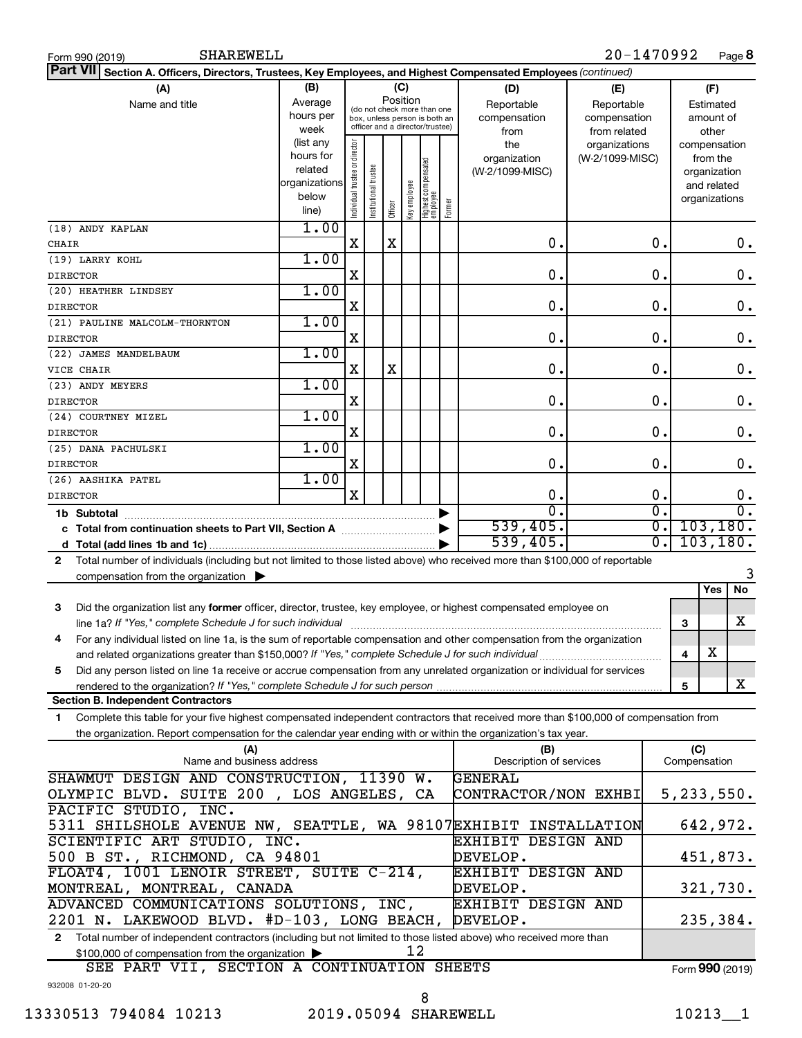Form 990 (2019) SHAREWELL 20-1470992

**Part VII Section A. Officers, Directors, Trustees, Key Employees, and Highest Compensated Employees** *(continued)*

| (A) Name and title | (B) Average hours per week (list any hours for related organizations below line) | (C) Individual trustee or director | Institutional trustee | Officer | Key employee | Highest compensated employee | Former | (D) Reportable compensation from the organization (W-2/1099-MISC) | (E) Reportable compensation from related organizations (W-2/1099-MISC) | (F) Estimated amount of other compensation from the organization and related organizations |
|---|---|---|---|---|---|---|---|---|---|---|
| (18) ANDY KAPLAN<br>CHAIR | 1.00 | X | | X | | | | 0. | 0. | 0. |
| (19) LARRY KOHL<br>DIRECTOR | 1.00 | X | | | | | | 0. | 0. | 0. |
| (20) HEATHER LINDSEY<br>DIRECTOR | 1.00 | X | | | | | | 0. | 0. | 0. |
| (21) PAULINE MALCOLM-THORNTON<br>DIRECTOR | 1.00 | X | | | | | | 0. | 0. | 0. |
| (22) JAMES MANDELBAUM<br>VICE CHAIR | 1.00 | X | | X | | | | 0. | 0. | 0. |
| (23) ANDY MEYERS<br>DIRECTOR | 1.00 | X | | | | | | 0. | 0. | 0. |
| (24) COURTNEY MIZEL<br>DIRECTOR | 1.00 | X | | | | | | 0. | 0. | 0. |
| (25) DANA PACHULSKI<br>DIRECTOR | 1.00 | X | | | | | | 0. | 0. | 0. |
| (26) AASHIKA PATEL<br>DIRECTOR | 1.00 | X | | | | | | 0. | 0. | 0. |
| 1b Subtotal | | | | | | | | 0. | 0. | 0. |
| c Total from continuation sheets to Part VII, Section A | | | | | | | | 539,405. | 0. | 103,180. |
| d Total (add lines 1b and 1c) | | | | | | | | 539,405. | 0. | 103,180. |

2 Total number of individuals (including but not limited to those listed above) who received more than $100,000 of reportable compensation from the organization ▶ 3

| | | Yes | No |
|---|---|---|---|
| 3 Did the organization list any **former** officer, director, trustee, key employee, or highest compensated employee on line 1a? *If "Yes," complete Schedule J for such individual* | 3 | | X |
| 4 For any individual listed on line 1a, is the sum of reportable compensation and other compensation from the organization and related organizations greater than $150,000? *If "Yes," complete Schedule J for such individual* | 4 | X | |
| 5 Did any person listed on line 1a receive or accrue compensation from any unrelated organization or individual for services rendered to the organization? *If "Yes," complete Schedule J for such person* | 5 | | X |

**Section B. Independent Contractors**

1 Complete this table for your five highest compensated independent contractors that received more than $100,000 of compensation from the organization. Report compensation for the calendar year ending with or within the organization's tax year.

| (A) Name and business address | (B) Description of services | (C) Compensation |
|---|---|---|
| SHAWMUT DESIGN AND CONSTRUCTION, 11390 W. OLYMPIC BLVD. SUITE 200 , LOS ANGELES, CA | GENERAL CONTRACTOR/NON EXHBI | 5,233,550. |
| PACIFIC STUDIO, INC. 5311 SHILSHOLE AVENUE NW, SEATTLE, WA 98107 | EXHIBIT INSTALLATION | 642,972. |
| SCIENTIFIC ART STUDIO, INC. 500 B ST., RICHMOND, CA 94801 | EXHIBIT DESIGN AND DEVELOP. | 451,873. |
| FLOAT4, 1001 LENOIR STREET, SUITE C-214, MONTREAL, MONTREAL, CANADA | EXHIBIT DESIGN AND DEVELOP. | 321,730. |
| ADVANCED COMMUNICATIONS SOLUTIONS, INC, 2201 N. LAKEWOOD BLVD. #D-103, LONG BEACH, | EXHIBIT DESIGN AND DEVELOP. | 235,384. |

2 Total number of independent contractors (including but not limited to those listed above) who received more than $100,000 of compensation from the organization ▶ 12

SEE PART VII, SECTION A CONTINUATION SHEETS

Form **990** (2019)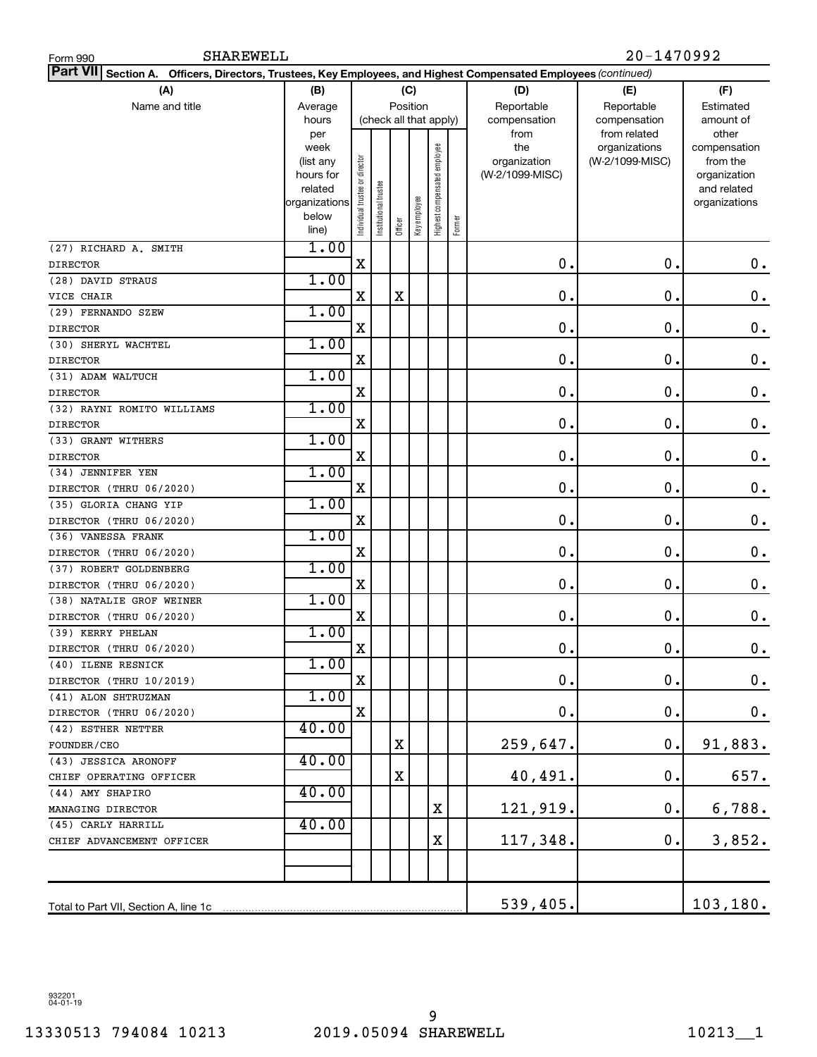Form 990 SHAREWELL 20-1470992

**Part VII Section A. Officers, Directors, Trustees, Key Employees, and Highest Compensated Employees** *(continued)*

| (A) Name and title | (B) Average hours per week (list any hours for related organizations below line) | (C) Position: Individual trustee or director | Institutional trustee | Officer | Key employee | Highest compensated employee | Former | (D) Reportable compensation from the organization (W-2/1099-MISC) | (E) Reportable compensation from related organizations (W-2/1099-MISC) | (F) Estimated amount of other compensation from the organization and related organizations |
|---|---|---|---|---|---|---|---|---|---|---|
| (27) RICHARD A. SMITH<br>DIRECTOR | 1.00 | X | | | | | | 0. | 0. | 0. |
| (28) DAVID STRAUS<br>VICE CHAIR | 1.00 | X | | X | | | | 0. | 0. | 0. |
| (29) FERNANDO SZEW<br>DIRECTOR | 1.00 | X | | | | | | 0. | 0. | 0. |
| (30) SHERYL WACHTEL<br>DIRECTOR | 1.00 | X | | | | | | 0. | 0. | 0. |
| (31) ADAM WALTUCH<br>DIRECTOR | 1.00 | X | | | | | | 0. | 0. | 0. |
| (32) RAYNI ROMITO WILLIAMS<br>DIRECTOR | 1.00 | X | | | | | | 0. | 0. | 0. |
| (33) GRANT WITHERS<br>DIRECTOR | 1.00 | X | | | | | | 0. | 0. | 0. |
| (34) JENNIFER YEN<br>DIRECTOR (THRU 06/2020) | 1.00 | X | | | | | | 0. | 0. | 0. |
| (35) GLORIA CHANG YIP<br>DIRECTOR (THRU 06/2020) | 1.00 | X | | | | | | 0. | 0. | 0. |
| (36) VANESSA FRANK<br>DIRECTOR (THRU 06/2020) | 1.00 | X | | | | | | 0. | 0. | 0. |
| (37) ROBERT GOLDENBERG<br>DIRECTOR (THRU 06/2020) | 1.00 | X | | | | | | 0. | 0. | 0. |
| (38) NATALIE GROF WEINER<br>DIRECTOR (THRU 06/2020) | 1.00 | X | | | | | | 0. | 0. | 0. |
| (39) KERRY PHELAN<br>DIRECTOR (THRU 06/2020) | 1.00 | X | | | | | | 0. | 0. | 0. |
| (40) ILENE RESNICK<br>DIRECTOR (THRU 10/2019) | 1.00 | X | | | | | | 0. | 0. | 0. |
| (41) ALON SHTRUZMAN<br>DIRECTOR (THRU 06/2020) | 1.00 | X | | | | | | 0. | 0. | 0. |
| (42) ESTHER NETTER<br>FOUNDER/CEO | 40.00 | | | X | | | | 259,647. | 0. | 91,883. |
| (43) JESSICA ARONOFF<br>CHIEF OPERATING OFFICER | 40.00 | | | X | | | | 40,491. | 0. | 657. |
| (44) AMY SHAPIRO<br>MANAGING DIRECTOR | 40.00 | | | | | X | | 121,919. | 0. | 6,788. |
| (45) CARLY HARRILL<br>CHIEF ADVANCEMENT OFFICER | 40.00 | | | | | X | | 117,348. | 0. | 3,852. |
| | | | | | | | | | | |
| Total to Part VII, Section A, line 1c | | | | | | | | 539,405. | | 103,180. |

932201 04-01-19

13330513 794084 10213 2019.05094 SHAREWELL 10213__1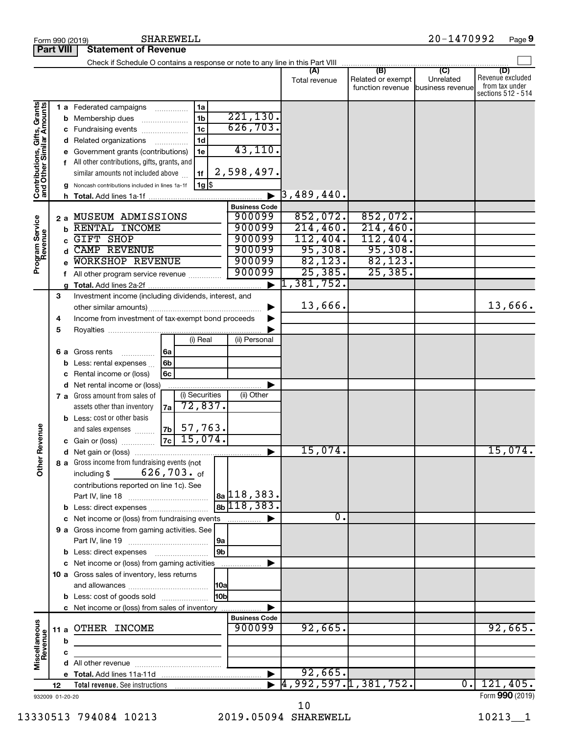Form 990 (2019) SHAREWELL 20-1470992 Page 9

**Part VIII Statement of Revenue**

Check if Schedule O contains a response or note to any line in this Part VIII ☐

| | | | | (A) Total revenue | (B) Related or exempt function revenue | (C) Unrelated business revenue | (D) Revenue excluded from tax under sections 512 - 514 |
|---|---|---|---|---|---|---|---|
| **Contributions, Gifts, Grants and Other Similar Amounts** | 1a Federated campaigns | 1a | | | | | |
| | b Membership dues | 1b | 221,130. | | | | |
| | c Fundraising events | 1c | 626,703. | | | | |
| | d Related organizations | 1d | | | | | |
| | e Government grants (contributions) | 1e | 43,110. | | | | |
| | f All other contributions, gifts, grants, and similar amounts not included above | 1f | 2,598,497. | | | | |
| | g Noncash contributions included in lines 1a-1f | 1g | $ | | | | |
| | h **Total.** Add lines 1a-1f | | ▶ | 3,489,440. | | | |
| **Program Service Revenue** | | | **Business Code** | | | | |
| | 2a MUSEUM ADMISSIONS | | 900099 | 852,072. | 852,072. | | |
| | b RENTAL INCOME | | 900099 | 214,460. | 214,460. | | |
| | c GIFT SHOP | | 900099 | 112,404. | 112,404. | | |
| | d CAMP REVENUE | | 900099 | 95,308. | 95,308. | | |
| | e WORKSHOP REVENUE | | 900099 | 82,123. | 82,123. | | |
| | f All other program service revenue | | 900099 | 25,385. | 25,385. | | |
| | g **Total.** Add lines 2a-2f | | ▶ | 1,381,752. | | | |
| **Other Revenue** | 3 Investment income (including dividends, interest, and other similar amounts) | | ▶ | 13,666. | | | 13,666. |
| | 4 Income from investment of tax-exempt bond proceeds | | ▶ | | | | |
| | 5 Royalties | | ▶ | | | | |
| | | (i) Real | (ii) Personal | | | | |
| | 6a Gross rents | 6a | | | | | |
| | b Less: rental expenses | 6b | | | | | |
| | c Rental income or (loss) | 6c | | | | | |
| | d Net rental income or (loss) | | ▶ | | | | |
| | | (i) Securities | (ii) Other | | | | |
| | 7a Gross amount from sales of assets other than inventory | 7a 72,837. | | | | | |
| | b Less: cost or other basis and sales expenses | 7b 57,763. | | | | | |
| | c Gain or (loss) | 7c 15,074. | | | | | |
| | d Net gain or (loss) | | ▶ | 15,074. | | | 15,074. |
| | 8a Gross income from fundraising events (not including $ 626,703. of contributions reported on line 1c). See Part IV, line 18 | 8a | 118,383. | | | | |
| | b Less: direct expenses | 8b | 118,383. | | | | |
| | c Net income or (loss) from fundraising events | | ▶ | 0. | | | |
| | 9a Gross income from gaming activities. See Part IV, line 19 | 9a | | | | | |
| | b Less: direct expenses | 9b | | | | | |
| | c Net income or (loss) from gaming activities | | ▶ | | | | |
| | 10a Gross sales of inventory, less returns and allowances | 10a | | | | | |
| | b Less: cost of goods sold | 10b | | | | | |
| | c Net income or (loss) from sales of inventory | | ▶ | | | | |
| **Miscellaneous Revenue** | | | **Business Code** | | | | |
| | 11a OTHER INCOME | | 900099 | 92,665. | | | 92,665. |
| | b | | | | | | |
| | c | | | | | | |
| | d All other revenue | | | | | | |
| | e **Total.** Add lines 11a-11d | | ▶ | 92,665. | | | |
| | 12 **Total revenue.** See instructions | | ▶ | 4,992,597. | 1,381,752. | 0. | 121,405. |

932009 01-20-20 Form **990** (2019)

13330513 794084 10213 2019.05094 SHAREWELL 10213__1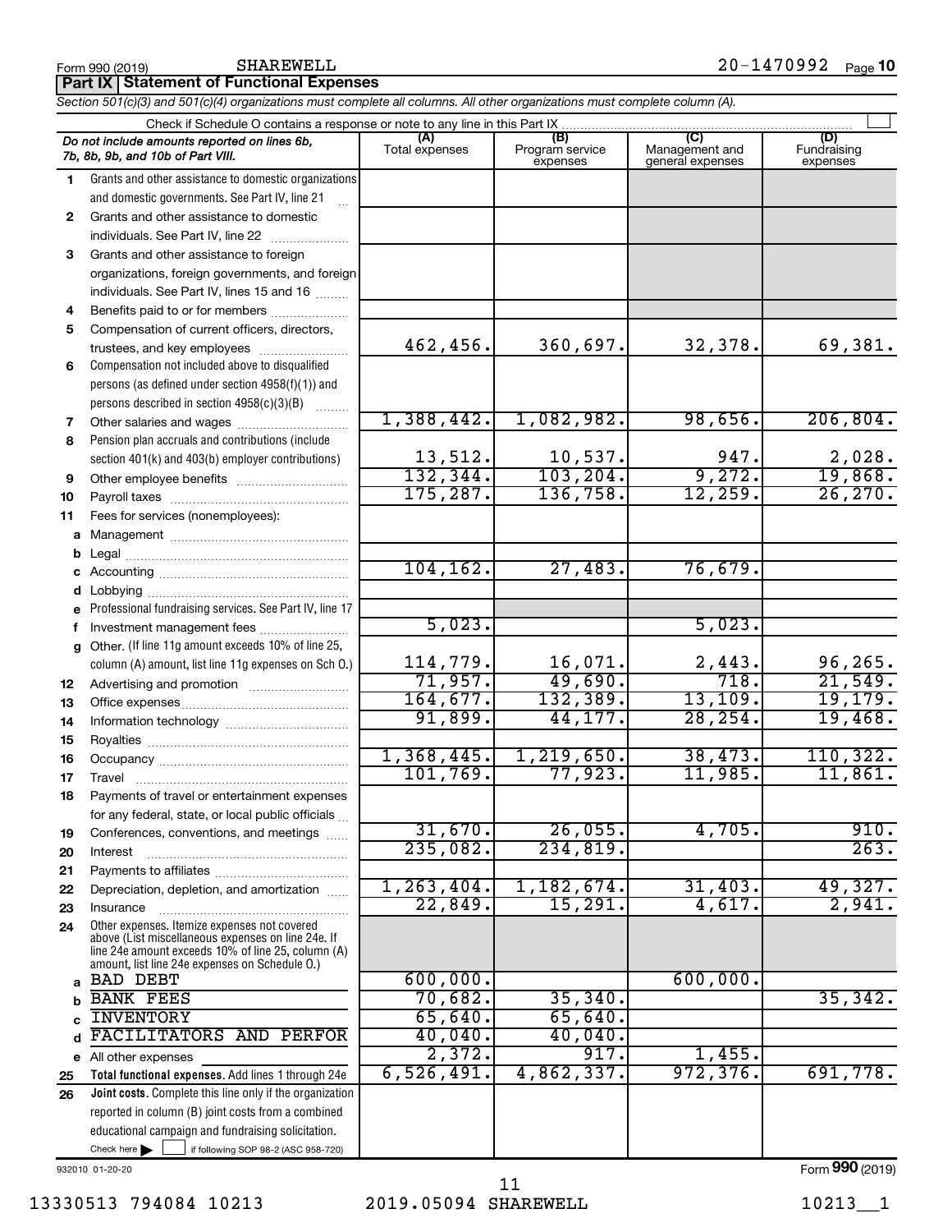Form 990 (2019) SHAREWELL 20-1470992 Page 10

**Part IX | Statement of Functional Expenses**

*Section 501(c)(3) and 501(c)(4) organizations must complete all columns. All other organizations must complete column (A).*

Check if Schedule O contains a response or note to any line in this Part IX ☐

| | *Do not include amounts reported on lines 6b, 7b, 8b, 9b, and 10b of Part VIII.* | (A) Total expenses | (B) Program service expenses | (C) Management and general expenses | (D) Fundraising expenses |
|---|---|---|---|---|---|
| 1 | Grants and other assistance to domestic organizations and domestic governments. See Part IV, line 21 | | | | |
| 2 | Grants and other assistance to domestic individuals. See Part IV, line 22 | | | | |
| 3 | Grants and other assistance to foreign organizations, foreign governments, and foreign individuals. See Part IV, lines 15 and 16 | | | | |
| 4 | Benefits paid to or for members | | | | |
| 5 | Compensation of current officers, directors, trustees, and key employees | 462,456. | 360,697. | 32,378. | 69,381. |
| 6 | Compensation not included above to disqualified persons (as defined under section 4958(f)(1)) and persons described in section 4958(c)(3)(B) | | | | |
| 7 | Other salaries and wages | 1,388,442. | 1,082,982. | 98,656. | 206,804. |
| 8 | Pension plan accruals and contributions (include section 401(k) and 403(b) employer contributions) | 13,512. | 10,537. | 947. | 2,028. |
| 9 | Other employee benefits | 132,344. | 103,204. | 9,272. | 19,868. |
| 10 | Payroll taxes | 175,287. | 136,758. | 12,259. | 26,270. |
| 11 | Fees for services (nonemployees): | | | | |
| a | Management | | | | |
| b | Legal | | | | |
| c | Accounting | 104,162. | 27,483. | 76,679. | |
| d | Lobbying | | | | |
| e | Professional fundraising services. See Part IV, line 17 | | | | |
| f | Investment management fees | 5,023. | | 5,023. | |
| g | Other. (If line 11g amount exceeds 10% of line 25, column (A) amount, list line 11g expenses on Sch O.) | 114,779. | 16,071. | 2,443. | 96,265. |
| 12 | Advertising and promotion | 71,957. | 49,690. | 718. | 21,549. |
| 13 | Office expenses | 164,677. | 132,389. | 13,109. | 19,179. |
| 14 | Information technology | 91,899. | 44,177. | 28,254. | 19,468. |
| 15 | Royalties | | | | |
| 16 | Occupancy | 1,368,445. | 1,219,650. | 38,473. | 110,322. |
| 17 | Travel | 101,769. | 77,923. | 11,985. | 11,861. |
| 18 | Payments of travel or entertainment expenses for any federal, state, or local public officials | | | | |
| 19 | Conferences, conventions, and meetings | 31,670. | 26,055. | 4,705. | 910. |
| 20 | Interest | 235,082. | 234,819. | | 263. |
| 21 | Payments to affiliates | | | | |
| 22 | Depreciation, depletion, and amortization | 1,263,404. | 1,182,674. | 31,403. | 49,327. |
| 23 | Insurance | 22,849. | 15,291. | 4,617. | 2,941. |
| 24 | Other expenses. Itemize expenses not covered above (List miscellaneous expenses on line 24e. If line 24e amount exceeds 10% of line 25, column (A) amount, list line 24e expenses on Schedule O.) | | | | |
| a | BAD DEBT | 600,000. | | 600,000. | |
| b | BANK FEES | 70,682. | 35,340. | | 35,342. |
| c | INVENTORY | 65,640. | 65,640. | | |
| d | FACILITATORS AND PERFOR | 40,040. | 40,040. | | |
| e | All other expenses | 2,372. | 917. | 1,455. | |
| 25 | **Total functional expenses.** Add lines 1 through 24e | 6,526,491. | 4,862,337. | 972,376. | 691,778. |
| 26 | **Joint costs.** Complete this line only if the organization reported in column (B) joint costs from a combined educational campaign and fundraising solicitation. Check here ☐ if following SOP 98-2 (ASC 958-720) | | | | |

932010 01-20-20 Form **990** (2019)

13330513 794084 10213 2019.05094 SHAREWELL 10213__1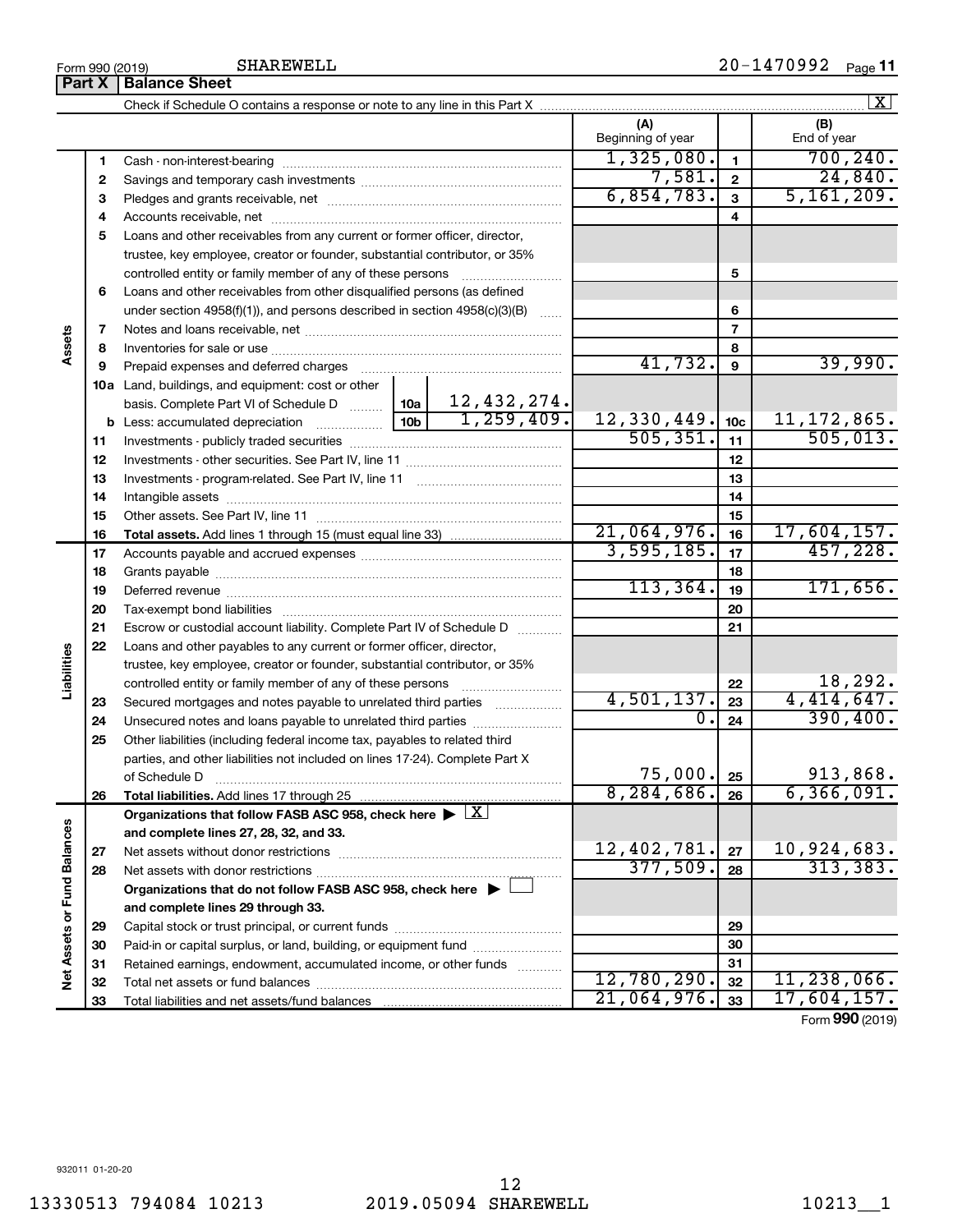Form 990 (2019) SHAREWELL 20-1470992

## Part X | Balance Sheet

Check if Schedule O contains a response or note to any line in this Part X ☒

| | | | (A) Beginning of year | | (B) End of year |
|---|---|---|---|---|---|
| **Assets** | 1 | Cash - non-interest-bearing | 1,325,080. | 1 | 700,240. |
| | 2 | Savings and temporary cash investments | 7,581. | 2 | 24,840. |
| | 3 | Pledges and grants receivable, net | 6,854,783. | 3 | 5,161,209. |
| | 4 | Accounts receivable, net | | 4 | |
| | 5 | Loans and other receivables from any current or former officer, director, trustee, key employee, creator or founder, substantial contributor, or 35% controlled entity or family member of any of these persons | | 5 | |
| | 6 | Loans and other receivables from other disqualified persons (as defined under section 4958(f)(1)), and persons described in section 4958(c)(3)(B) | | 6 | |
| | 7 | Notes and loans receivable, net | | 7 | |
| | 8 | Inventories for sale or use | | 8 | |
| | 9 | Prepaid expenses and deferred charges | 41,732. | 9 | 39,990. |
| | 10a | Land, buildings, and equipment: cost or other basis. Complete Part VI of Schedule D — 10a: 12,432,274. | | | |
| | b | Less: accumulated depreciation — 10b: 1,259,409. | 12,330,449. | 10c | 11,172,865. |
| | 11 | Investments - publicly traded securities | 505,351. | 11 | 505,013. |
| | 12 | Investments - other securities. See Part IV, line 11 | | 12 | |
| | 13 | Investments - program-related. See Part IV, line 11 | | 13 | |
| | 14 | Intangible assets | | 14 | |
| | 15 | Other assets. See Part IV, line 11 | | 15 | |
| | 16 | **Total assets.** Add lines 1 through 15 (must equal line 33) | 21,064,976. | 16 | 17,604,157. |
| **Liabilities** | 17 | Accounts payable and accrued expenses | 3,595,185. | 17 | 457,228. |
| | 18 | Grants payable | | 18 | |
| | 19 | Deferred revenue | 113,364. | 19 | 171,656. |
| | 20 | Tax-exempt bond liabilities | | 20 | |
| | 21 | Escrow or custodial account liability. Complete Part IV of Schedule D | | 21 | |
| | 22 | Loans and other payables to any current or former officer, director, trustee, key employee, creator or founder, substantial contributor, or 35% controlled entity or family member of any of these persons | | 22 | 18,292. |
| | 23 | Secured mortgages and notes payable to unrelated third parties | 4,501,137. | 23 | 4,414,647. |
| | 24 | Unsecured notes and loans payable to unrelated third parties | 0. | 24 | 390,400. |
| | 25 | Other liabilities (including federal income tax, payables to related third parties, and other liabilities not included on lines 17-24). Complete Part X of Schedule D | 75,000. | 25 | 913,868. |
| | 26 | **Total liabilities.** Add lines 17 through 25 | 8,284,686. | 26 | 6,366,091. |
| **Net Assets or Fund Balances** | | **Organizations that follow FASB ASC 958, check here ☒ and complete lines 27, 28, 32, and 33.** | | | |
| | 27 | Net assets without donor restrictions | 12,402,781. | 27 | 10,924,683. |
| | 28 | Net assets with donor restrictions | 377,509. | 28 | 313,383. |
| | | **Organizations that do not follow FASB ASC 958, check here ☐ and complete lines 29 through 33.** | | | |
| | 29 | Capital stock or trust principal, or current funds | | 29 | |
| | 30 | Paid-in or capital surplus, or land, building, or equipment fund | | 30 | |
| | 31 | Retained earnings, endowment, accumulated income, or other funds | | 31 | |
| | 32 | Total net assets or fund balances | 12,780,290. | 32 | 11,238,066. |
| | 33 | Total liabilities and net assets/fund balances | 21,064,976. | 33 | 17,604,157. |

Form **990** (2019)

932011 01-20-20

13330513 794084 10213 2019.05094 SHAREWELL 10213__1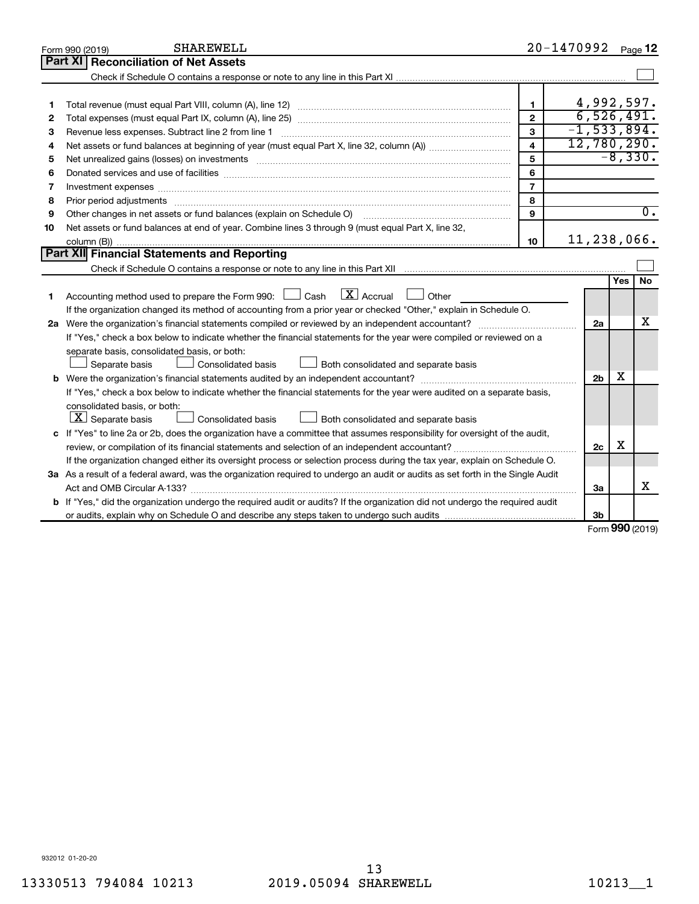Form 990 (2019) SHAREWELL 20-1470992 Page **12**

## Part XI Reconciliation of Net Assets

Check if Schedule O contains a response or note to any line in this Part XI ☐

| | | | |
|---|---|---|---|
| 1 | Total revenue (must equal Part VIII, column (A), line 12) | 1 | 4,992,597. |
| 2 | Total expenses (must equal Part IX, column (A), line 25) | 2 | 6,526,491. |
| 3 | Revenue less expenses. Subtract line 2 from line 1 | 3 | -1,533,894. |
| 4 | Net assets or fund balances at beginning of year (must equal Part X, line 32, column (A)) | 4 | 12,780,290. |
| 5 | Net unrealized gains (losses) on investments | 5 | -8,330. |
| 6 | Donated services and use of facilities | 6 | |
| 7 | Investment expenses | 7 | |
| 8 | Prior period adjustments | 8 | |
| 9 | Other changes in net assets or fund balances (explain on Schedule O) | 9 | 0. |
| 10 | Net assets or fund balances at end of year. Combine lines 3 through 9 (must equal Part X, line 32, column (B)) | 10 | 11,238,066. |

## Part XII Financial Statements and Reporting

Check if Schedule O contains a response or note to any line in this Part XII ☐

| | | | Yes | No |
|---|---|---|---|---|
| 1 | Accounting method used to prepare the Form 990: ☐ Cash ☒ Accrual ☐ Other | | | |
| | If the organization changed its method of accounting from a prior year or checked "Other," explain in Schedule O. | | | |
| 2a | Were the organization's financial statements compiled or reviewed by an independent accountant? | 2a | | X |
| | If "Yes," check a box below to indicate whether the financial statements for the year were compiled or reviewed on a separate basis, consolidated basis, or both: ☐ Separate basis ☐ Consolidated basis ☐ Both consolidated and separate basis | | | |
| b | Were the organization's financial statements audited by an independent accountant? | 2b | X | |
| | If "Yes," check a box below to indicate whether the financial statements for the year were audited on a separate basis, consolidated basis, or both: ☒ Separate basis ☐ Consolidated basis ☐ Both consolidated and separate basis | | | |
| c | If "Yes" to line 2a or 2b, does the organization have a committee that assumes responsibility for oversight of the audit, review, or compilation of its financial statements and selection of an independent accountant? | 2c | X | |
| | If the organization changed either its oversight process or selection process during the tax year, explain on Schedule O. | | | |
| 3a | As a result of a federal award, was the organization required to undergo an audit or audits as set forth in the Single Audit Act and OMB Circular A-133? | 3a | | X |
| b | If "Yes," did the organization undergo the required audit or audits? If the organization did not undergo the required audit or audits, explain why on Schedule O and describe any steps taken to undergo such audits | 3b | | |

Form **990** (2019)

932012 01-20-20

13330513 794084 10213 2019.05094 SHAREWELL 10213__1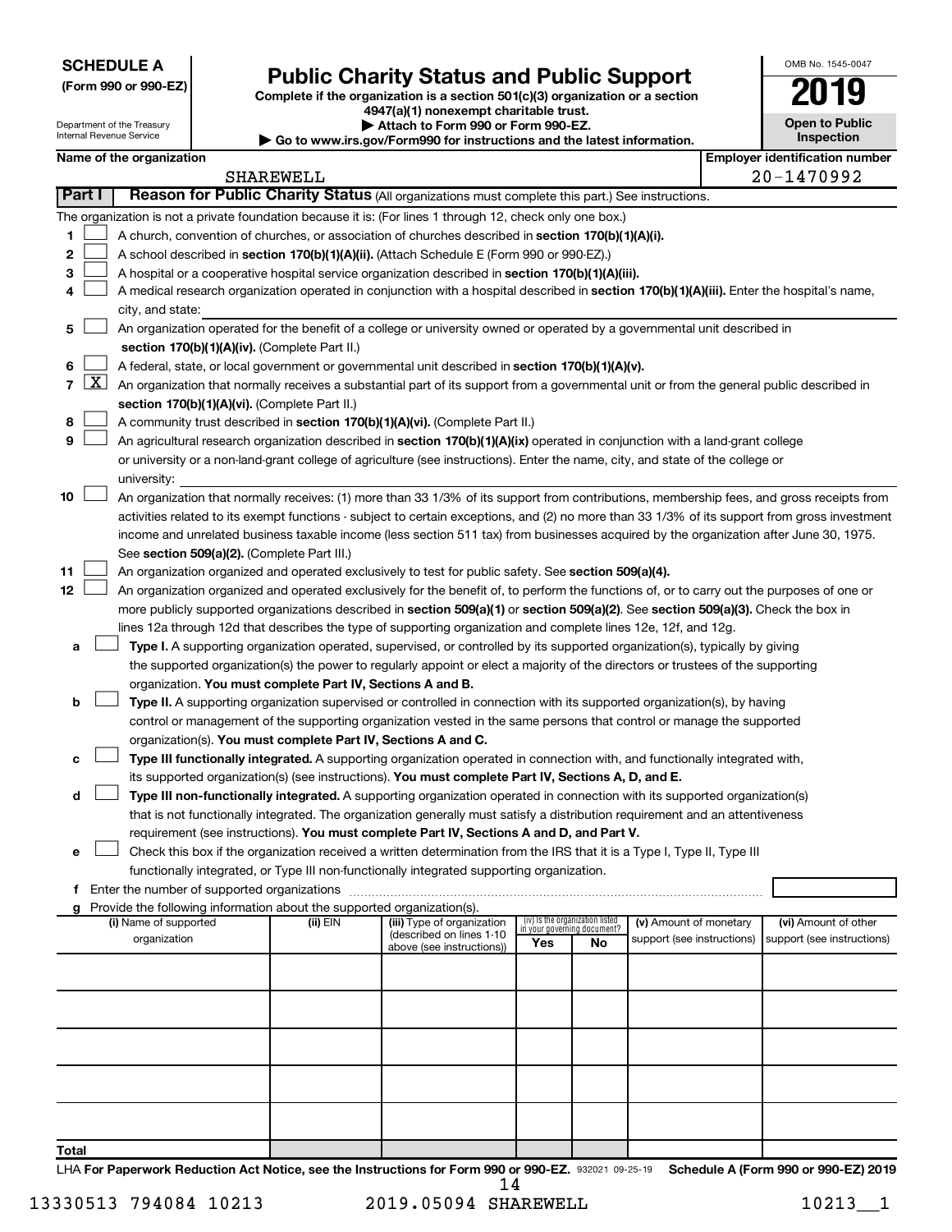**SCHEDULE A**
**(Form 990 or 990-EZ)**

Department of the Treasury
Internal Revenue Service

# Public Charity Status and Public Support

**Complete if the organization is a section 501(c)(3) organization or a section 4947(a)(1) nonexempt charitable trust.**
**▶ Attach to Form 990 or Form 990-EZ.**
**▶ Go to www.irs.gov/Form990 for instructions and the latest information.**

OMB No. 1545-0047

**2019**

**Open to Public Inspection**

**Name of the organization:** SHAREWELL
**Employer identification number:** 20-1470992

## Part I — Reason for Public Charity Status (All organizations must complete this part.) See instructions.

The organization is not a private foundation because it is: (For lines 1 through 12, check only one box.)

1. ☐ A church, convention of churches, or association of churches described in **section 170(b)(1)(A)(i).**
2. ☐ A school described in **section 170(b)(1)(A)(ii).** (Attach Schedule E (Form 990 or 990-EZ).)
3. ☐ A hospital or a cooperative hospital service organization described in **section 170(b)(1)(A)(iii).**
4. ☐ A medical research organization operated in conjunction with a hospital described in **section 170(b)(1)(A)(iii).** Enter the hospital's name, city, and state: 
5. ☐ An organization operated for the benefit of a college or university owned or operated by a governmental unit described in **section 170(b)(1)(A)(iv).** (Complete Part II.)
6. ☐ A federal, state, or local government or governmental unit described in **section 170(b)(1)(A)(v).**
7. ☒ An organization that normally receives a substantial part of its support from a governmental unit or from the general public described in **section 170(b)(1)(A)(vi).** (Complete Part II.)
8. ☐ A community trust described in **section 170(b)(1)(A)(vi).** (Complete Part II.)
9. ☐ An agricultural research organization described in **section 170(b)(1)(A)(ix)** operated in conjunction with a land-grant college or university or a non-land-grant college of agriculture (see instructions). Enter the name, city, and state of the college or university: 
10. ☐ An organization that normally receives: (1) more than 33 1/3% of its support from contributions, membership fees, and gross receipts from activities related to its exempt functions - subject to certain exceptions, and (2) no more than 33 1/3% of its support from gross investment income and unrelated business taxable income (less section 511 tax) from businesses acquired by the organization after June 30, 1975. See **section 509(a)(2).** (Complete Part III.)
11. ☐ An organization organized and operated exclusively to test for public safety. See **section 509(a)(4).**
12. ☐ An organization organized and operated exclusively for the benefit of, to perform the functions of, or to carry out the purposes of one or more publicly supported organizations described in **section 509(a)(1)** or **section 509(a)(2).** See **section 509(a)(3).** Check the box in lines 12a through 12d that describes the type of supporting organization and complete lines 12e, 12f, and 12g.
   - **a** ☐ **Type I.** A supporting organization operated, supervised, or controlled by its supported organization(s), typically by giving the supported organization(s) the power to regularly appoint or elect a majority of the directors or trustees of the supporting organization. **You must complete Part IV, Sections A and B.**
   - **b** ☐ **Type II.** A supporting organization supervised or controlled in connection with its supported organization(s), by having control or management of the supporting organization vested in the same persons that control or manage the supported organization(s). **You must complete Part IV, Sections A and C.**
   - **c** ☐ **Type III functionally integrated.** A supporting organization operated in connection with, and functionally integrated with, its supported organization(s) (see instructions). **You must complete Part IV, Sections A, D, and E.**
   - **d** ☐ **Type III non-functionally integrated.** A supporting organization operated in connection with its supported organization(s) that is not functionally integrated. The organization generally must satisfy a distribution requirement and an attentiveness requirement (see instructions). **You must complete Part IV, Sections A and D, and Part V.**
   - **e** ☐ Check this box if the organization received a written determination from the IRS that it is a Type I, Type II, Type III functionally integrated, or Type III non-functionally integrated supporting organization.
   - **f** Enter the number of supported organizations
   - **g** Provide the following information about the supported organization(s).

| (i) Name of supported organization | (ii) EIN | (iii) Type of organization (described on lines 1-10 above (see instructions)) | (iv) Is the organization listed in your governing document? Yes | No | (v) Amount of monetary support (see instructions) | (vi) Amount of other support (see instructions) |
|---|---|---|---|---|---|---|
| | | | | | | |
| | | | | | | |
| | | | | | | |
| | | | | | | |
| | | | | | | |
| **Total** | | | | | | |

LHA **For Paperwork Reduction Act Notice, see the Instructions for Form 990 or 990-EZ.** 932021 09-25-19 **Schedule A (Form 990 or 990-EZ) 2019**

13330513 794084 10213 2019.05094 SHAREWELL 10213__1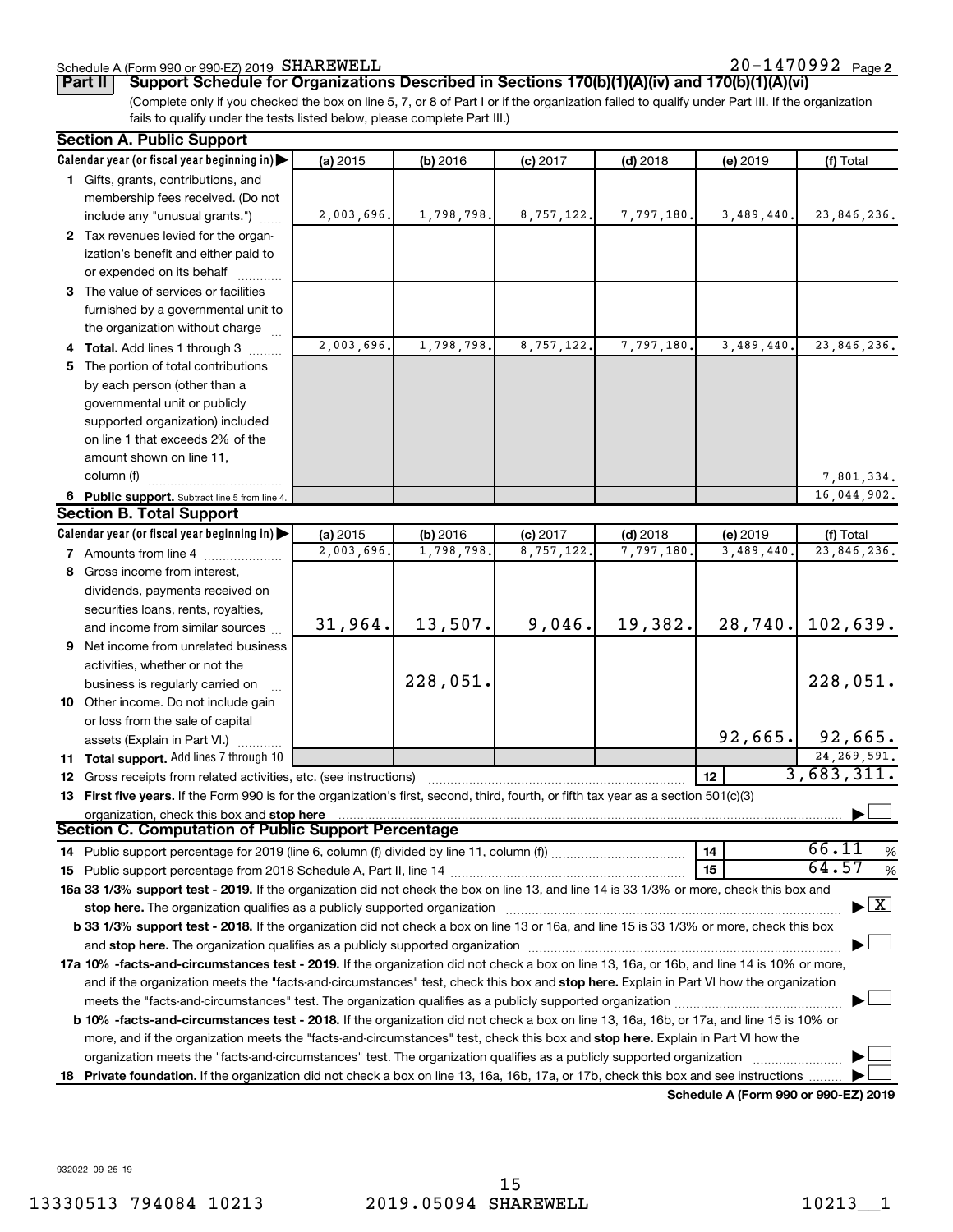Schedule A (Form 990 or 990-EZ) 2019 SHAREWELL 20-1470992 Page 2

**Part II** **Support Schedule for Organizations Described in Sections 170(b)(1)(A)(iv) and 170(b)(1)(A)(vi)**

(Complete only if you checked the box on line 5, 7, or 8 of Part I or if the organization failed to qualify under Part III. If the organization fails to qualify under the tests listed below, please complete Part III.)

**Section A. Public Support**

| Calendar year (or fiscal year beginning in) ▶ | (a) 2015 | (b) 2016 | (c) 2017 | (d) 2018 | (e) 2019 | (f) Total |
|---|---|---|---|---|---|---|
| **1** Gifts, grants, contributions, and membership fees received. (Do not include any "unusual grants.") | 2,003,696. | 1,798,798. | 8,757,122. | 7,797,180. | 3,489,440. | 23,846,236. |
| **2** Tax revenues levied for the organization's benefit and either paid to or expended on its behalf | | | | | | |
| **3** The value of services or facilities furnished by a governmental unit to the organization without charge | | | | | | |
| **4 Total.** Add lines 1 through 3 | 2,003,696. | 1,798,798. | 8,757,122. | 7,797,180. | 3,489,440. | 23,846,236. |
| **5** The portion of total contributions by each person (other than a governmental unit or publicly supported organization) included on line 1 that exceeds 2% of the amount shown on line 11, column (f) | | | | | | 7,801,334. |
| **6 Public support.** Subtract line 5 from line 4. | | | | | | 16,044,902. |

**Section B. Total Support**

| Calendar year (or fiscal year beginning in) ▶ | (a) 2015 | (b) 2016 | (c) 2017 | (d) 2018 | (e) 2019 | (f) Total |
|---|---|---|---|---|---|---|
| **7** Amounts from line 4 | 2,003,696. | 1,798,798. | 8,757,122. | 7,797,180. | 3,489,440. | 23,846,236. |
| **8** Gross income from interest, dividends, payments received on securities loans, rents, royalties, and income from similar sources | 31,964. | 13,507. | 9,046. | 19,382. | 28,740. | 102,639. |
| **9** Net income from unrelated business activities, whether or not the business is regularly carried on | | 228,051. | | | | 228,051. |
| **10** Other income. Do not include gain or loss from the sale of capital assets (Explain in Part VI.) | | | | | 92,665. | 92,665. |
| **11 Total support.** Add lines 7 through 10 | | | | | | 24,269,591. |

**12** Gross receipts from related activities, etc. (see instructions) | **12** | 3,683,311.

**13 First five years.** If the Form 990 is for the organization's first, second, third, fourth, or fifth tax year as a section 501(c)(3) organization, check this box and **stop here** ▶ ☐

**Section C. Computation of Public Support Percentage**

**14** Public support percentage for 2019 (line 6, column (f) divided by line 11, column (f)) | **14** | 66.11 %

**15** Public support percentage from 2018 Schedule A, Part II, line 14 | **15** | 64.57 %

**16a 33 1/3% support test - 2019.** If the organization did not check the box on line 13, and line 14 is 33 1/3% or more, check this box and **stop here.** The organization qualifies as a publicly supported organization ▶ ☒

**b 33 1/3% support test - 2018.** If the organization did not check a box on line 13 or 16a, and line 15 is 33 1/3% or more, check this box and **stop here.** The organization qualifies as a publicly supported organization ▶ ☐

**17a 10% -facts-and-circumstances test - 2019.** If the organization did not check a box on line 13, 16a, or 16b, and line 14 is 10% or more, and if the organization meets the "facts-and-circumstances" test, check this box and **stop here.** Explain in Part VI how the organization meets the "facts-and-circumstances" test. The organization qualifies as a publicly supported organization ▶ ☐

**b 10% -facts-and-circumstances test - 2018.** If the organization did not check a box on line 13, 16a, 16b, or 17a, and line 15 is 10% or more, and if the organization meets the "facts-and-circumstances" test, check this box and **stop here.** Explain in Part VI how the organization meets the "facts-and-circumstances" test. The organization qualifies as a publicly supported organization ▶ ☐

**18 Private foundation.** If the organization did not check a box on line 13, 16a, 16b, 17a, or 17b, check this box and see instructions ▶ ☐

**Schedule A (Form 990 or 990-EZ) 2019**

932022 09-25-19

13330513 794084 10213 2019.05094 SHAREWELL 10213__1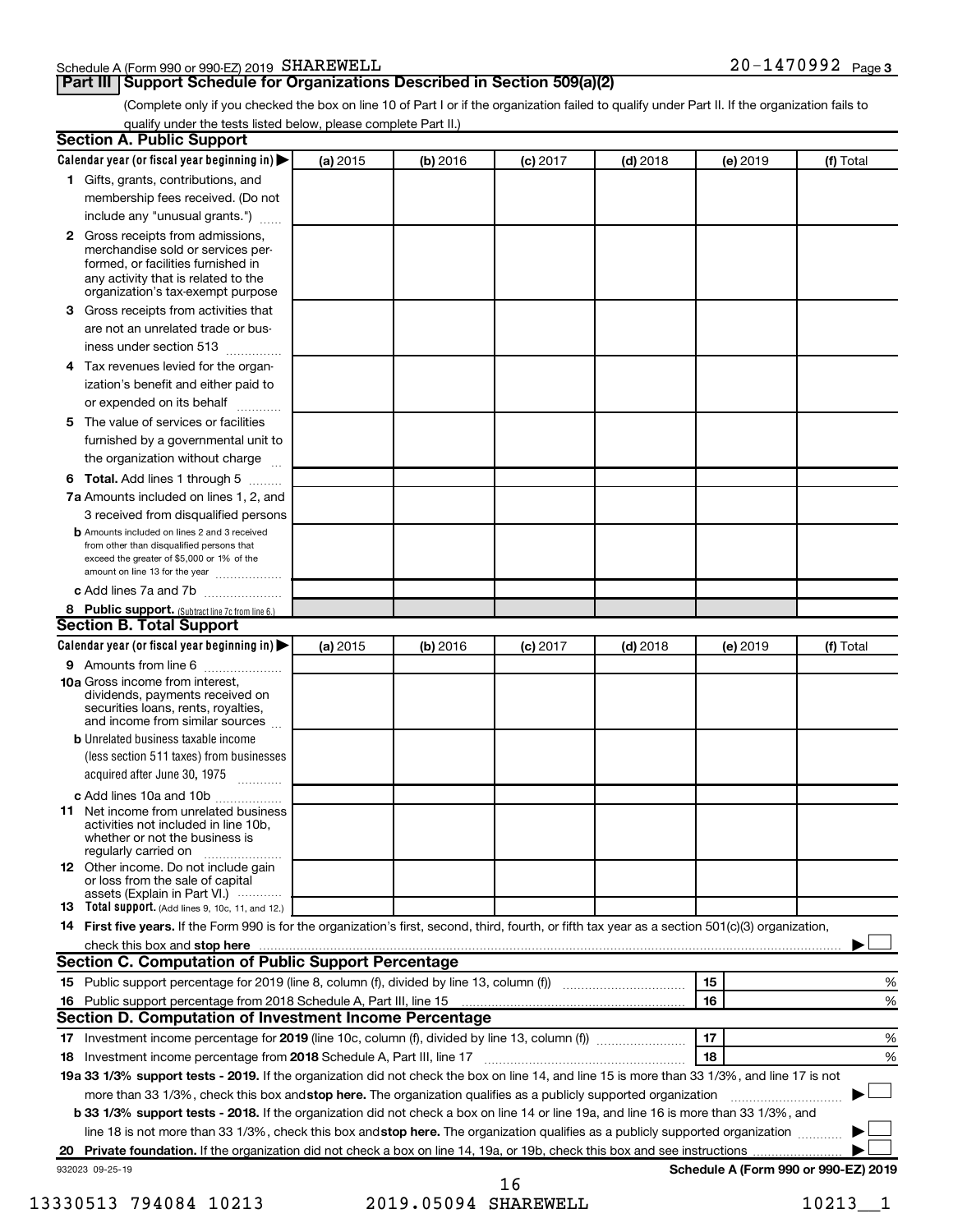Schedule A (Form 990 or 990-EZ) 2019 SHAREWELL 20-1470992 Page 3

## Part III Support Schedule for Organizations Described in Section 509(a)(2)

(Complete only if you checked the box on line 10 of Part I or if the organization failed to qualify under Part II. If the organization fails to qualify under the tests listed below, please complete Part II.)

### Section A. Public Support

| Calendar year (or fiscal year beginning in) ▶ | (a) 2015 | (b) 2016 | (c) 2017 | (d) 2018 | (e) 2019 | (f) Total |
|---|---|---|---|---|---|---|
| 1 Gifts, grants, contributions, and membership fees received. (Do not include any "unusual grants.") | | | | | | |
| 2 Gross receipts from admissions, merchandise sold or services performed, or facilities furnished in any activity that is related to the organization's tax-exempt purpose | | | | | | |
| 3 Gross receipts from activities that are not an unrelated trade or business under section 513 | | | | | | |
| 4 Tax revenues levied for the organization's benefit and either paid to or expended on its behalf | | | | | | |
| 5 The value of services or facilities furnished by a governmental unit to the organization without charge | | | | | | |
| 6 **Total.** Add lines 1 through 5 | | | | | | |
| 7a Amounts included on lines 1, 2, and 3 received from disqualified persons | | | | | | |
| b Amounts included on lines 2 and 3 received from other than disqualified persons that exceed the greater of $5,000 or 1% of the amount on line 13 for the year | | | | | | |
| c Add lines 7a and 7b | | | | | | |
| 8 **Public support.** (Subtract line 7c from line 6.) | | | | | | |

### Section B. Total Support

| Calendar year (or fiscal year beginning in) ▶ | (a) 2015 | (b) 2016 | (c) 2017 | (d) 2018 | (e) 2019 | (f) Total |
|---|---|---|---|---|---|---|
| 9 Amounts from line 6 | | | | | | |
| 10a Gross income from interest, dividends, payments received on securities loans, rents, royalties, and income from similar sources | | | | | | |
| b Unrelated business taxable income (less section 511 taxes) from businesses acquired after June 30, 1975 | | | | | | |
| c Add lines 10a and 10b | | | | | | |
| 11 Net income from unrelated business activities not included in line 10b, whether or not the business is regularly carried on | | | | | | |
| 12 Other income. Do not include gain or loss from the sale of capital assets (Explain in Part VI.) | | | | | | |
| 13 **Total support.** (Add lines 9, 10c, 11, and 12.) | | | | | | |

14 **First five years.** If the Form 990 is for the organization's first, second, third, fourth, or fifth tax year as a section 501(c)(3) organization, check this box and **stop here** ▶ ☐

### Section C. Computation of Public Support Percentage

| | | | |
|---|---|---|---|
| 15 | Public support percentage for 2019 (line 8, column (f), divided by line 13, column (f)) | 15 | % |
| 16 | Public support percentage from 2018 Schedule A, Part III, line 15 | 16 | % |

### Section D. Computation of Investment Income Percentage

| | | | |
|---|---|---|---|
| 17 | Investment income percentage for **2019** (line 10c, column (f), divided by line 13, column (f)) | 17 | % |
| 18 | Investment income percentage from **2018** Schedule A, Part III, line 17 | 18 | % |

**19a 33 1/3% support tests - 2019.** If the organization did not check the box on line 14, and line 15 is more than 33 1/3%, and line 17 is not more than 33 1/3%, check this box and **stop here.** The organization qualifies as a publicly supported organization ▶ ☐

**b 33 1/3% support tests - 2018.** If the organization did not check a box on line 14 or line 19a, and line 16 is more than 33 1/3%, and line 18 is not more than 33 1/3%, check this box and **stop here.** The organization qualifies as a publicly supported organization ▶ ☐

**20 Private foundation.** If the organization did not check a box on line 14, 19a, or 19b, check this box and see instructions ▶ ☐

932023 09-25-19

**Schedule A (Form 990 or 990-EZ) 2019**

13330513 794084 10213 2019.05094 SHAREWELL 10213__1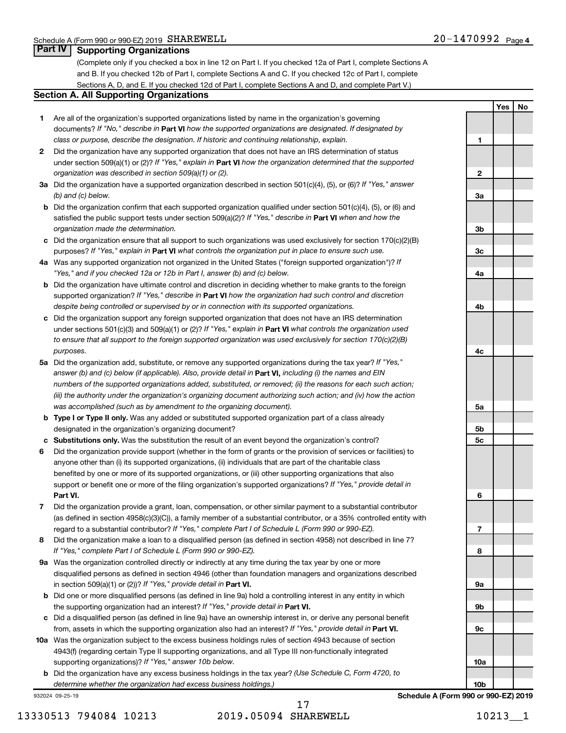Schedule A (Form 990 or 990-EZ) 2019 SHAREWELL 20-1470992 Page 4

## Part IV Supporting Organizations

(Complete only if you checked a box in line 12 on Part I. If you checked 12a of Part I, complete Sections A and B. If you checked 12b of Part I, complete Sections A and C. If you checked 12c of Part I, complete Sections A, D, and E. If you checked 12d of Part I, complete Sections A and D, and complete Part V.)

### Section A. All Supporting Organizations

| | | | Yes | No |
|---|---|---|---|---|
| **1** | Are all of the organization's supported organizations listed by name in the organization's governing documents? *If "No," describe in* **Part VI** *how the supported organizations are designated. If designated by class or purpose, describe the designation. If historic and continuing relationship, explain.* | **1** | | |
| **2** | Did the organization have any supported organization that does not have an IRS determination of status under section 509(a)(1) or (2)? *If "Yes," explain in* **Part VI** *how the organization determined that the supported organization was described in section 509(a)(1) or (2).* | **2** | | |
| **3a** | Did the organization have a supported organization described in section 501(c)(4), (5), or (6)? *If "Yes," answer (b) and (c) below.* | **3a** | | |
| **b** | Did the organization confirm that each supported organization qualified under section 501(c)(4), (5), or (6) and satisfied the public support tests under section 509(a)(2)? *If "Yes," describe in* **Part VI** *when and how the organization made the determination.* | **3b** | | |
| **c** | Did the organization ensure that all support to such organizations was used exclusively for section 170(c)(2)(B) purposes? *If "Yes," explain in* **Part VI** *what controls the organization put in place to ensure such use.* | **3c** | | |
| **4a** | Was any supported organization not organized in the United States ("foreign supported organization")? *If "Yes," and if you checked 12a or 12b in Part I, answer (b) and (c) below.* | **4a** | | |
| **b** | Did the organization have ultimate control and discretion in deciding whether to make grants to the foreign supported organization? *If "Yes," describe in* **Part VI** *how the organization had such control and discretion despite being controlled or supervised by or in connection with its supported organizations.* | **4b** | | |
| **c** | Did the organization support any foreign supported organization that does not have an IRS determination under sections 501(c)(3) and 509(a)(1) or (2)? *If "Yes," explain in* **Part VI** *what controls the organization used to ensure that all support to the foreign supported organization was used exclusively for section 170(c)(2)(B) purposes.* | **4c** | | |
| **5a** | Did the organization add, substitute, or remove any supported organizations during the tax year? *If "Yes," answer (b) and (c) below (if applicable). Also, provide detail in* **Part VI,** *including (i) the names and EIN numbers of the supported organizations added, substituted, or removed; (ii) the reasons for each such action; (iii) the authority under the organization's organizing document authorizing such action; and (iv) how the action was accomplished (such as by amendment to the organizing document).* | **5a** | | |
| **b** | **Type I or Type II only.** Was any added or substituted supported organization part of a class already designated in the organization's organizing document? | **5b** | | |
| **c** | **Substitutions only.** Was the substitution the result of an event beyond the organization's control? | **5c** | | |
| **6** | Did the organization provide support (whether in the form of grants or the provision of services or facilities) to anyone other than (i) its supported organizations, (ii) individuals that are part of the charitable class benefited by one or more of its supported organizations, or (iii) other supporting organizations that also support or benefit one or more of the filing organization's supported organizations? *If "Yes," provide detail in* **Part VI.** | **6** | | |
| **7** | Did the organization provide a grant, loan, compensation, or other similar payment to a substantial contributor (as defined in section 4958(c)(3)(C)), a family member of a substantial contributor, or a 35% controlled entity with regard to a substantial contributor? *If "Yes," complete Part I of Schedule L (Form 990 or 990-EZ).* | **7** | | |
| **8** | Did the organization make a loan to a disqualified person (as defined in section 4958) not described in line 7? *If "Yes," complete Part I of Schedule L (Form 990 or 990-EZ).* | **8** | | |
| **9a** | Was the organization controlled directly or indirectly at any time during the tax year by one or more disqualified persons as defined in section 4946 (other than foundation managers and organizations described in section 509(a)(1) or (2))? *If "Yes," provide detail in* **Part VI.** | **9a** | | |
| **b** | Did one or more disqualified persons (as defined in line 9a) hold a controlling interest in any entity in which the supporting organization had an interest? *If "Yes," provide detail in* **Part VI.** | **9b** | | |
| **c** | Did a disqualified person (as defined in line 9a) have an ownership interest in, or derive any personal benefit from, assets in which the supporting organization also had an interest? *If "Yes," provide detail in* **Part VI.** | **9c** | | |
| **10a** | Was the organization subject to the excess business holdings rules of section 4943 because of section 4943(f) (regarding certain Type II supporting organizations, and all Type III non-functionally integrated supporting organizations)? *If "Yes," answer 10b below.* | **10a** | | |
| **b** | Did the organization have any excess business holdings in the tax year? *(Use Schedule C, Form 4720, to determine whether the organization had excess business holdings.)* | **10b** | | |

932024 09-25-19 **Schedule A (Form 990 or 990-EZ) 2019**

13330513 794084 10213 2019.05094 SHAREWELL 10213__1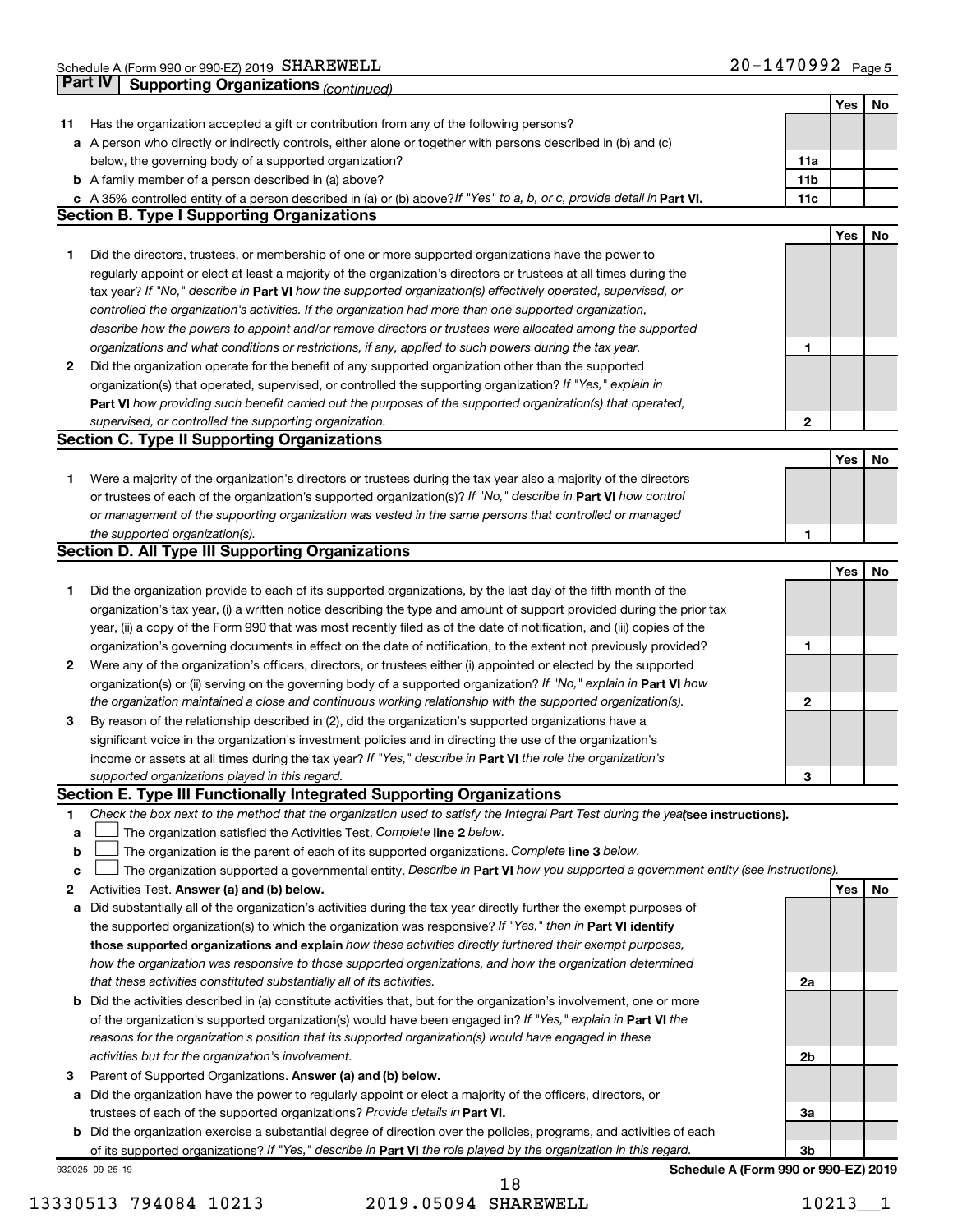Schedule A (Form 990 or 990-EZ) 2019 SHAREWELL 20-1470992 Page 5

## Part IV Supporting Organizations *(continued)*

| | | | Yes | No |
|---|---|---|---|---|
| **11** | Has the organization accepted a gift or contribution from any of the following persons? | | | |
| **a** | A person who directly or indirectly controls, either alone or together with persons described in (b) and (c) below, the governing body of a supported organization? | **11a** | | |
| **b** | A family member of a person described in (a) above? | **11b** | | |
| **c** | A 35% controlled entity of a person described in (a) or (b) above? *If "Yes" to a, b, or c, provide detail in* **Part VI.** | **11c** | | |

### Section B. Type I Supporting Organizations

| | | | Yes | No |
|---|---|---|---|---|
| **1** | Did the directors, trustees, or membership of one or more supported organizations have the power to regularly appoint or elect at least a majority of the organization's directors or trustees at all times during the tax year? *If "No," describe in* **Part VI** *how the supported organization(s) effectively operated, supervised, or controlled the organization's activities. If the organization had more than one supported organization, describe how the powers to appoint and/or remove directors or trustees were allocated among the supported organizations and what conditions or restrictions, if any, applied to such powers during the tax year.* | **1** | | |
| **2** | Did the organization operate for the benefit of any supported organization other than the supported organization(s) that operated, supervised, or controlled the supporting organization? *If "Yes," explain in* **Part VI** *how providing such benefit carried out the purposes of the supported organization(s) that operated, supervised, or controlled the supporting organization.* | **2** | | |

### Section C. Type II Supporting Organizations

| | | | Yes | No |
|---|---|---|---|---|
| **1** | Were a majority of the organization's directors or trustees during the tax year also a majority of the directors or trustees of each of the organization's supported organization(s)? *If "No," describe in* **Part VI** *how control or management of the supporting organization was vested in the same persons that controlled or managed the supported organization(s).* | **1** | | |

### Section D. All Type III Supporting Organizations

| | | | Yes | No |
|---|---|---|---|---|
| **1** | Did the organization provide to each of its supported organizations, by the last day of the fifth month of the organization's tax year, (i) a written notice describing the type and amount of support provided during the prior tax year, (ii) a copy of the Form 990 that was most recently filed as of the date of notification, and (iii) copies of the organization's governing documents in effect on the date of notification, to the extent not previously provided? | **1** | | |
| **2** | Were any of the organization's officers, directors, or trustees either (i) appointed or elected by the supported organization(s) or (ii) serving on the governing body of a supported organization? *If "No," explain in* **Part VI** *how the organization maintained a close and continuous working relationship with the supported organization(s).* | **2** | | |
| **3** | By reason of the relationship described in (2), did the organization's supported organizations have a significant voice in the organization's investment policies and in directing the use of the organization's income or assets at all times during the tax year? *If "Yes," describe in* **Part VI** *the role the organization's supported organizations played in this regard.* | **3** | | |

### Section E. Type III Functionally Integrated Supporting Organizations

**1** *Check the box next to the method that the organization used to satisfy the Integral Part Test during the year* **(see instructions).**

- **a** ☐ The organization satisfied the Activities Test. *Complete* **line 2** *below.*
- **b** ☐ The organization is the parent of each of its supported organizations. *Complete* **line 3** *below.*
- **c** ☐ The organization supported a governmental entity. *Describe in* **Part VI** *how you supported a government entity (see instructions).*

| | | | Yes | No |
|---|---|---|---|---|
| **2** | Activities Test. **Answer (a) and (b) below.** | | | |
| **a** | Did substantially all of the organization's activities during the tax year directly further the exempt purposes of the supported organization(s) to which the organization was responsive? *If "Yes," then in* **Part VI identify those supported organizations and explain** *how these activities directly furthered their exempt purposes, how the organization was responsive to those supported organizations, and how the organization determined that these activities constituted substantially all of its activities.* | **2a** | | |
| **b** | Did the activities described in (a) constitute activities that, but for the organization's involvement, one or more of the organization's supported organization(s) would have been engaged in? *If "Yes," explain in* **Part VI** *the reasons for the organization's position that its supported organization(s) would have engaged in these activities but for the organization's involvement.* | **2b** | | |
| **3** | Parent of Supported Organizations. **Answer (a) and (b) below.** | | | |
| **a** | Did the organization have the power to regularly appoint or elect a majority of the officers, directors, or trustees of each of the supported organizations? *Provide details in* **Part VI.** | **3a** | | |
| **b** | Did the organization exercise a substantial degree of direction over the policies, programs, and activities of each of its supported organizations? *If "Yes," describe in* **Part VI** *the role played by the organization in this regard.* | **3b** | | |

932025 09-25-19 **Schedule A (Form 990 or 990-EZ) 2019**

13330513 794084 10213 2019.05094 SHAREWELL 10213__1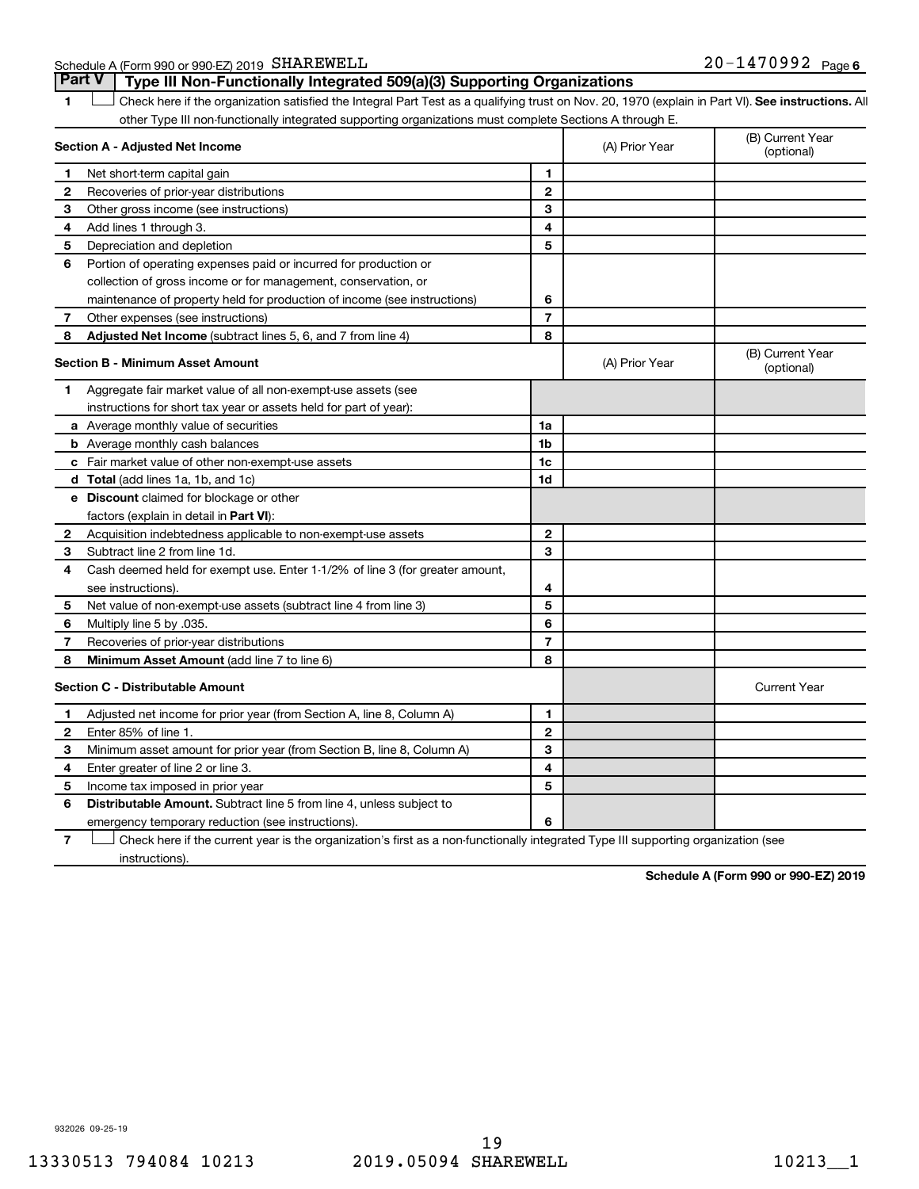Schedule A (Form 990 or 990-EZ) 2019 SHAREWELL 20-1470992 Page 6

## Part V Type III Non-Functionally Integrated 509(a)(3) Supporting Organizations

1 ☐ Check here if the organization satisfied the Integral Part Test as a qualifying trust on Nov. 20, 1970 (explain in Part VI). **See instructions.** All other Type III non-functionally integrated supporting organizations must complete Sections A through E.

| **Section A - Adjusted Net Income** | | | (A) Prior Year | (B) Current Year (optional) |
|---|---|---|---|---|
| 1 | Net short-term capital gain | 1 | | |
| 2 | Recoveries of prior-year distributions | 2 | | |
| 3 | Other gross income (see instructions) | 3 | | |
| 4 | Add lines 1 through 3. | 4 | | |
| 5 | Depreciation and depletion | 5 | | |
| 6 | Portion of operating expenses paid or incurred for production or collection of gross income or for management, conservation, or maintenance of property held for production of income (see instructions) | 6 | | |
| 7 | Other expenses (see instructions) | 7 | | |
| 8 | **Adjusted Net Income** (subtract lines 5, 6, and 7 from line 4) | 8 | | |

| **Section B - Minimum Asset Amount** | | | (A) Prior Year | (B) Current Year (optional) |
|---|---|---|---|---|
| 1 | Aggregate fair market value of all non-exempt-use assets (see instructions for short tax year or assets held for part of year): | | | |
| a | Average monthly value of securities | 1a | | |
| b | Average monthly cash balances | 1b | | |
| c | Fair market value of other non-exempt-use assets | 1c | | |
| d | **Total** (add lines 1a, 1b, and 1c) | 1d | | |
| e | **Discount** claimed for blockage or other factors (explain in detail in **Part VI**): | | | |
| 2 | Acquisition indebtedness applicable to non-exempt-use assets | 2 | | |
| 3 | Subtract line 2 from line 1d. | 3 | | |
| 4 | Cash deemed held for exempt use. Enter 1-1/2% of line 3 (for greater amount, see instructions). | 4 | | |
| 5 | Net value of non-exempt-use assets (subtract line 4 from line 3) | 5 | | |
| 6 | Multiply line 5 by .035. | 6 | | |
| 7 | Recoveries of prior-year distributions | 7 | | |
| 8 | **Minimum Asset Amount** (add line 7 to line 6) | 8 | | |

| **Section C - Distributable Amount** | | | | Current Year |
|---|---|---|---|---|
| 1 | Adjusted net income for prior year (from Section A, line 8, Column A) | 1 | | |
| 2 | Enter 85% of line 1. | 2 | | |
| 3 | Minimum asset amount for prior year (from Section B, line 8, Column A) | 3 | | |
| 4 | Enter greater of line 2 or line 3. | 4 | | |
| 5 | Income tax imposed in prior year | 5 | | |
| 6 | **Distributable Amount.** Subtract line 5 from line 4, unless subject to emergency temporary reduction (see instructions). | 6 | | |

7 ☐ Check here if the current year is the organization's first as a non-functionally integrated Type III supporting organization (see instructions).

**Schedule A (Form 990 or 990-EZ) 2019**

932026 09-25-19

13330513 794084 10213 2019.05094 SHAREWELL 10213__1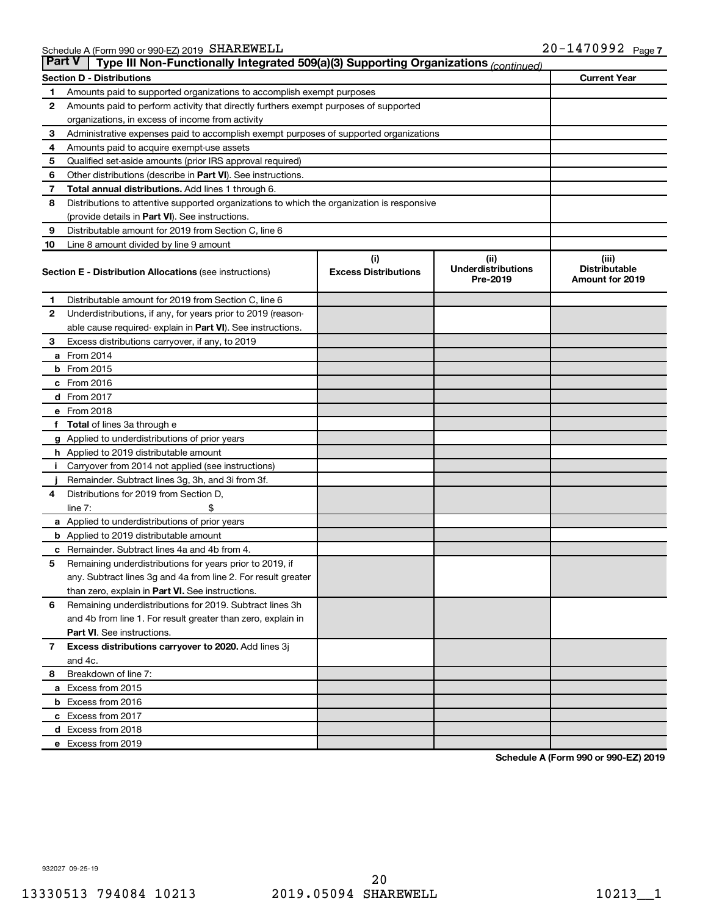Schedule A (Form 990 or 990-EZ) 2019 SHAREWELL 20-1470992 Page 7

## Part V Type III Non-Functionally Integrated 509(a)(3) Supporting Organizations *(continued)*

| Section D - Distributions | | Current Year |
|---|---|---|
| 1 | Amounts paid to supported organizations to accomplish exempt purposes | |
| 2 | Amounts paid to perform activity that directly furthers exempt purposes of supported organizations, in excess of income from activity | |
| 3 | Administrative expenses paid to accomplish exempt purposes of supported organizations | |
| 4 | Amounts paid to acquire exempt-use assets | |
| 5 | Qualified set-aside amounts (prior IRS approval required) | |
| 6 | Other distributions (describe in **Part VI**). See instructions. | |
| 7 | **Total annual distributions.** Add lines 1 through 6. | |
| 8 | Distributions to attentive supported organizations to which the organization is responsive (provide details in **Part VI**). See instructions. | |
| 9 | Distributable amount for 2019 from Section C, line 6 | |
| 10 | Line 8 amount divided by line 9 amount | |

| Section E - Distribution Allocations (see instructions) | | (i) Excess Distributions | (ii) Underdistributions Pre-2019 | (iii) Distributable Amount for 2019 |
|---|---|---|---|---|
| 1 | Distributable amount for 2019 from Section C, line 6 | | | |
| 2 | Underdistributions, if any, for years prior to 2019 (reasonable cause required- explain in **Part VI**). See instructions. | | | |
| 3 | Excess distributions carryover, if any, to 2019 | | | |
| a | From 2014 | | | |
| b | From 2015 | | | |
| c | From 2016 | | | |
| d | From 2017 | | | |
| e | From 2018 | | | |
| f | **Total** of lines 3a through e | | | |
| g | Applied to underdistributions of prior years | | | |
| h | Applied to 2019 distributable amount | | | |
| i | Carryover from 2014 not applied (see instructions) | | | |
| j | Remainder. Subtract lines 3g, 3h, and 3i from 3f. | | | |
| 4 | Distributions for 2019 from Section D, line 7: $ | | | |
| a | Applied to underdistributions of prior years | | | |
| b | Applied to 2019 distributable amount | | | |
| c | Remainder. Subtract lines 4a and 4b from 4. | | | |
| 5 | Remaining underdistributions for years prior to 2019, if any. Subtract lines 3g and 4a from line 2. For result greater than zero, explain in **Part VI.** See instructions. | | | |
| 6 | Remaining underdistributions for 2019. Subtract lines 3h and 4b from line 1. For result greater than zero, explain in **Part VI**. See instructions. | | | |
| 7 | **Excess distributions carryover to 2020.** Add lines 3j and 4c. | | | |
| 8 | Breakdown of line 7: | | | |
| a | Excess from 2015 | | | |
| b | Excess from 2016 | | | |
| c | Excess from 2017 | | | |
| d | Excess from 2018 | | | |
| e | Excess from 2019 | | | |

**Schedule A (Form 990 or 990-EZ) 2019**

932027 09-25-19

13330513 794084 10213 2019.05094 SHAREWELL 10213__1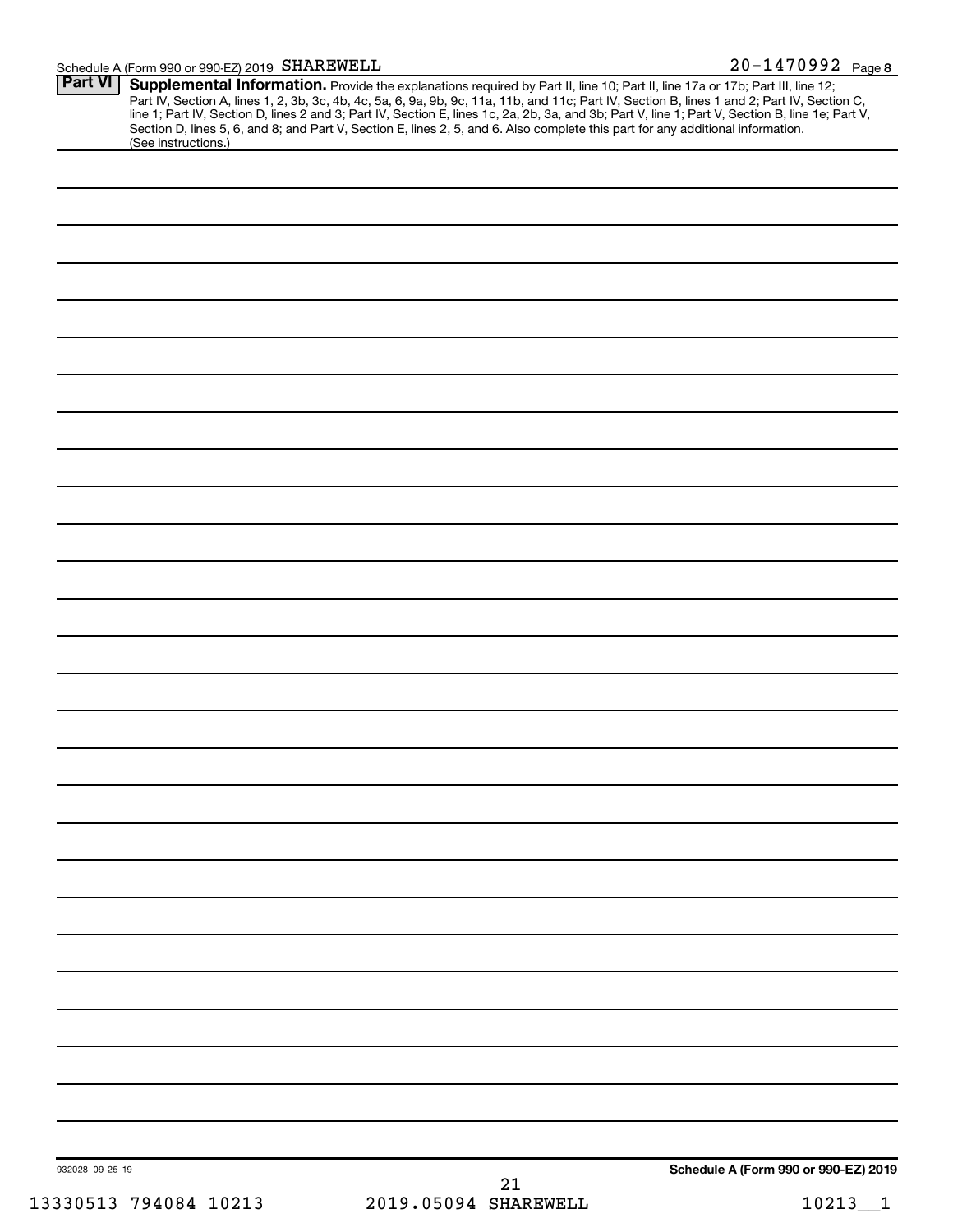Schedule A (Form 990 or 990-EZ) 2019 SHAREWELL 20-1470992 Page 8

**Part VI** **Supplemental Information.** Provide the explanations required by Part II, line 10; Part II, line 17a or 17b; Part III, line 12; Part IV, Section A, lines 1, 2, 3b, 3c, 4b, 4c, 5a, 6, 9a, 9b, 9c, 11a, 11b, and 11c; Part IV, Section B, lines 1 and 2; Part IV, Section C, line 1; Part IV, Section D, lines 2 and 3; Part IV, Section E, lines 1c, 2a, 2b, 3a, and 3b; Part V, line 1; Part V, Section B, line 1e; Part V, Section D, lines 5, 6, and 8; and Part V, Section E, lines 2, 5, and 6. Also complete this part for any additional information. (See instructions.)

932028 09-25-19 **Schedule A (Form 990 or 990-EZ) 2019**

13330513 794084 10213 2019.05094 SHAREWELL 10213__1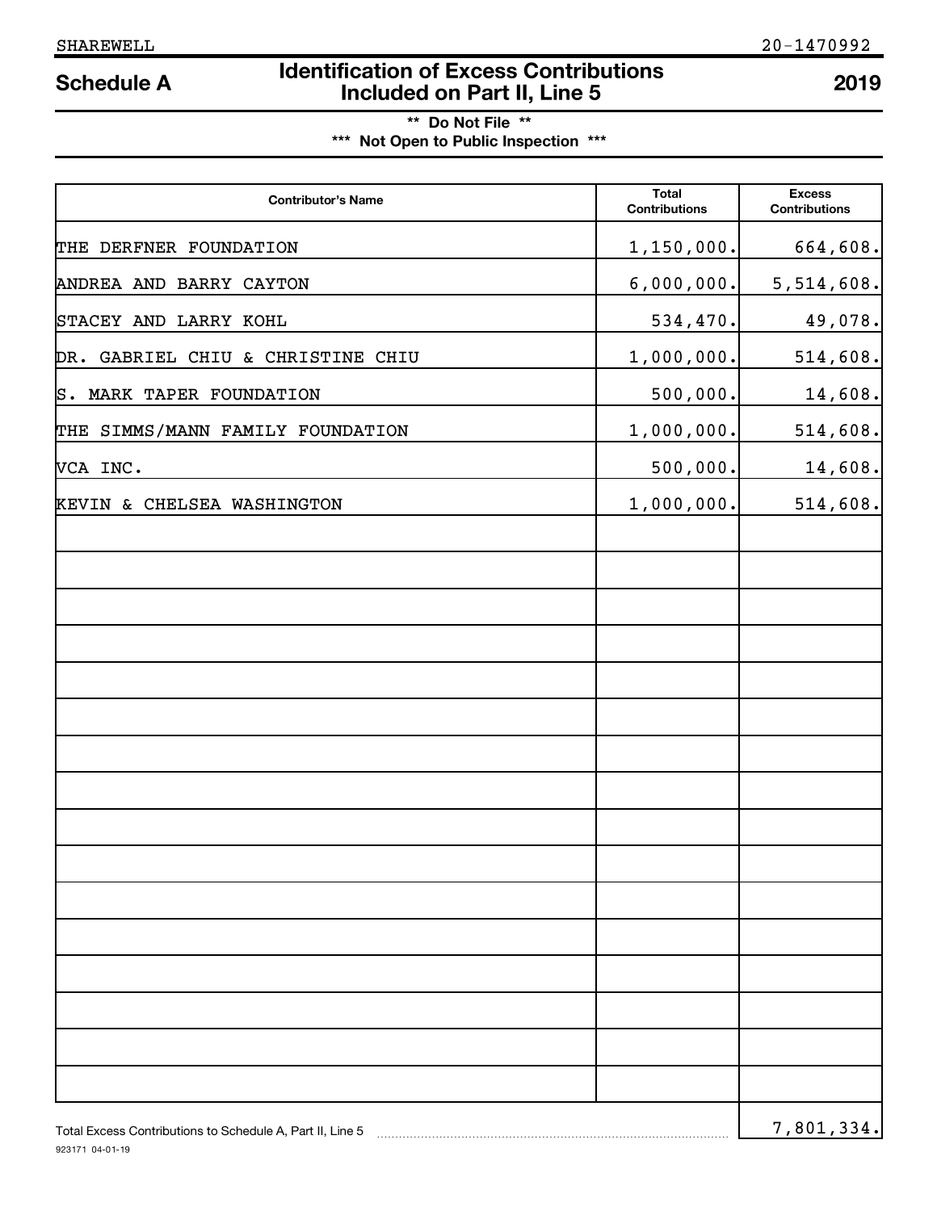SHAREWELL 20-1470992

# Schedule A — Identification of Excess Contributions Included on Part II, Line 5 — 2019

**\*\* Do Not File \*\***

**\*\*\* Not Open to Public Inspection \*\*\***

| Contributor's Name | Total Contributions | Excess Contributions |
|---|---|---|
| THE DERFNER FOUNDATION | 1,150,000. | 664,608. |
| ANDREA AND BARRY CAYTON | 6,000,000. | 5,514,608. |
| STACEY AND LARRY KOHL | 534,470. | 49,078. |
| DR. GABRIEL CHIU & CHRISTINE CHIU | 1,000,000. | 514,608. |
| S. MARK TAPER FOUNDATION | 500,000. | 14,608. |
| THE SIMMS/MANN FAMILY FOUNDATION | 1,000,000. | 514,608. |
| VCA INC. | 500,000. | 14,608. |
| KEVIN & CHELSEA WASHINGTON | 1,000,000. | 514,608. |

Total Excess Contributions to Schedule A, Part II, Line 5 ........ 7,801,334.

923171 04-01-19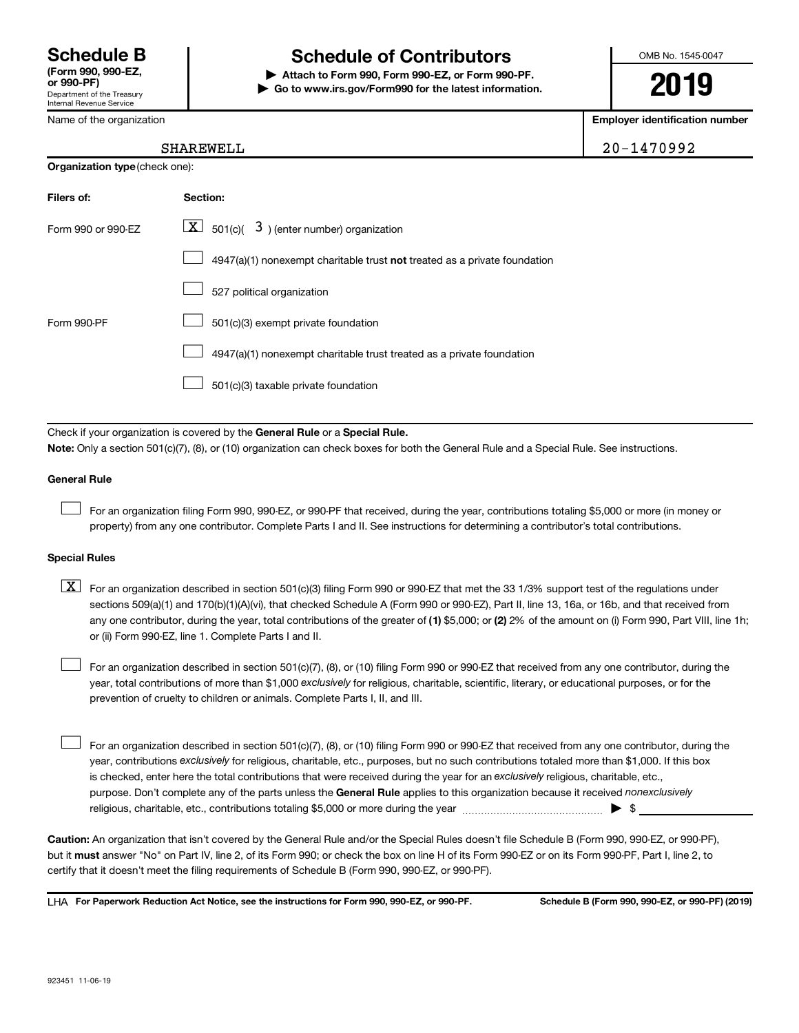# Schedule B (Form 990, 990-EZ, or 990-PF)

Department of the Treasury
Internal Revenue Service

# Schedule of Contributors

▶ **Attach to Form 990, Form 990-EZ, or Form 990-PF.**
▶ **Go to www.irs.gov/Form990 for the latest information.**

OMB No. 1545-0047

**2019**

| Name of the organization | Employer identification number |
|---|---|
| SHAREWELL | 20-1470992 |

**Organization type** (check one):

| Filers of: | Section: |
|---|---|
| Form 990 or 990-EZ | [X] 501(c)( 3 ) (enter number) organization |
| | [ ] 4947(a)(1) nonexempt charitable trust **not** treated as a private foundation |
| | [ ] 527 political organization |
| Form 990-PF | [ ] 501(c)(3) exempt private foundation |
| | [ ] 4947(a)(1) nonexempt charitable trust treated as a private foundation |
| | [ ] 501(c)(3) taxable private foundation |

Check if your organization is covered by the **General Rule** or a **Special Rule.**

**Note:** Only a section 501(c)(7), (8), or (10) organization can check boxes for both the General Rule and a Special Rule. See instructions.

**General Rule**

[ ] For an organization filing Form 990, 990-EZ, or 990-PF that received, during the year, contributions totaling $5,000 or more (in money or property) from any one contributor. Complete Parts I and II. See instructions for determining a contributor's total contributions.

**Special Rules**

[X] For an organization described in section 501(c)(3) filing Form 990 or 990-EZ that met the 33 1/3% support test of the regulations under sections 509(a)(1) and 170(b)(1)(A)(vi), that checked Schedule A (Form 990 or 990-EZ), Part II, line 13, 16a, or 16b, and that received from any one contributor, during the year, total contributions of the greater of **(1)** $5,000; or **(2)** 2% of the amount on (i) Form 990, Part VIII, line 1h; or (ii) Form 990-EZ, line 1. Complete Parts I and II.

[ ] For an organization described in section 501(c)(7), (8), or (10) filing Form 990 or 990-EZ that received from any one contributor, during the year, total contributions of more than $1,000 *exclusively* for religious, charitable, scientific, literary, or educational purposes, or for the prevention of cruelty to children or animals. Complete Parts I, II, and III.

[ ] For an organization described in section 501(c)(7), (8), or (10) filing Form 990 or 990-EZ that received from any one contributor, during the year, contributions *exclusively* for religious, charitable, etc., purposes, but no such contributions totaled more than $1,000. If this box is checked, enter here the total contributions that were received during the year for an *exclusively* religious, charitable, etc., purpose. Don't complete any of the parts unless the **General Rule** applies to this organization because it received *nonexclusively* religious, charitable, etc., contributions totaling $5,000 or more during the year ▶ $ \_\_\_\_\_\_\_\_\_\_

**Caution:** An organization that isn't covered by the General Rule and/or the Special Rules doesn't file Schedule B (Form 990, 990-EZ, or 990-PF), but it **must** answer "No" on Part IV, line 2, of its Form 990; or check the box on line H of its Form 990-EZ or on its Form 990-PF, Part I, line 2, to certify that it doesn't meet the filing requirements of Schedule B (Form 990, 990-EZ, or 990-PF).

LHA **For Paperwork Reduction Act Notice, see the instructions for Form 990, 990-EZ, or 990-PF.** **Schedule B (Form 990, 990-EZ, or 990-PF) (2019)**

923451 11-06-19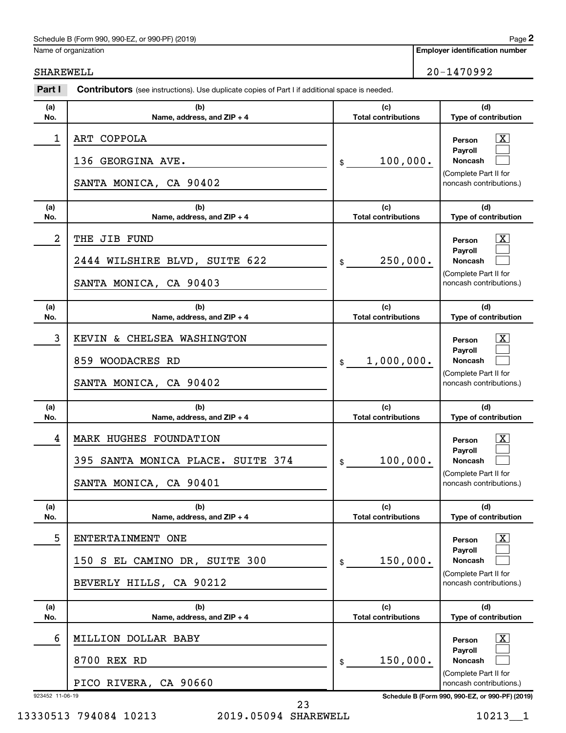Schedule B (Form 990, 990-EZ, or 990-PF) (2019)

| Name of organization | Employer identification number |
| --- | --- |
| SHAREWELL | 20-1470992 |

**Part I** **Contributors** (see instructions). Use duplicate copies of Part I if additional space is needed.

| (a) No. | (b) Name, address, and ZIP + 4 | (c) Total contributions | (d) Type of contribution |
| --- | --- | --- | --- |
| 1 | ART COPPOLA<br>136 GEORGINA AVE.<br>SANTA MONICA, CA 90402 | $ 100,000. | Person [X]<br>Payroll [ ]<br>Noncash [ ]<br>(Complete Part II for noncash contributions.) |
| 2 | THE JIB FUND<br>2444 WILSHIRE BLVD, SUITE 622<br>SANTA MONICA, CA 90403 | $ 250,000. | Person [X]<br>Payroll [ ]<br>Noncash [ ]<br>(Complete Part II for noncash contributions.) |
| 3 | KEVIN & CHELSEA WASHINGTON<br>859 WOODACRES RD<br>SANTA MONICA, CA 90402 | $ 1,000,000. | Person [X]<br>Payroll [ ]<br>Noncash [ ]<br>(Complete Part II for noncash contributions.) |
| 4 | MARK HUGHES FOUNDATION<br>395 SANTA MONICA PLACE. SUITE 374<br>SANTA MONICA, CA 90401 | $ 100,000. | Person [X]<br>Payroll [ ]<br>Noncash [ ]<br>(Complete Part II for noncash contributions.) |
| 5 | ENTERTAINMENT ONE<br>150 S EL CAMINO DR, SUITE 300<br>BEVERLY HILLS, CA 90212 | $ 150,000. | Person [X]<br>Payroll [ ]<br>Noncash [ ]<br>(Complete Part II for noncash contributions.) |
| 6 | MILLION DOLLAR BABY<br>8700 REX RD<br>PICO RIVERA, CA 90660 | $ 150,000. | Person [X]<br>Payroll [ ]<br>Noncash [ ]<br>(Complete Part II for noncash contributions.) |

923452 11-06-19

Schedule B (Form 990, 990-EZ, or 990-PF) (2019)

13330513 794084 10213 2019.05094 SHAREWELL 10213__1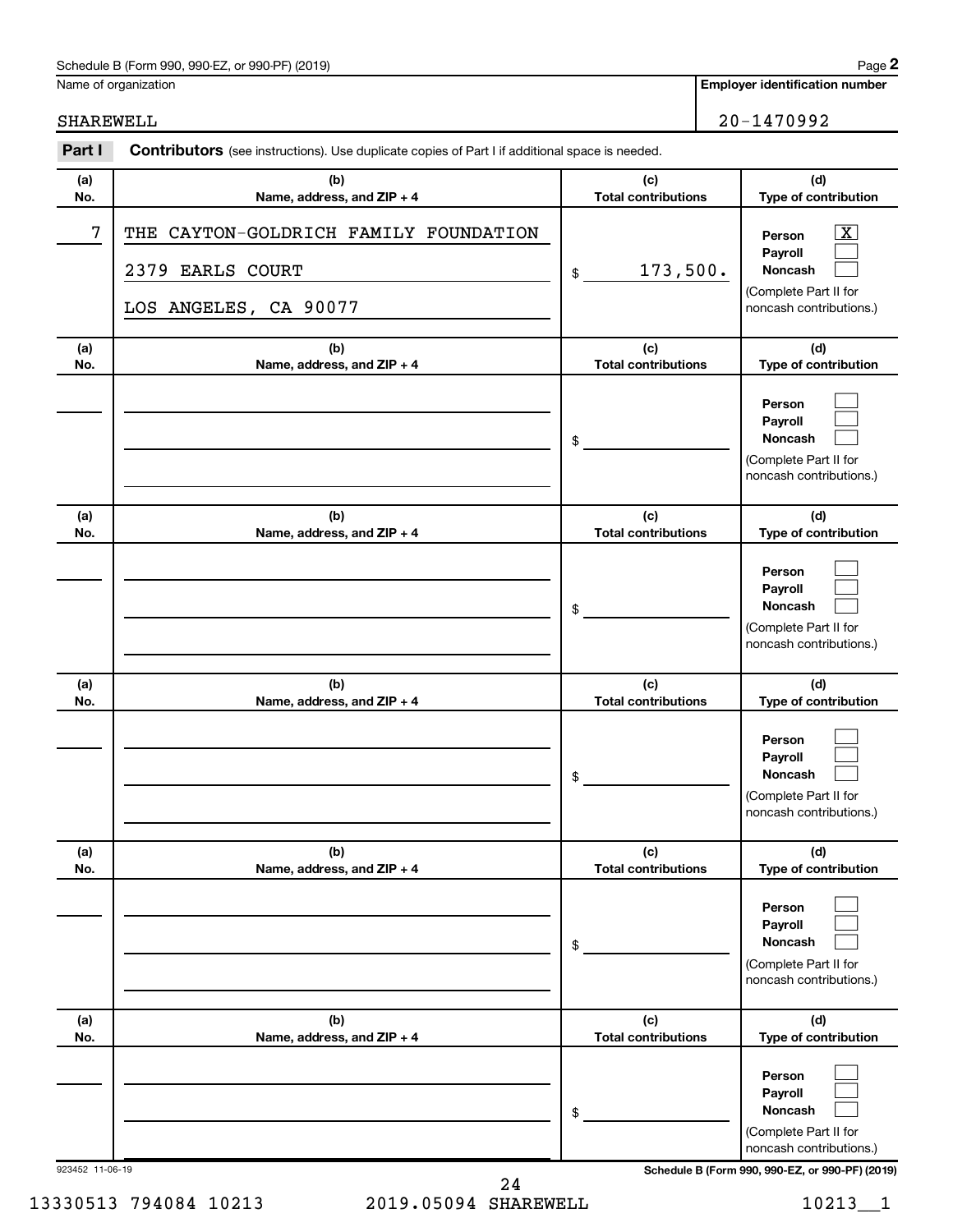Schedule B (Form 990, 990-EZ, or 990-PF) (2019)

Name of organization: SHAREWELL

Employer identification number: 20-1470992

## Part I Contributors (see instructions). Use duplicate copies of Part I if additional space is needed.

| (a) No. | (b) Name, address, and ZIP + 4 | (c) Total contributions | (d) Type of contribution |
|---|---|---|---|
| 7 | THE CAYTON-GOLDRICH FAMILY FOUNDATION<br>2379 EARLS COURT<br>LOS ANGELES, CA 90077 | $ 173,500. | Person [X]<br>Payroll [ ]<br>Noncash [ ]<br>(Complete Part II for noncash contributions.) |
| | | $ | Person [ ]<br>Payroll [ ]<br>Noncash [ ]<br>(Complete Part II for noncash contributions.) |
| | | $ | Person [ ]<br>Payroll [ ]<br>Noncash [ ]<br>(Complete Part II for noncash contributions.) |
| | | $ | Person [ ]<br>Payroll [ ]<br>Noncash [ ]<br>(Complete Part II for noncash contributions.) |
| | | $ | Person [ ]<br>Payroll [ ]<br>Noncash [ ]<br>(Complete Part II for noncash contributions.) |
| | | $ | Person [ ]<br>Payroll [ ]<br>Noncash [ ]<br>(Complete Part II for noncash contributions.) |

923452 11-06-19

Schedule B (Form 990, 990-EZ, or 990-PF) (2019)

13330513 794084 10213 2019.05094 SHAREWELL 10213__1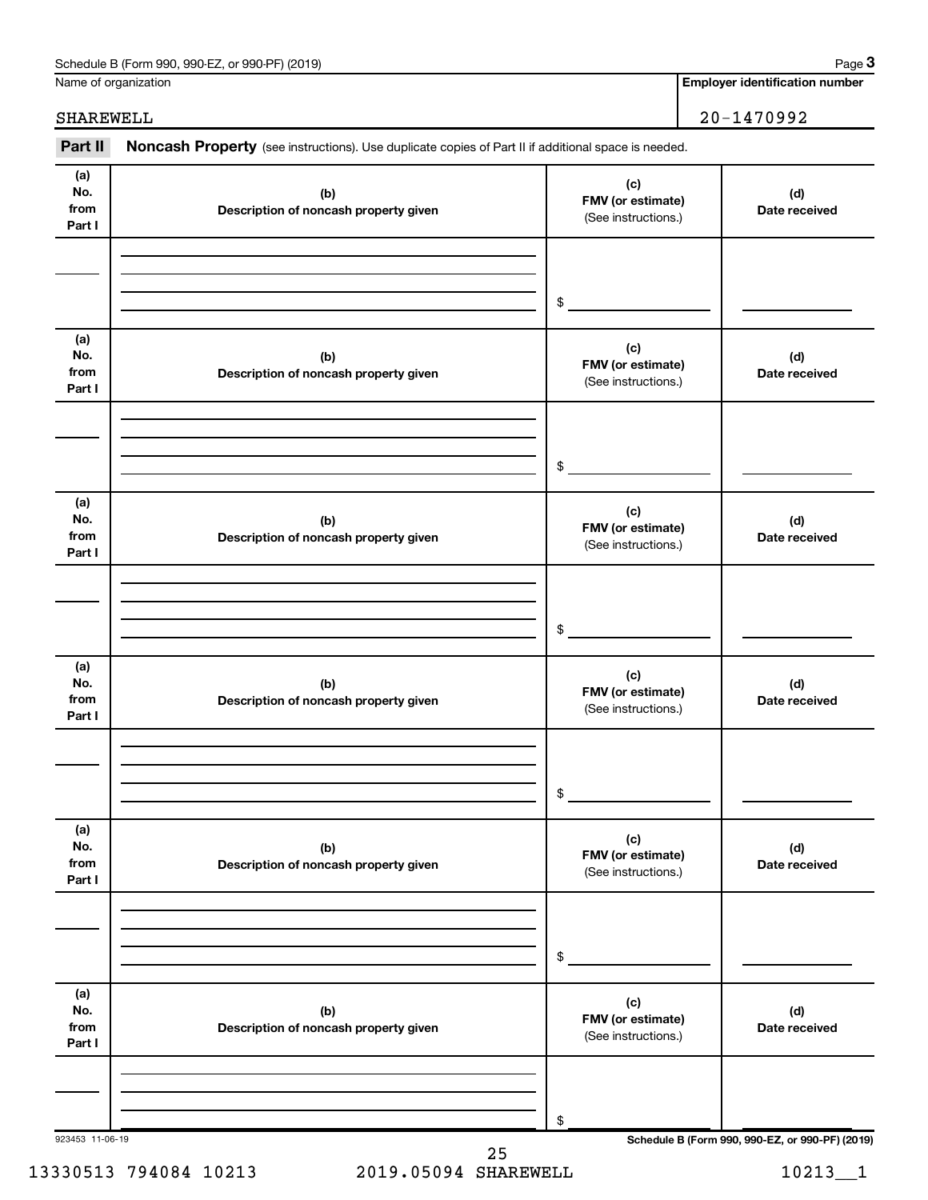Schedule B (Form 990, 990-EZ, or 990-PF) (2019) Page **3**

| Name of organization | **Employer identification number** |
|---|---|
| SHAREWELL | 20-1470992 |

**Part II** **Noncash Property** (see instructions). Use duplicate copies of Part II if additional space is needed.

| (a) No. from Part I | (b) Description of noncash property given | (c) FMV (or estimate) (See instructions.) | (d) Date received |
|---|---|---|---|
| | | $ | |

| (a) No. from Part I | (b) Description of noncash property given | (c) FMV (or estimate) (See instructions.) | (d) Date received |
|---|---|---|---|
| | | $ | |

| (a) No. from Part I | (b) Description of noncash property given | (c) FMV (or estimate) (See instructions.) | (d) Date received |
|---|---|---|---|
| | | $ | |

| (a) No. from Part I | (b) Description of noncash property given | (c) FMV (or estimate) (See instructions.) | (d) Date received |
|---|---|---|---|
| | | $ | |

| (a) No. from Part I | (b) Description of noncash property given | (c) FMV (or estimate) (See instructions.) | (d) Date received |
|---|---|---|---|
| | | $ | |

| (a) No. from Part I | (b) Description of noncash property given | (c) FMV (or estimate) (See instructions.) | (d) Date received |
|---|---|---|---|
| | | $ | |

923453 11-06-19 **Schedule B (Form 990, 990-EZ, or 990-PF) (2019)**

13330513 794084 10213 2019.05094 SHAREWELL 10213__1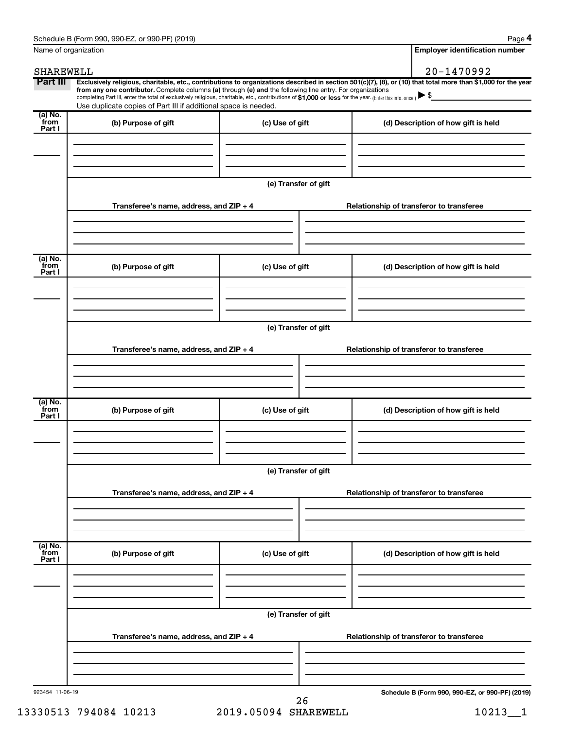Name of organization

SHAREWELL

**Employer identification number**

20-1470992

**Part III** **Exclusively religious, charitable, etc., contributions to organizations described in section 501(c)(7), (8), or (10) that total more than $1,000 for the year from any one contributor.** Complete columns **(a)** through **(e)** and the following line entry. For organizations completing Part III, enter the total of exclusively religious, charitable, etc., contributions of **$1,000 or less** for the year. (Enter this info. once.) ▶ $

Use duplicate copies of Part III if additional space is needed.

| (a) No. from Part I | (b) Purpose of gift | (c) Use of gift | (d) Description of how gift is held |
|---|---|---|---|
| | | | |

**(e) Transfer of gift**

| Transferee's name, address, and ZIP + 4 | Relationship of transferor to transferee |
|---|---|
| | |

| (a) No. from Part I | (b) Purpose of gift | (c) Use of gift | (d) Description of how gift is held |
|---|---|---|---|
| | | | |

**(e) Transfer of gift**

| Transferee's name, address, and ZIP + 4 | Relationship of transferor to transferee |
|---|---|
| | |

| (a) No. from Part I | (b) Purpose of gift | (c) Use of gift | (d) Description of how gift is held |
|---|---|---|---|
| | | | |

**(e) Transfer of gift**

| Transferee's name, address, and ZIP + 4 | Relationship of transferor to transferee |
|---|---|
| | |

| (a) No. from Part I | (b) Purpose of gift | (c) Use of gift | (d) Description of how gift is held |
|---|---|---|---|
| | | | |

**(e) Transfer of gift**

| Transferee's name, address, and ZIP + 4 | Relationship of transferor to transferee |
|---|---|
| | |

923454 11-06-19

13330513 794084 10213 2019.05094 SHAREWELL 10213__1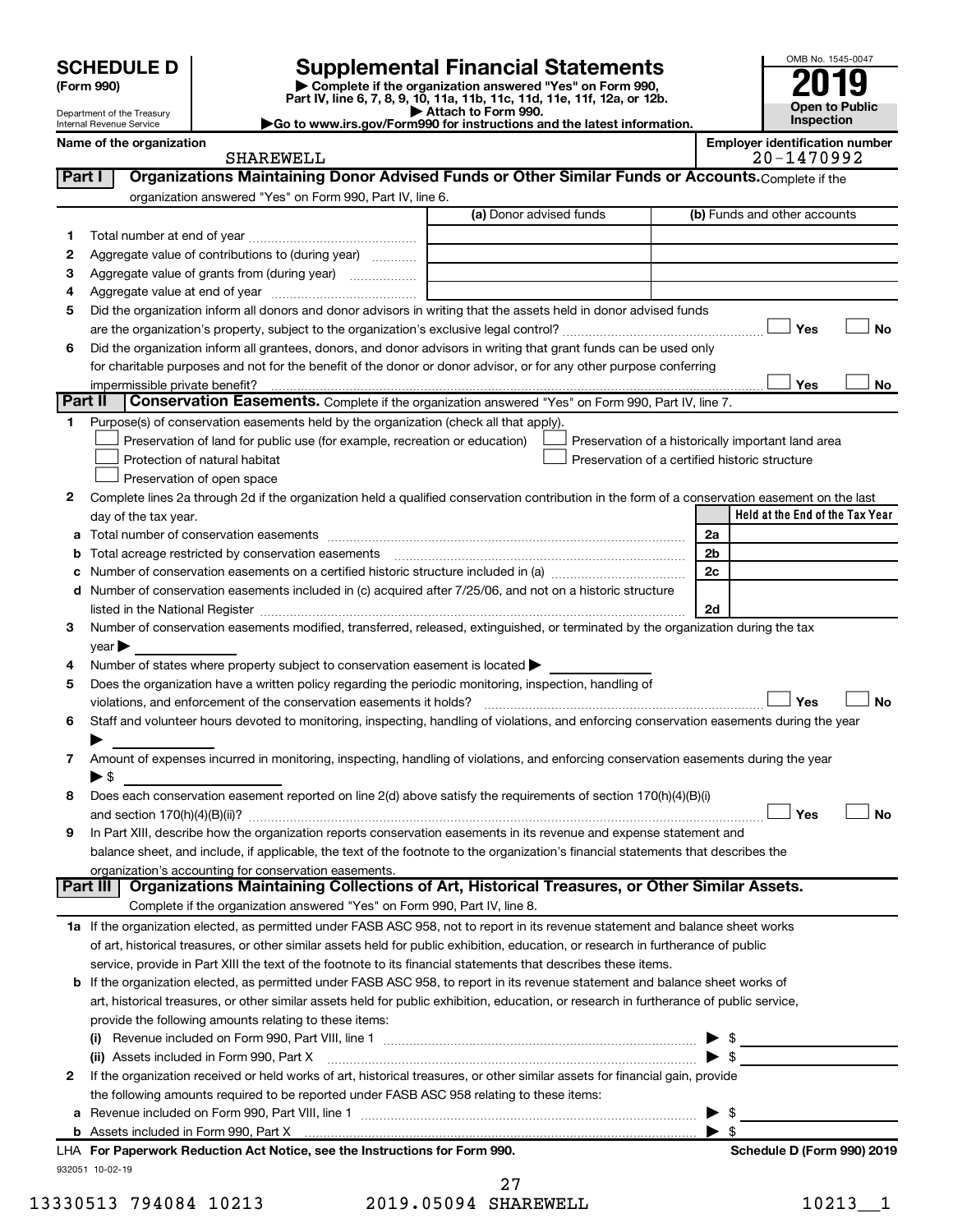# SCHEDULE D (Form 990)

Department of the Treasury
Internal Revenue Service

# Supplemental Financial Statements

▶ Complete if the organization answered "Yes" on Form 990, Part IV, line 6, 7, 8, 9, 10, 11a, 11b, 11c, 11d, 11e, 11f, 12a, or 12b.
▶ Attach to Form 990.
▶Go to www.irs.gov/Form990 for instructions and the latest information.

OMB No. 1545-0047

**2019**

**Open to Public Inspection**

**Name of the organization:** SHAREWELL

**Employer identification number:** 20-1470992

## Part I Organizations Maintaining Donor Advised Funds or Other Similar Funds or Accounts.

Complete if the organization answered "Yes" on Form 990, Part IV, line 6.

| | | (a) Donor advised funds | (b) Funds and other accounts |
|---|---|---|---|
| 1 | Total number at end of year | | |
| 2 | Aggregate value of contributions to (during year) | | |
| 3 | Aggregate value of grants from (during year) | | |
| 4 | Aggregate value at end of year | | |

5 Did the organization inform all donors and donor advisors in writing that the assets held in donor advised funds are the organization's property, subject to the organization's exclusive legal control? ☐ Yes ☐ No

6 Did the organization inform all grantees, donors, and donor advisors in writing that grant funds can be used only for charitable purposes and not for the benefit of the donor or donor advisor, or for any other purpose conferring impermissible private benefit? ☐ Yes ☐ No

## Part II Conservation Easements.

Complete if the organization answered "Yes" on Form 990, Part IV, line 7.

1 Purpose(s) of conservation easements held by the organization (check all that apply).

- ☐ Preservation of land for public use (for example, recreation or education)
- ☐ Preservation of a historically important land area
- ☐ Protection of natural habitat
- ☐ Preservation of a certified historic structure
- ☐ Preservation of open space

2 Complete lines 2a through 2d if the organization held a qualified conservation contribution in the form of a conservation easement on the last day of the tax year.

| | | | Held at the End of the Tax Year |
|---|---|---|---|
| a | Total number of conservation easements | 2a | |
| b | Total acreage restricted by conservation easements | 2b | |
| c | Number of conservation easements on a certified historic structure included in (a) | 2c | |
| d | Number of conservation easements included in (c) acquired after 7/25/06, and not on a historic structure listed in the National Register | 2d | |

3 Number of conservation easements modified, transferred, released, extinguished, or terminated by the organization during the tax year ▶

4 Number of states where property subject to conservation easement is located ▶

5 Does the organization have a written policy regarding the periodic monitoring, inspection, handling of violations, and enforcement of the conservation easements it holds? ☐ Yes ☐ No

6 Staff and volunteer hours devoted to monitoring, inspecting, handling of violations, and enforcing conservation easements during the year ▶

7 Amount of expenses incurred in monitoring, inspecting, handling of violations, and enforcing conservation easements during the year ▶ $

8 Does each conservation easement reported on line 2(d) above satisfy the requirements of section 170(h)(4)(B)(i) and section 170(h)(4)(B)(ii)? ☐ Yes ☐ No

9 In Part XIII, describe how the organization reports conservation easements in its revenue and expense statement and balance sheet, and include, if applicable, the text of the footnote to the organization's financial statements that describes the organization's accounting for conservation easements.

## Part III Organizations Maintaining Collections of Art, Historical Treasures, or Other Similar Assets.

Complete if the organization answered "Yes" on Form 990, Part IV, line 8.

1a If the organization elected, as permitted under FASB ASC 958, not to report in its revenue statement and balance sheet works of art, historical treasures, or other similar assets held for public exhibition, education, or research in furtherance of public service, provide in Part XIII the text of the footnote to its financial statements that describes these items.

b If the organization elected, as permitted under FASB ASC 958, to report in its revenue statement and balance sheet works of art, historical treasures, or other similar assets held for public exhibition, education, or research in furtherance of public service, provide the following amounts relating to these items:

(i) Revenue included on Form 990, Part VIII, line 1 ▶ $

(ii) Assets included in Form 990, Part X ▶ $

2 If the organization received or held works of art, historical treasures, or other similar assets for financial gain, provide the following amounts required to be reported under FASB ASC 958 relating to these items:

a Revenue included on Form 990, Part VIII, line 1 ▶ $

b Assets included in Form 990, Part X ▶ $

LHA For Paperwork Reduction Act Notice, see the Instructions for Form 990. Schedule D (Form 990) 2019

932051 10-02-19

13330513 794084 10213 2019.05094 SHAREWELL 10213__1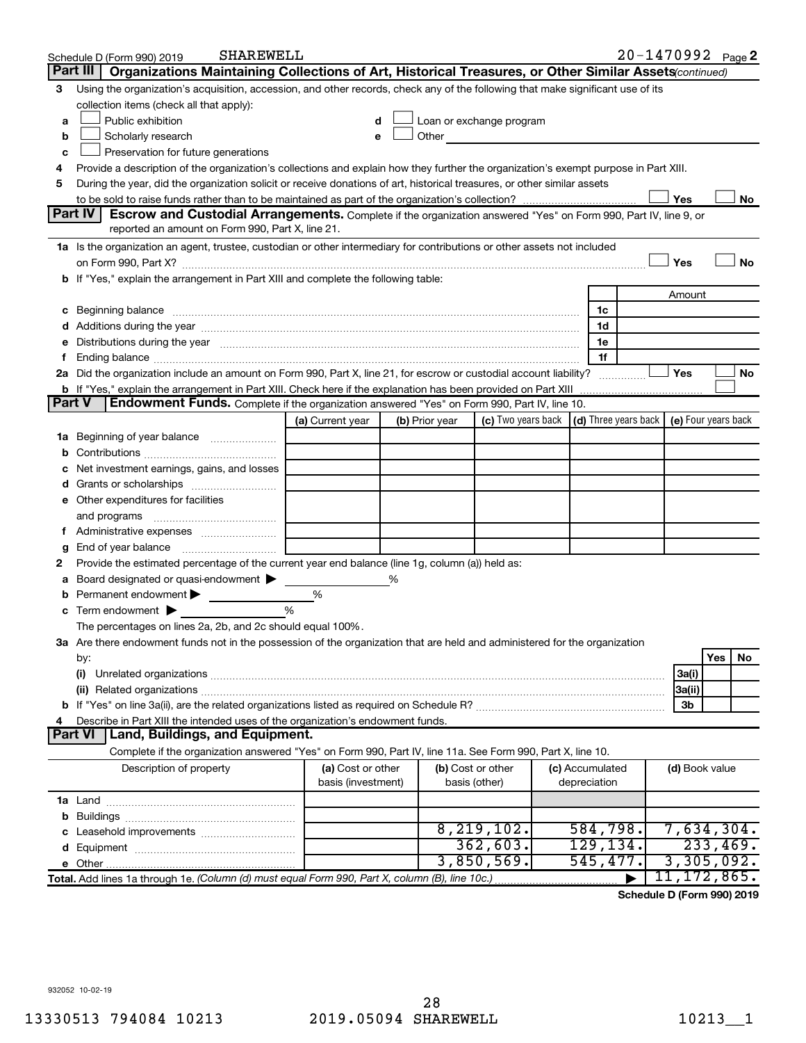Schedule D (Form 990) 2019 SHAREWELL 20-1470992 Page 2

## Part III Organizations Maintaining Collections of Art, Historical Treasures, or Other Similar Assets *(continued)*

**3** Using the organization's acquisition, accession, and other records, check any of the following that make significant use of its collection items (check all that apply):

- **a** ☐ Public exhibition
- **b** ☐ Scholarly research
- **c** ☐ Preservation for future generations
- **d** ☐ Loan or exchange program
- **e** ☐ Other

**4** Provide a description of the organization's collections and explain how they further the organization's exempt purpose in Part XIII.

**5** During the year, did the organization solicit or receive donations of art, historical treasures, or other similar assets to be sold to raise funds rather than to be maintained as part of the organization's collection? ☐ Yes ☐ No

## Part IV Escrow and Custodial Arrangements.

Complete if the organization answered "Yes" on Form 990, Part IV, line 9, or reported an amount on Form 990, Part X, line 21.

**1a** Is the organization an agent, trustee, custodian or other intermediary for contributions or other assets not included on Form 990, Part X? ☐ Yes ☐ No

**b** If "Yes," explain the arrangement in Part XIII and complete the following table:

| | | | Amount |
|---|---|---|---|
| **c** | Beginning balance | 1c | |
| **d** | Additions during the year | 1d | |
| **e** | Distributions during the year | 1e | |
| **f** | Ending balance | 1f | |

**2a** Did the organization include an amount on Form 990, Part X, line 21, for escrow or custodial account liability? ☐ Yes ☐ No

**b** If "Yes," explain the arrangement in Part XIII. Check here if the explanation has been provided on Part XIII ☐

## Part V Endowment Funds.

Complete if the organization answered "Yes" on Form 990, Part IV, line 10.

| | (a) Current year | (b) Prior year | (c) Two years back | (d) Three years back | (e) Four years back |
|---|---|---|---|---|---|
| **1a** Beginning of year balance | | | | | |
| **b** Contributions | | | | | |
| **c** Net investment earnings, gains, and losses | | | | | |
| **d** Grants or scholarships | | | | | |
| **e** Other expenditures for facilities and programs | | | | | |
| **f** Administrative expenses | | | | | |
| **g** End of year balance | | | | | |

**2** Provide the estimated percentage of the current year end balance (line 1g, column (a)) held as:

- **a** Board designated or quasi-endowment ▶ ______ %
- **b** Permanent endowment ▶ ______ %
- **c** Term endowment ▶ ______ %

The percentages on lines 2a, 2b, and 2c should equal 100%.

**3a** Are there endowment funds not in the possession of the organization that are held and administered for the organization by:

| | | Yes | No |
|---|---|---|---|
| (i) Unrelated organizations | 3a(i) | | |
| (ii) Related organizations | 3a(ii) | | |
| **b** If "Yes" on line 3a(ii), are the related organizations listed as required on Schedule R? | 3b | | |

**4** Describe in Part XIII the intended uses of the organization's endowment funds.

## Part VI Land, Buildings, and Equipment.

Complete if the organization answered "Yes" on Form 990, Part IV, line 11a. See Form 990, Part X, line 10.

| Description of property | (a) Cost or other basis (investment) | (b) Cost or other basis (other) | (c) Accumulated depreciation | (d) Book value |
|---|---|---|---|---|
| **1a** Land | | | | |
| **b** Buildings | | | | |
| **c** Leasehold improvements | | 8,219,102. | 584,798. | 7,634,304. |
| **d** Equipment | | 362,603. | 129,134. | 233,469. |
| **e** Other | | 3,850,569. | 545,477. | 3,305,092. |
| **Total.** Add lines 1a through 1e. *(Column (d) must equal Form 990, Part X, column (B), line 10c.)* ▶ | | | | 11,172,865. |

**Schedule D (Form 990) 2019**

932052 10-02-19

13330513 794084 10213 2019.05094 SHAREWELL 10213__1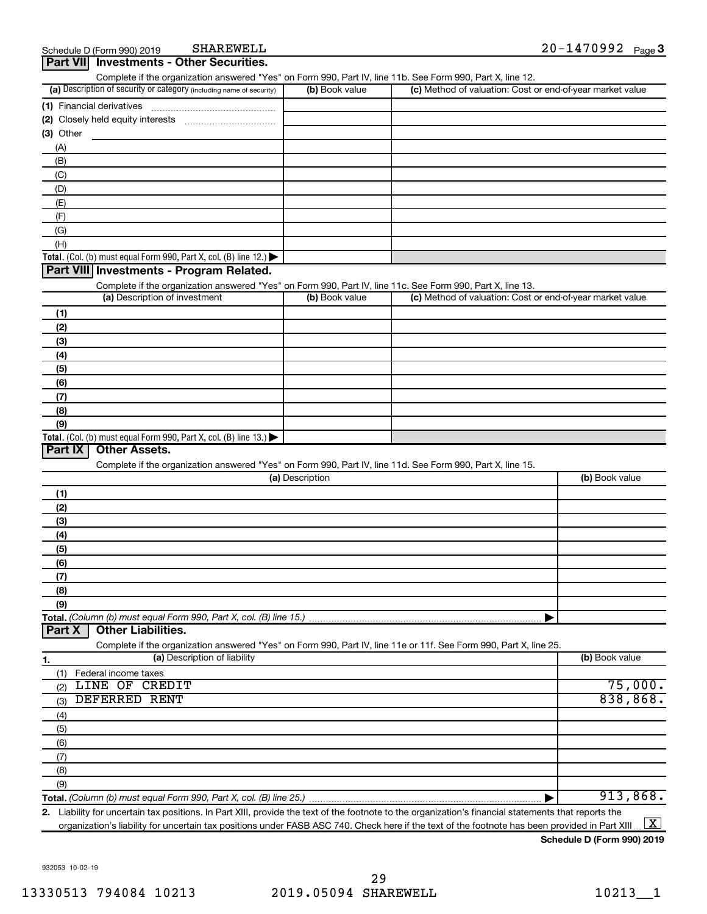Schedule D (Form 990) 2019 SHAREWELL 20-1470992 Page 3

## Part VII Investments - Other Securities.

Complete if the organization answered "Yes" on Form 990, Part IV, line 11b. See Form 990, Part X, line 12.

| (a) Description of security or category (including name of security) | (b) Book value | (c) Method of valuation: Cost or end-of-year market value |
|---|---|---|
| (1) Financial derivatives | | |
| (2) Closely held equity interests | | |
| (3) Other | | |
| (A) | | |
| (B) | | |
| (C) | | |
| (D) | | |
| (E) | | |
| (F) | | |
| (G) | | |
| (H) | | |
| **Total.** (Col. (b) must equal Form 990, Part X, col. (B) line 12.) | | |

## Part VIII Investments - Program Related.

Complete if the organization answered "Yes" on Form 990, Part IV, line 11c. See Form 990, Part X, line 13.

| (a) Description of investment | (b) Book value | (c) Method of valuation: Cost or end-of-year market value |
|---|---|---|
| (1) | | |
| (2) | | |
| (3) | | |
| (4) | | |
| (5) | | |
| (6) | | |
| (7) | | |
| (8) | | |
| (9) | | |
| **Total.** (Col. (b) must equal Form 990, Part X, col. (B) line 13.) | | |

## Part IX Other Assets.

Complete if the organization answered "Yes" on Form 990, Part IV, line 11d. See Form 990, Part X, line 15.

| (a) Description | (b) Book value |
|---|---|
| (1) | |
| (2) | |
| (3) | |
| (4) | |
| (5) | |
| (6) | |
| (7) | |
| (8) | |
| (9) | |
| **Total.** *(Column (b) must equal Form 990, Part X, col. (B) line 15.)* | |

## Part X Other Liabilities.

Complete if the organization answered "Yes" on Form 990, Part IV, line 11e or 11f. See Form 990, Part X, line 25.

| 1. (a) Description of liability | (b) Book value |
|---|---|
| (1) Federal income taxes | |
| (2) LINE OF CREDIT | 75,000. |
| (3) DEFERRED RENT | 838,868. |
| (4) | |
| (5) | |
| (6) | |
| (7) | |
| (8) | |
| (9) | |
| **Total.** *(Column (b) must equal Form 990, Part X, col. (B) line 25.)* | 913,868. |

**2.** Liability for uncertain tax positions. In Part XIII, provide the text of the footnote to the organization's financial statements that reports the organization's liability for uncertain tax positions under FASB ASC 740. Check here if the text of the footnote has been provided in Part XIII [X]

**Schedule D (Form 990) 2019**

932053 10-02-19

13330513 794084 10213 2019.05094 SHAREWELL 10213__1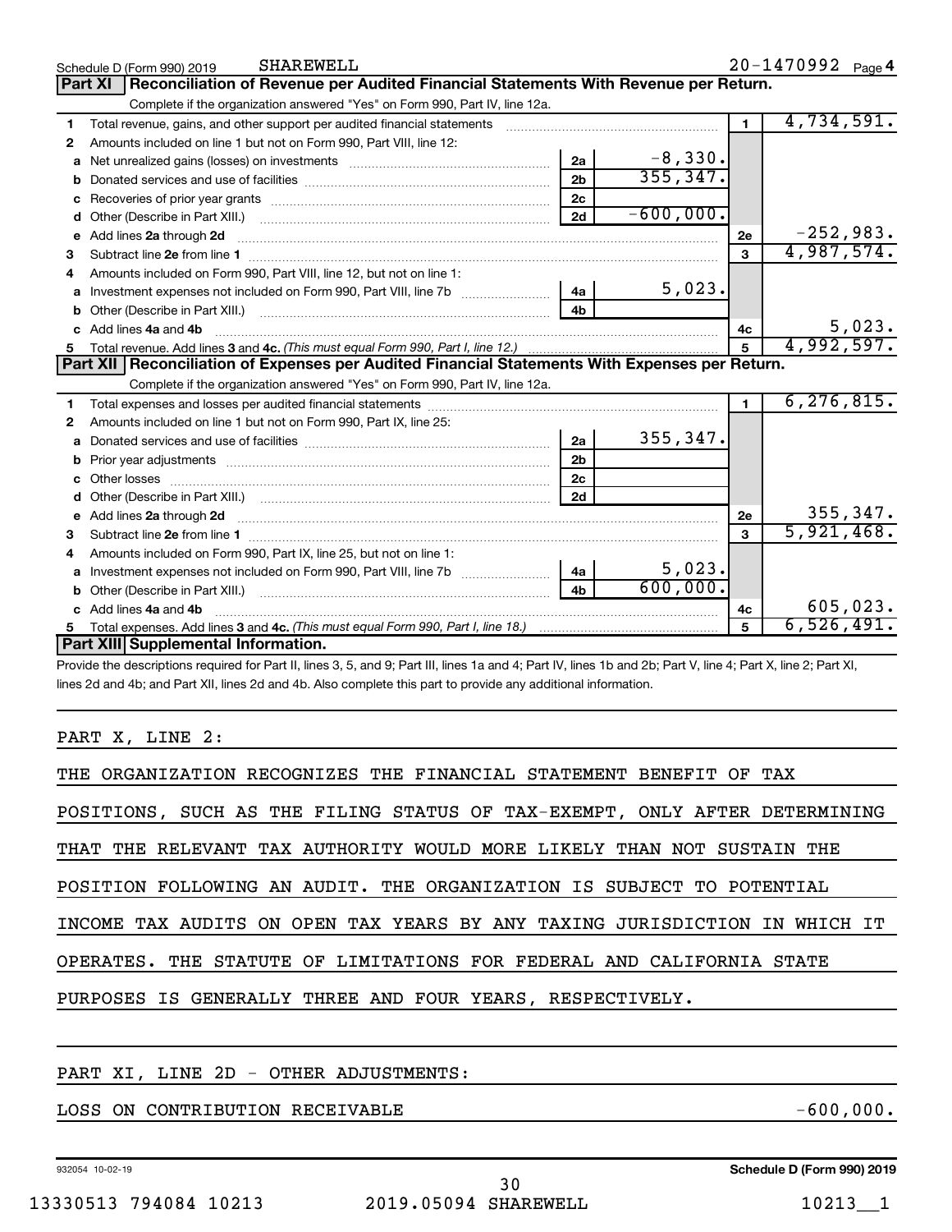Schedule D (Form 990) 2019 SHAREWELL 20-1470992 Page 4

## Part XI Reconciliation of Revenue per Audited Financial Statements With Revenue per Return.

Complete if the organization answered "Yes" on Form 990, Part IV, line 12a.

| | | | | | |
|---|---|---|---|---|---|
| 1 | Total revenue, gains, and other support per audited financial statements | | | 1 | 4,734,591. |
| 2 | Amounts included on line 1 but not on Form 990, Part VIII, line 12: | | | | |
| a | Net unrealized gains (losses) on investments | 2a | -8,330. | | |
| b | Donated services and use of facilities | 2b | 355,347. | | |
| c | Recoveries of prior year grants | 2c | | | |
| d | Other (Describe in Part XIII.) | 2d | -600,000. | | |
| e | Add lines 2a through 2d | | | 2e | -252,983. |
| 3 | Subtract line 2e from line 1 | | | 3 | 4,987,574. |
| 4 | Amounts included on Form 990, Part VIII, line 12, but not on line 1: | | | | |
| a | Investment expenses not included on Form 990, Part VIII, line 7b | 4a | 5,023. | | |
| b | Other (Describe in Part XIII.) | 4b | | | |
| c | Add lines 4a and 4b | | | 4c | 5,023. |
| 5 | Total revenue. Add lines 3 and 4c. *(This must equal Form 990, Part I, line 12.)* | | | 5 | 4,992,597. |

## Part XII Reconciliation of Expenses per Audited Financial Statements With Expenses per Return.

Complete if the organization answered "Yes" on Form 990, Part IV, line 12a.

| | | | | | |
|---|---|---|---|---|---|
| 1 | Total expenses and losses per audited financial statements | | | 1 | 6,276,815. |
| 2 | Amounts included on line 1 but not on Form 990, Part IX, line 25: | | | | |
| a | Donated services and use of facilities | 2a | 355,347. | | |
| b | Prior year adjustments | 2b | | | |
| c | Other losses | 2c | | | |
| d | Other (Describe in Part XIII.) | 2d | | | |
| e | Add lines 2a through 2d | | | 2e | 355,347. |
| 3 | Subtract line 2e from line 1 | | | 3 | 5,921,468. |
| 4 | Amounts included on Form 990, Part IX, line 25, but not on line 1: | | | | |
| a | Investment expenses not included on Form 990, Part VIII, line 7b | 4a | 5,023. | | |
| b | Other (Describe in Part XIII.) | 4b | 600,000. | | |
| c | Add lines 4a and 4b | | | 4c | 605,023. |
| 5 | Total expenses. Add lines 3 and 4c. *(This must equal Form 990, Part I, line 18.)* | | | 5 | 6,526,491. |

## Part XIII Supplemental Information.

Provide the descriptions required for Part II, lines 3, 5, and 9; Part III, lines 1a and 4; Part IV, lines 1b and 2b; Part V, line 4; Part X, line 2; Part XI, lines 2d and 4b; and Part XII, lines 2d and 4b. Also complete this part to provide any additional information.

PART X, LINE 2:

THE ORGANIZATION RECOGNIZES THE FINANCIAL STATEMENT BENEFIT OF TAX POSITIONS, SUCH AS THE FILING STATUS OF TAX-EXEMPT, ONLY AFTER DETERMINING THAT THE RELEVANT TAX AUTHORITY WOULD MORE LIKELY THAN NOT SUSTAIN THE POSITION FOLLOWING AN AUDIT. THE ORGANIZATION IS SUBJECT TO POTENTIAL INCOME TAX AUDITS ON OPEN TAX YEARS BY ANY TAXING JURISDICTION IN WHICH IT OPERATES. THE STATUTE OF LIMITATIONS FOR FEDERAL AND CALIFORNIA STATE PURPOSES IS GENERALLY THREE AND FOUR YEARS, RESPECTIVELY.

PART XI, LINE 2D - OTHER ADJUSTMENTS:

LOSS ON CONTRIBUTION RECEIVABLE -600,000.

932054 10-02-19 Schedule D (Form 990) 2019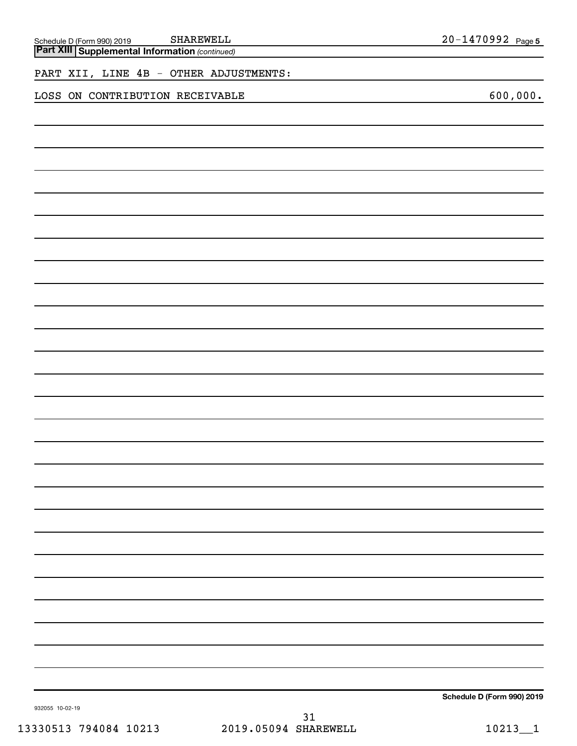Schedule D (Form 990) 2019 SHAREWELL 20-1470992 Page 5

**Part XIII | Supplemental Information** *(continued)*

PART XII, LINE 4B - OTHER ADJUSTMENTS:

| | |
|---|---|
| LOSS ON CONTRIBUTION RECEIVABLE | 600,000. |

**Schedule D (Form 990) 2019**

932055 10-02-19

13330513 794084 10213 2019.05094 SHAREWELL 10213__1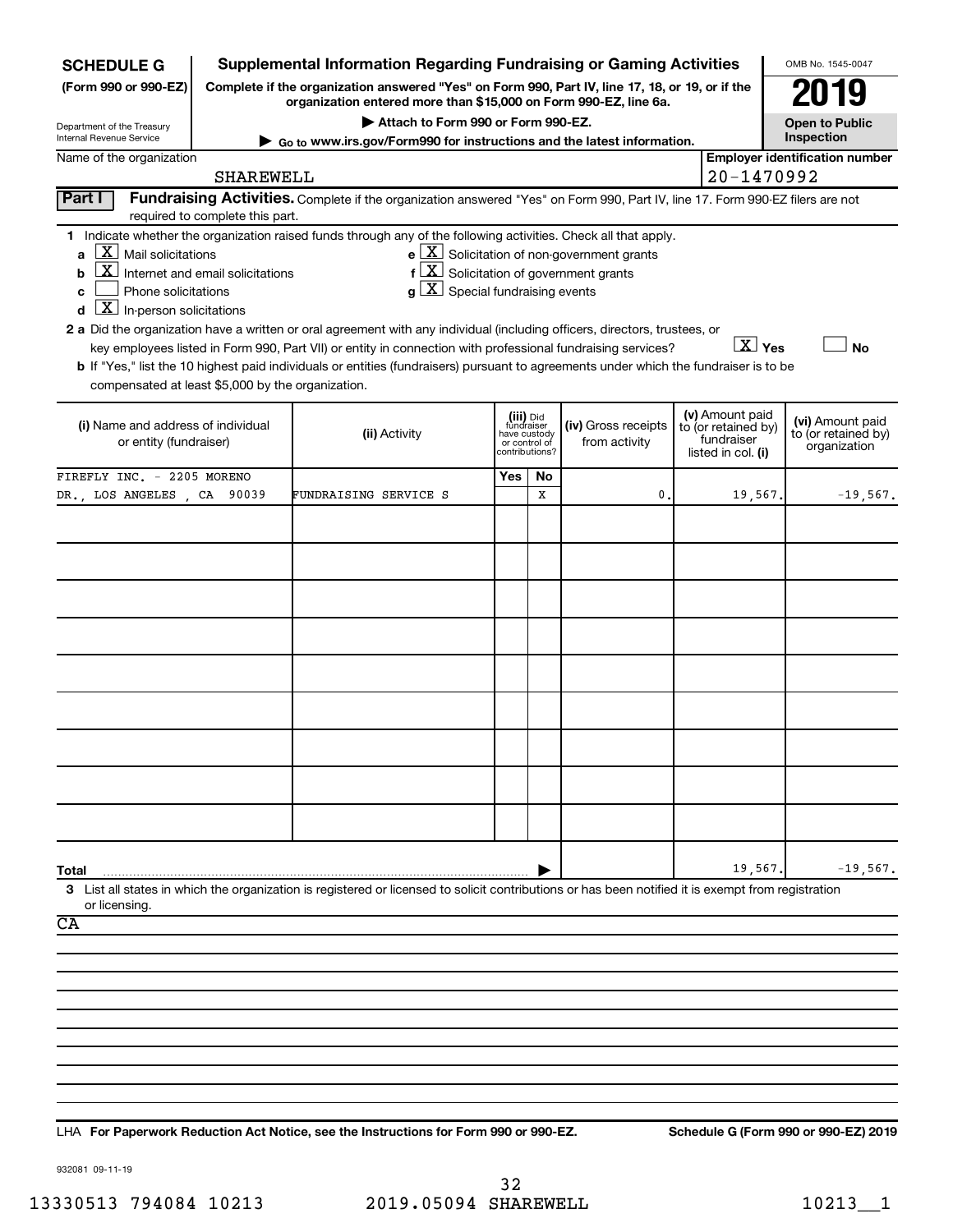**SCHEDULE G**
**(Form 990 or 990-EZ)**

Department of the Treasury
Internal Revenue Service

# Supplemental Information Regarding Fundraising or Gaming Activities

**Complete if the organization answered "Yes" on Form 990, Part IV, line 17, 18, or 19, or if the organization entered more than $15,000 on Form 990-EZ, line 6a.**

**▶ Attach to Form 990 or Form 990-EZ.**

**▶ Go to www.irs.gov/Form990 for instructions and the latest information.**

OMB No. 1545-0047

**2019**

**Open to Public Inspection**

Name of the organization: SHAREWELL

**Employer identification number:** 20-1470992

**Part I** **Fundraising Activities.** Complete if the organization answered "Yes" on Form 990, Part IV, line 17. Form 990-EZ filers are not required to complete this part.

**1** Indicate whether the organization raised funds through any of the following activities. Check all that apply.

- **a** [X] Mail solicitations
- **b** [X] Internet and email solicitations
- **c** [ ] Phone solicitations
- **d** [X] In-person solicitations
- **e** [X] Solicitation of non-government grants
- **f** [X] Solicitation of government grants
- **g** [X] Special fundraising events

**2 a** Did the organization have a written or oral agreement with any individual (including officers, directors, trustees, or key employees listed in Form 990, Part VII) or entity in connection with professional fundraising services? [X] **Yes** [ ] **No**

**b** If "Yes," list the 10 highest paid individuals or entities (fundraisers) pursuant to agreements under which the fundraiser is to be compensated at least $5,000 by the organization.

| (i) Name and address of individual or entity (fundraiser) | (ii) Activity | (iii) Did fundraiser have custody or control of contributions? Yes | No | (iv) Gross receipts from activity | (v) Amount paid to (or retained by) fundraiser listed in col. (i) | (vi) Amount paid to (or retained by) organization |
|---|---|---|---|---|---|---|
| FIREFLY INC. - 2205 MORENO DR., LOS ANGELES , CA 90039 | FUNDRAISING SERVICE S | | X | 0. | 19,567. | -19,567. |
| | | | | | | |
| | | | | | | |
| | | | | | | |
| | | | | | | |
| | | | | | | |
| | | | | | | |
| | | | | | | |
| | | | | | | |
| | | | | | | |
| **Total** | | | | | 19,567. | -19,567. |

**3** List all states in which the organization is registered or licensed to solicit contributions or has been notified it is exempt from registration or licensing.

CA

LHA **For Paperwork Reduction Act Notice, see the Instructions for Form 990 or 990-EZ.** **Schedule G (Form 990 or 990-EZ) 2019**

932081 09-11-19

13330513 794084 10213 2019.05094 SHAREWELL 10213__1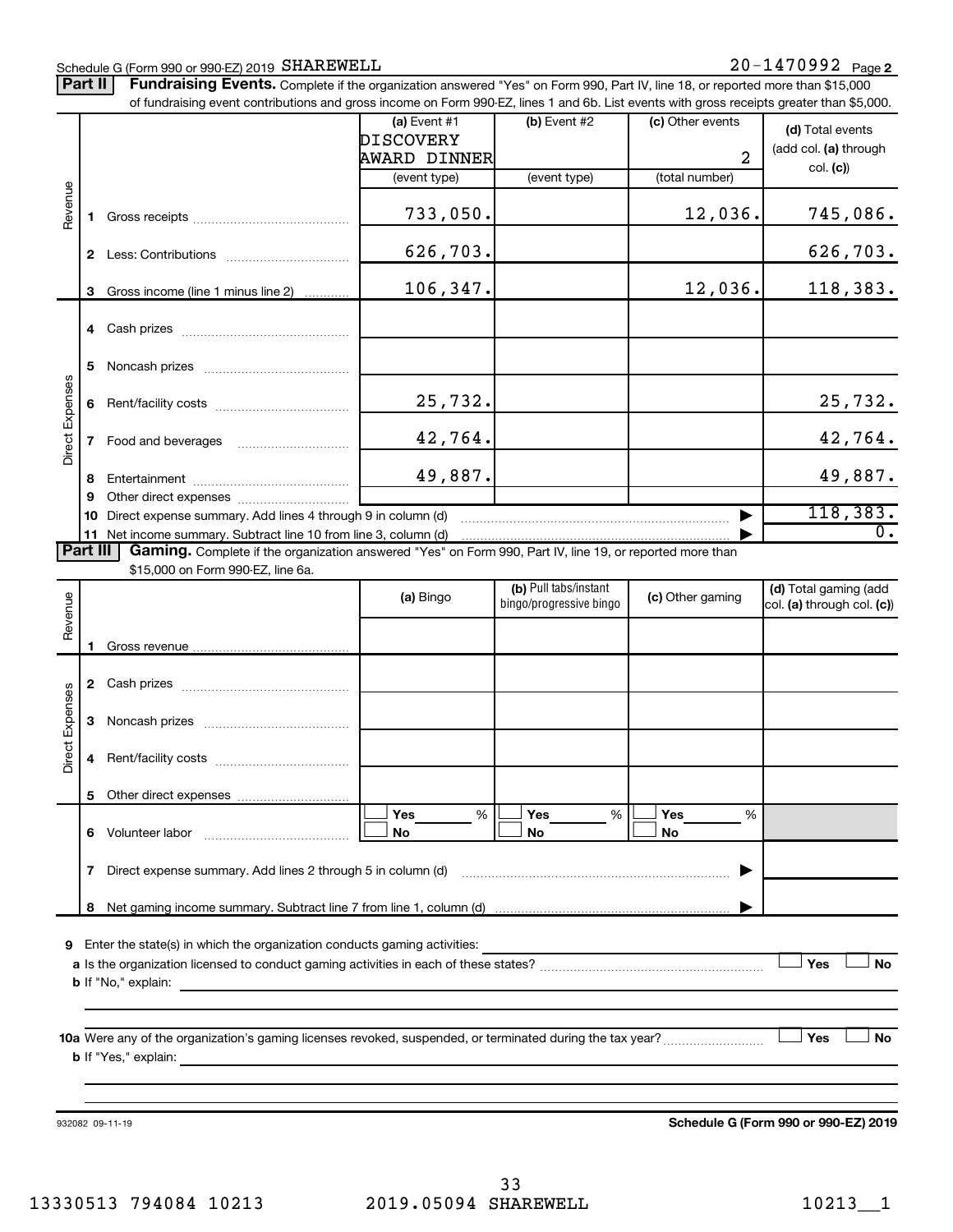Schedule G (Form 990 or 990-EZ) 2019 SHAREWELL 20-1470992 Page 2

**Part II** **Fundraising Events.** Complete if the organization answered "Yes" on Form 990, Part IV, line 18, or reported more than $15,000 of fundraising event contributions and gross income on Form 990-EZ, lines 1 and 6b. List events with gross receipts greater than $5,000.

| | | (a) Event #1 DISCOVERY AWARD DINNER (event type) | (b) Event #2 (event type) | (c) Other events 2 (total number) | (d) Total events (add col. (a) through col. (c)) |
|---|---|---|---|---|---|
| Revenue | 1 Gross receipts | 733,050. | | 12,036. | 745,086. |
| | 2 Less: Contributions | 626,703. | | | 626,703. |
| | 3 Gross income (line 1 minus line 2) | 106,347. | | 12,036. | 118,383. |
| Direct Expenses | 4 Cash prizes | | | | |
| | 5 Noncash prizes | | | | |
| | 6 Rent/facility costs | 25,732. | | | 25,732. |
| | 7 Food and beverages | 42,764. | | | 42,764. |
| | 8 Entertainment | 49,887. | | | 49,887. |
| | 9 Other direct expenses | | | | |
| | 10 Direct expense summary. Add lines 4 through 9 in column (d) | | | | 118,383. |
| | 11 Net income summary. Subtract line 10 from line 3, column (d) | | | | 0. |

**Part III** **Gaming.** Complete if the organization answered "Yes" on Form 990, Part IV, line 19, or reported more than $15,000 on Form 990-EZ, line 6a.

| | | (a) Bingo | (b) Pull tabs/instant bingo/progressive bingo | (c) Other gaming | (d) Total gaming (add col. (a) through col. (c)) |
|---|---|---|---|---|---|
| Revenue | 1 Gross revenue | | | | |
| Direct Expenses | 2 Cash prizes | | | | |
| | 3 Noncash prizes | | | | |
| | 4 Rent/facility costs | | | | |
| | 5 Other direct expenses | | | | |
| | 6 Volunteer labor | ☐ Yes ___% ☐ No | ☐ Yes ___% ☐ No | ☐ Yes ___% ☐ No | |
| | 7 Direct expense summary. Add lines 2 through 5 in column (d) | | | | |
| | 8 Net gaming income summary. Subtract line 7 from line 1, column (d) | | | | |

9 Enter the state(s) in which the organization conducts gaming activities:

a Is the organization licensed to conduct gaming activities in each of these states? ☐ Yes ☐ No

b If "No," explain:

10a Were any of the organization's gaming licenses revoked, suspended, or terminated during the tax year? ☐ Yes ☐ No

b If "Yes," explain:

932082 09-11-19 **Schedule G (Form 990 or 990-EZ) 2019**

13330513 794084 10213 2019.05094 SHAREWELL 10213__1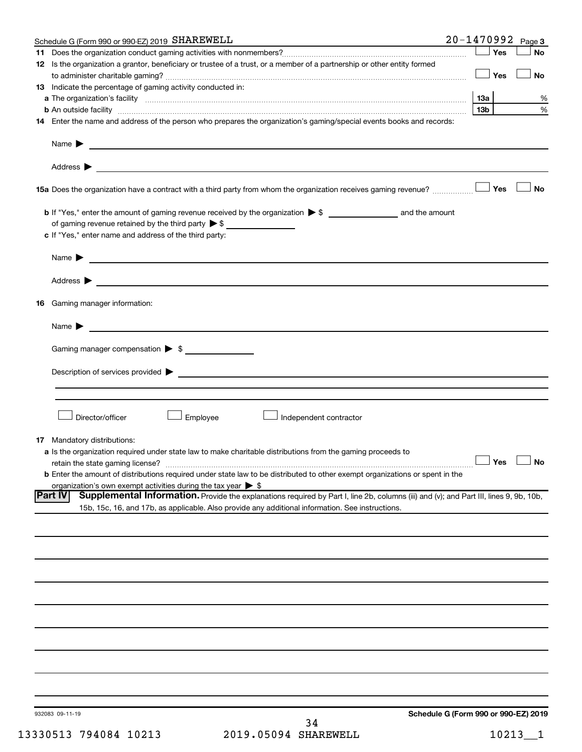Schedule G (Form 990 or 990-EZ) 2019 SHAREWELL 20-1470992 Page 3

**11** Does the organization conduct gaming activities with nonmembers? ☐ Yes ☐ No

**12** Is the organization a grantor, beneficiary or trustee of a trust, or a member of a partnership or other entity formed to administer charitable gaming? ☐ Yes ☐ No

**13** Indicate the percentage of gaming activity conducted in:

**a** The organization's facility **13a** %

**b** An outside facility **13b** %

**14** Enter the name and address of the person who prepares the organization's gaming/special events books and records:

Name ▶

Address ▶

**15a** Does the organization have a contract with a third party from whom the organization receives gaming revenue? ☐ Yes ☐ No

**b** If "Yes," enter the amount of gaming revenue received by the organization ▶ $ ______ and the amount of gaming revenue retained by the third party ▶ $ ______

**c** If "Yes," enter name and address of the third party:

Name ▶

Address ▶

**16** Gaming manager information:

Name ▶

Gaming manager compensation ▶ $

Description of services provided ▶

☐ Director/officer ☐ Employee ☐ Independent contractor

**17** Mandatory distributions:

**a** Is the organization required under state law to make charitable distributions from the gaming proceeds to retain the state gaming license? ☐ Yes ☐ No

**b** Enter the amount of distributions required under state law to be distributed to other exempt organizations or spent in the organization's own exempt activities during the tax year ▶ $

**Part IV** **Supplemental Information.** Provide the explanations required by Part I, line 2b, columns (iii) and (v); and Part III, lines 9, 9b, 10b, 15b, 15c, 16, and 17b, as applicable. Also provide any additional information. See instructions.

932083 09-11-19

**Schedule G (Form 990 or 990-EZ) 2019**

13330513 794084 10213 2019.05094 SHAREWELL 10213__1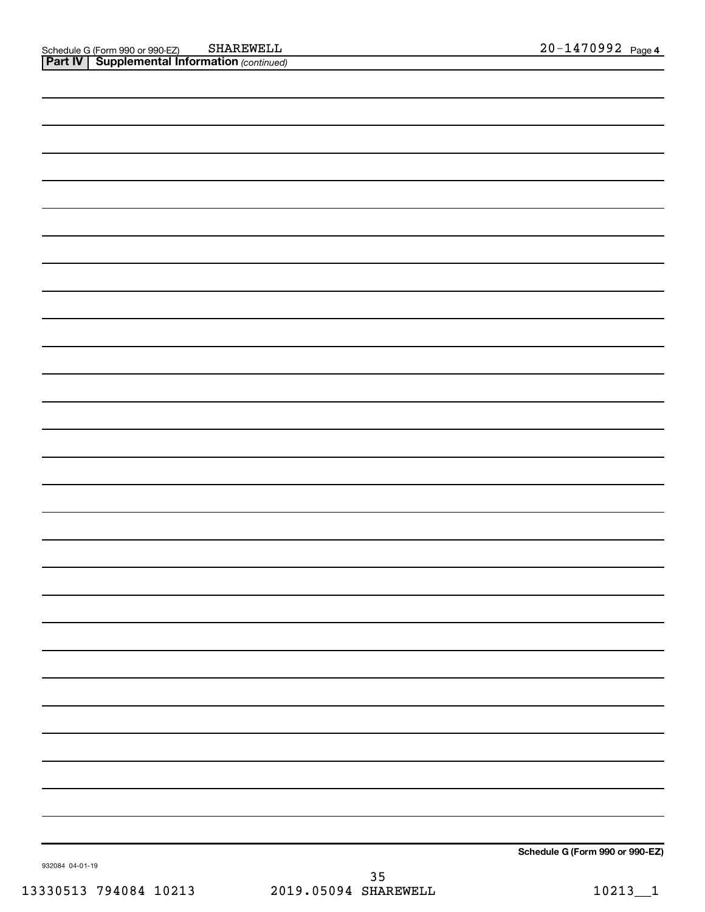Schedule G (Form 990 or 990-EZ) SHAREWELL 20-1470992 Page **4**

**Part IV | Supplemental Information** *(continued)*

**Schedule G (Form 990 or 990-EZ)**

932084 04-01-19

13330513 794084 10213 2019.05094 SHAREWELL 10213__1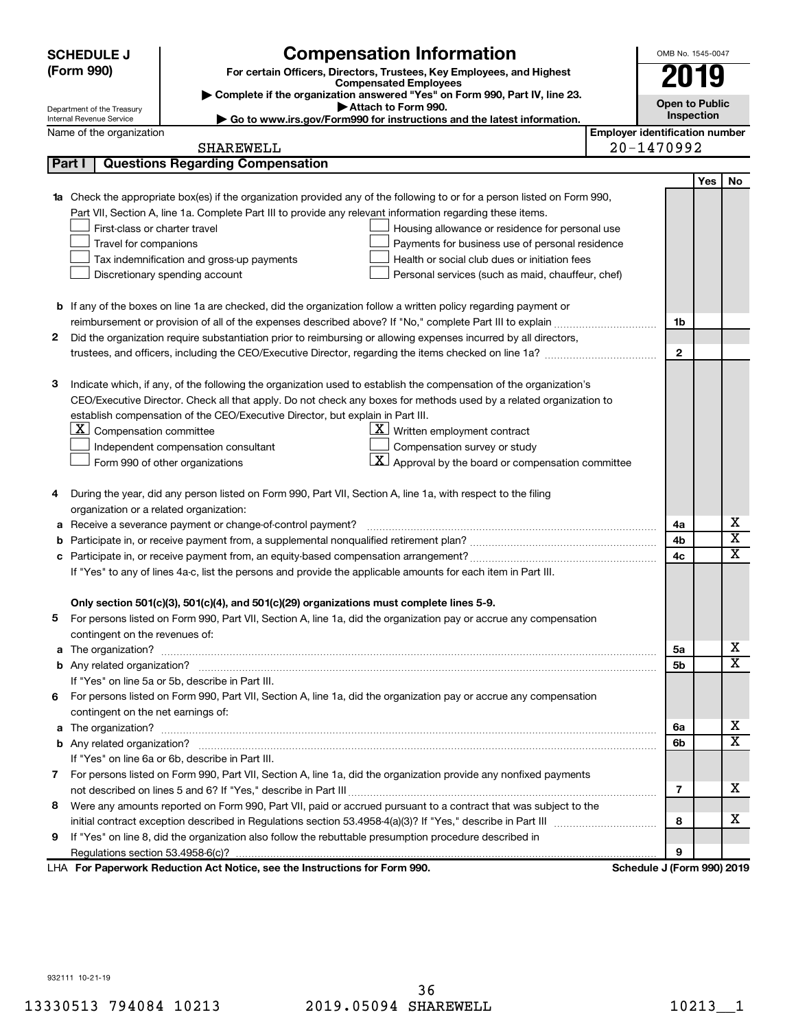# SCHEDULE J (Form 990)

## Compensation Information

**For certain Officers, Directors, Trustees, Key Employees, and Highest Compensated Employees**

▶ Complete if the organization answered "Yes" on Form 990, Part IV, line 23.

▶ Attach to Form 990.

▶ Go to www.irs.gov/Form990 for instructions and the latest information.

Department of the Treasury
Internal Revenue Service

OMB No. 1545-0047

**2019**

**Open to Public Inspection**

Name of the organization: SHAREWELL

Employer identification number: 20-1470992

### Part I | Questions Regarding Compensation

| | | Line | Yes | No |
|---|---|---|---|---|
| **1a** | Check the appropriate box(es) if the organization provided any of the following to or for a person listed on Form 990, Part VII, Section A, line 1a. Complete Part III to provide any relevant information regarding these items.<br>☐ First-class or charter travel ☐ Housing allowance or residence for personal use<br>☐ Travel for companions ☐ Payments for business use of personal residence<br>☐ Tax indemnification and gross-up payments ☐ Health or social club dues or initiation fees<br>☐ Discretionary spending account ☐ Personal services (such as maid, chauffeur, chef) | | | |
| **b** | If any of the boxes on line 1a are checked, did the organization follow a written policy regarding payment or reimbursement or provision of all of the expenses described above? If "No," complete Part III to explain | 1b | | |
| **2** | Did the organization require substantiation prior to reimbursing or allowing expenses incurred by all directors, trustees, and officers, including the CEO/Executive Director, regarding the items checked on line 1a? | 2 | | |
| **3** | Indicate which, if any, of the following the organization used to establish the compensation of the organization's CEO/Executive Director. Check all that apply. Do not check any boxes for methods used by a related organization to establish compensation of the CEO/Executive Director, but explain in Part III.<br>☒ Compensation committee ☒ Written employment contract<br>☐ Independent compensation consultant ☐ Compensation survey or study<br>☐ Form 990 of other organizations ☒ Approval by the board or compensation committee | | | |
| **4** | During the year, did any person listed on Form 990, Part VII, Section A, line 1a, with respect to the filing organization or a related organization: | | | |
| **a** | Receive a severance payment or change-of-control payment? | 4a | | X |
| **b** | Participate in, or receive payment from, a supplemental nonqualified retirement plan? | 4b | | X |
| **c** | Participate in, or receive payment from, an equity-based compensation arrangement? | 4c | | X |
| | If "Yes" to any of lines 4a-c, list the persons and provide the applicable amounts for each item in Part III. | | | |
| | **Only section 501(c)(3), 501(c)(4), and 501(c)(29) organizations must complete lines 5-9.** | | | |
| **5** | For persons listed on Form 990, Part VII, Section A, line 1a, did the organization pay or accrue any compensation contingent on the revenues of: | | | |
| **a** | The organization? | 5a | | X |
| **b** | Any related organization? | 5b | | X |
| | If "Yes" on line 5a or 5b, describe in Part III. | | | |
| **6** | For persons listed on Form 990, Part VII, Section A, line 1a, did the organization pay or accrue any compensation contingent on the net earnings of: | | | |
| **a** | The organization? | 6a | | X |
| **b** | Any related organization? | 6b | | X |
| | If "Yes" on line 6a or 6b, describe in Part III. | | | |
| **7** | For persons listed on Form 990, Part VII, Section A, line 1a, did the organization provide any nonfixed payments not described on lines 5 and 6? If "Yes," describe in Part III | 7 | | X |
| **8** | Were any amounts reported on Form 990, Part VII, paid or accrued pursuant to a contract that was subject to the initial contract exception described in Regulations section 53.4958-4(a)(3)? If "Yes," describe in Part III | 8 | | X |
| **9** | If "Yes" on line 8, did the organization also follow the rebuttable presumption procedure described in Regulations section 53.4958-6(c)? | 9 | | |

LHA **For Paperwork Reduction Act Notice, see the Instructions for Form 990.** **Schedule J (Form 990) 2019**

932111 10-21-19

13330513 794084 10213 2019.05094 SHAREWELL 10213__1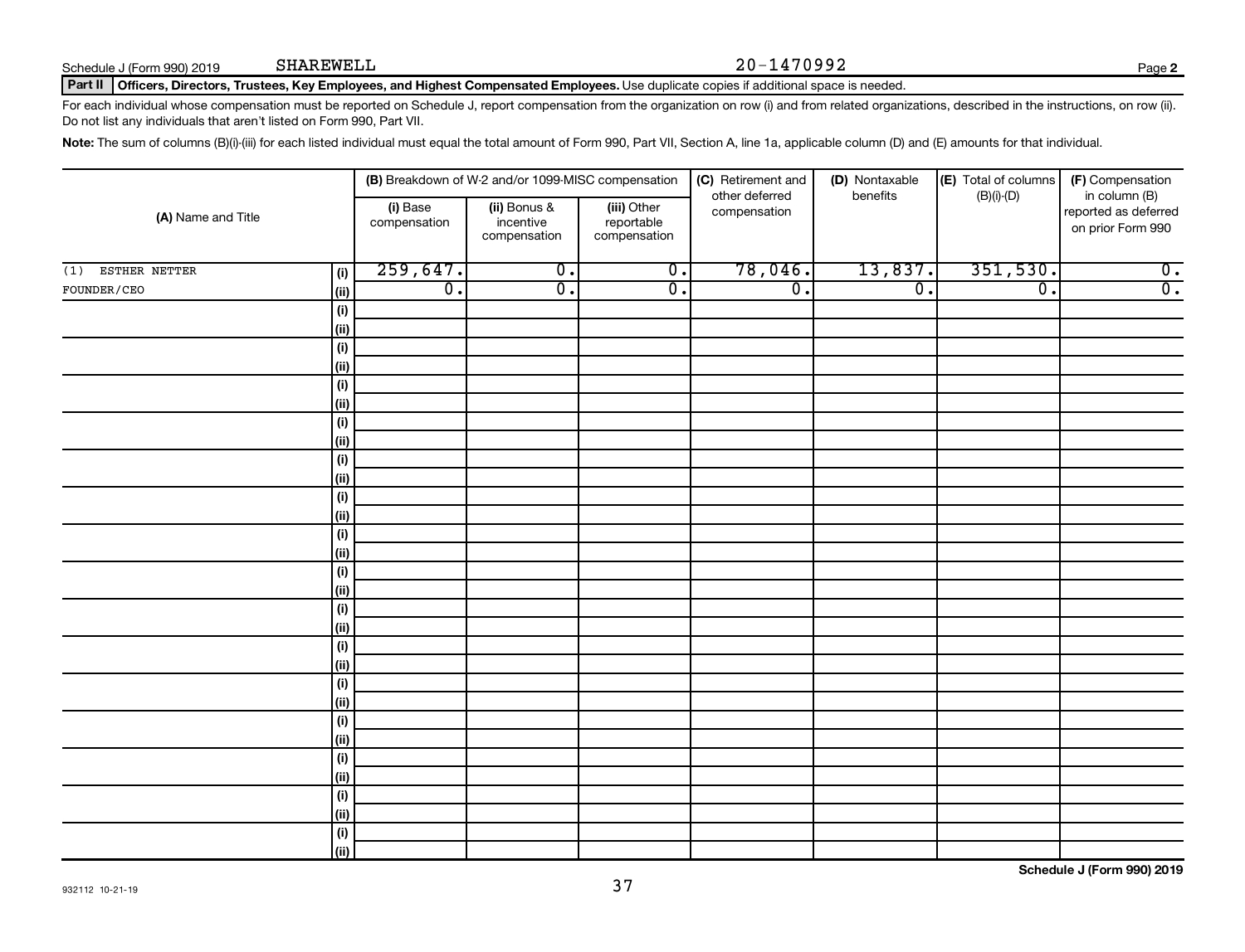Schedule J (Form 990) 2019 SHAREWELL 20-1470992

## Part II Officers, Directors, Trustees, Key Employees, and Highest Compensated Employees. Use duplicate copies if additional space is needed.

For each individual whose compensation must be reported on Schedule J, report compensation from the organization on row (i) and from related organizations, described in the instructions, on row (ii). Do not list any individuals that aren't listed on Form 990, Part VII.

**Note:** The sum of columns (B)(i)-(iii) for each listed individual must equal the total amount of Form 990, Part VII, Section A, line 1a, applicable column (D) and (E) amounts for that individual.

| (A) Name and Title | | (B) Breakdown of W-2 and/or 1099-MISC compensation | | | (C) Retirement and other deferred compensation | (D) Nontaxable benefits | (E) Total of columns (B)(i)-(D) | (F) Compensation in column (B) reported as deferred on prior Form 990 |
|---|---|---|---|---|---|---|---|---|
| | | (i) Base compensation | (ii) Bonus & incentive compensation | (iii) Other reportable compensation | | | | |
| (1) ESTHER NETTER | (i) | 259,647. | 0. | 0. | 78,046. | 13,837. | 351,530. | 0. |
| FOUNDER/CEO | (ii) | 0. | 0. | 0. | 0. | 0. | 0. | 0. |
| | (i) | | | | | | | |
| | (ii) | | | | | | | |
| | (i) | | | | | | | |
| | (ii) | | | | | | | |
| | (i) | | | | | | | |
| | (ii) | | | | | | | |
| | (i) | | | | | | | |
| | (ii) | | | | | | | |
| | (i) | | | | | | | |
| | (ii) | | | | | | | |
| | (i) | | | | | | | |
| | (ii) | | | | | | | |
| | (i) | | | | | | | |
| | (ii) | | | | | | | |
| | (i) | | | | | | | |
| | (ii) | | | | | | | |
| | (i) | | | | | | | |
| | (ii) | | | | | | | |
| | (i) | | | | | | | |
| | (ii) | | | | | | | |
| | (i) | | | | | | | |
| | (ii) | | | | | | | |
| | (i) | | | | | | | |
| | (ii) | | | | | | | |
| | (i) | | | | | | | |
| | (ii) | | | | | | | |
| | (i) | | | | | | | |
| | (ii) | | | | | | | |
| | (i) | | | | | | | |
| | (ii) | | | | | | | |

932112 10-21-19

**Schedule J (Form 990) 2019**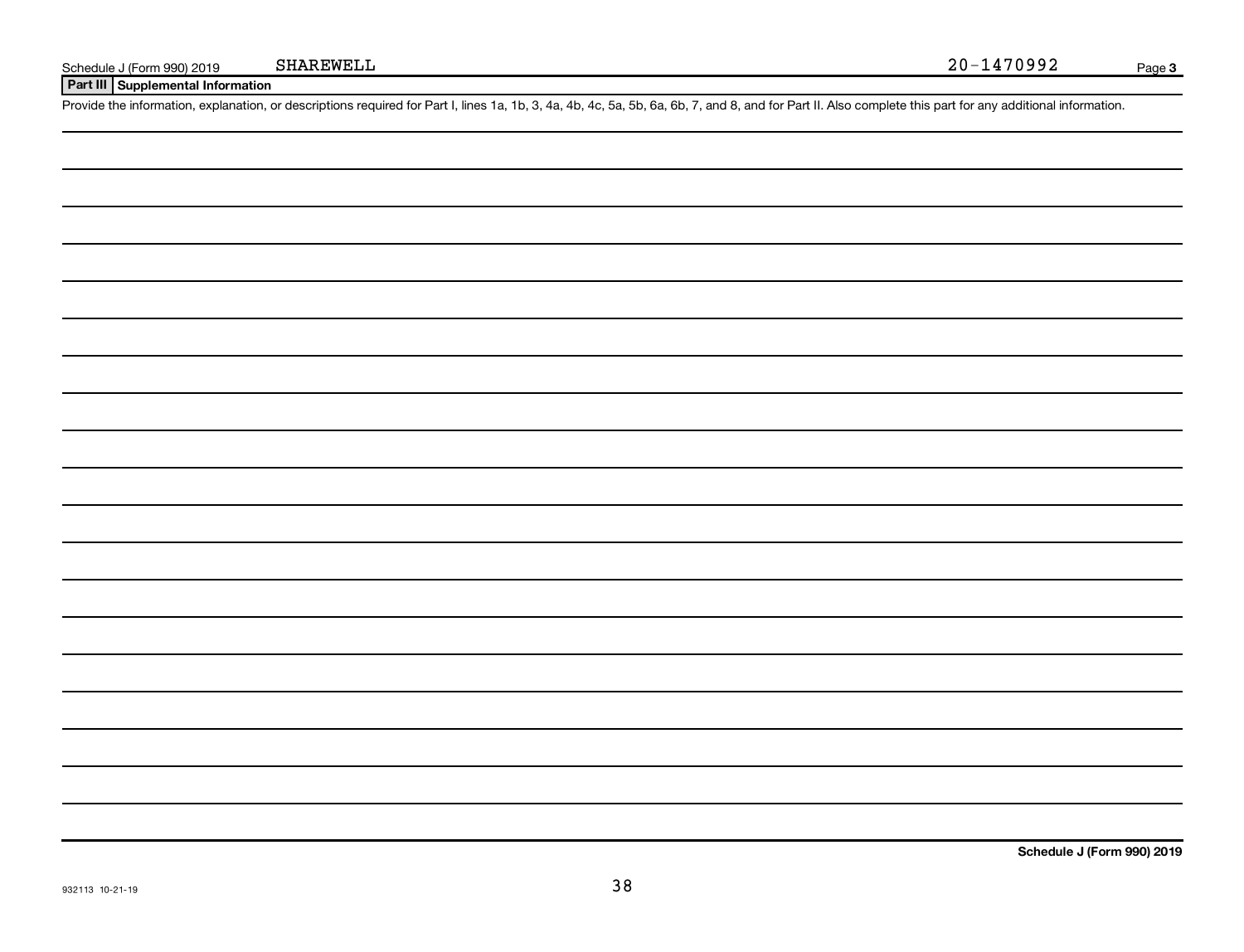Schedule J (Form 990) 2019 SHAREWELL 20-1470992

## Part III Supplemental Information

Provide the information, explanation, or descriptions required for Part I, lines 1a, 1b, 3, 4a, 4b, 4c, 5a, 5b, 6a, 6b, 7, and 8, and for Part II. Also complete this part for any additional information.

**Schedule J (Form 990) 2019**

932113 10-21-19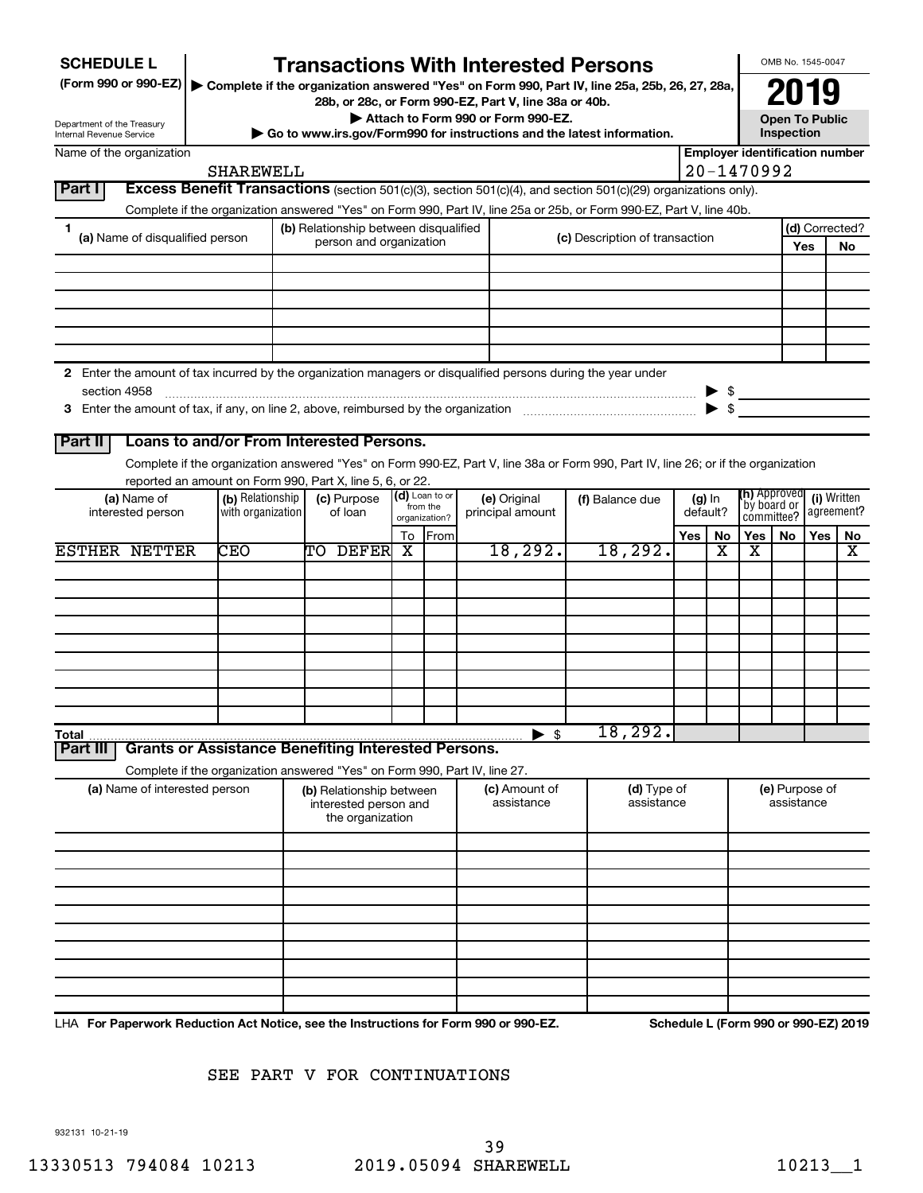# SCHEDULE L (Form 990 or 990-EZ)

# Transactions With Interested Persons

▶ Complete if the organization answered "Yes" on Form 990, Part IV, line 25a, 25b, 26, 27, 28a, 28b, or 28c, or Form 990-EZ, Part V, line 38a or 40b.

▶ Attach to Form 990 or Form 990-EZ.

▶ Go to www.irs.gov/Form990 for instructions and the latest information.

Department of the Treasury
Internal Revenue Service

OMB No. 1545-0047

**2019**

**Open To Public Inspection**

Name of the organization: SHAREWELL

Employer identification number: 20-1470992

## Part I Excess Benefit Transactions (section 501(c)(3), section 501(c)(4), and section 501(c)(29) organizations only).

Complete if the organization answered "Yes" on Form 990, Part IV, line 25a or 25b, or Form 990-EZ, Part V, line 40b.

| 1 (a) Name of disqualified person | (b) Relationship between disqualified person and organization | (c) Description of transaction | (d) Corrected? Yes | No |
|---|---|---|---|---|
| | | | | |
| | | | | |
| | | | | |
| | | | | |
| | | | | |
| | | | | |

2 Enter the amount of tax incurred by the organization managers or disqualified persons during the year under section 4958 ▶ $

3 Enter the amount of tax, if any, on line 2, above, reimbursed by the organization ▶ $

## Part II Loans to and/or From Interested Persons.

Complete if the organization answered "Yes" on Form 990-EZ, Part V, line 38a or Form 990, Part IV, line 26; or if the organization reported an amount on Form 990, Part X, line 5, 6, or 22.

| (a) Name of interested person | (b) Relationship with organization | (c) Purpose of loan | (d) Loan to or from the organization? To | From | (e) Original principal amount | (f) Balance due | (g) In default? Yes | No | (h) Approved by board or committee? Yes | No | (i) Written agreement? Yes | No |
|---|---|---|---|---|---|---|---|---|---|---|---|---|
| ESTHER NETTER | CEO | TO DEFER | X | | 18,292. | 18,292. | | X | X | | | X |
| | | | | | | | | | | | | |
| | | | | | | | | | | | | |
| | | | | | | | | | | | | |
| | | | | | | | | | | | | |
| | | | | | | | | | | | | |
| | | | | | | | | | | | | |
| | | | | | | | | | | | | |
| | | | | | | | | | | | | |
| | | | | | | | | | | | | |
| **Total** | | | | | ▶ $ | 18,292. | | | | | | |

## Part III Grants or Assistance Benefiting Interested Persons.

Complete if the organization answered "Yes" on Form 990, Part IV, line 27.

| (a) Name of interested person | (b) Relationship between interested person and the organization | (c) Amount of assistance | (d) Type of assistance | (e) Purpose of assistance |
|---|---|---|---|---|
| | | | | |
| | | | | |
| | | | | |
| | | | | |
| | | | | |
| | | | | |
| | | | | |
| | | | | |
| | | | | |
| | | | | |

LHA **For Paperwork Reduction Act Notice, see the Instructions for Form 990 or 990-EZ.** **Schedule L (Form 990 or 990-EZ) 2019**

SEE PART V FOR CONTINUATIONS

932131 10-21-19

13330513 794084 10213 2019.05094 SHAREWELL 10213__1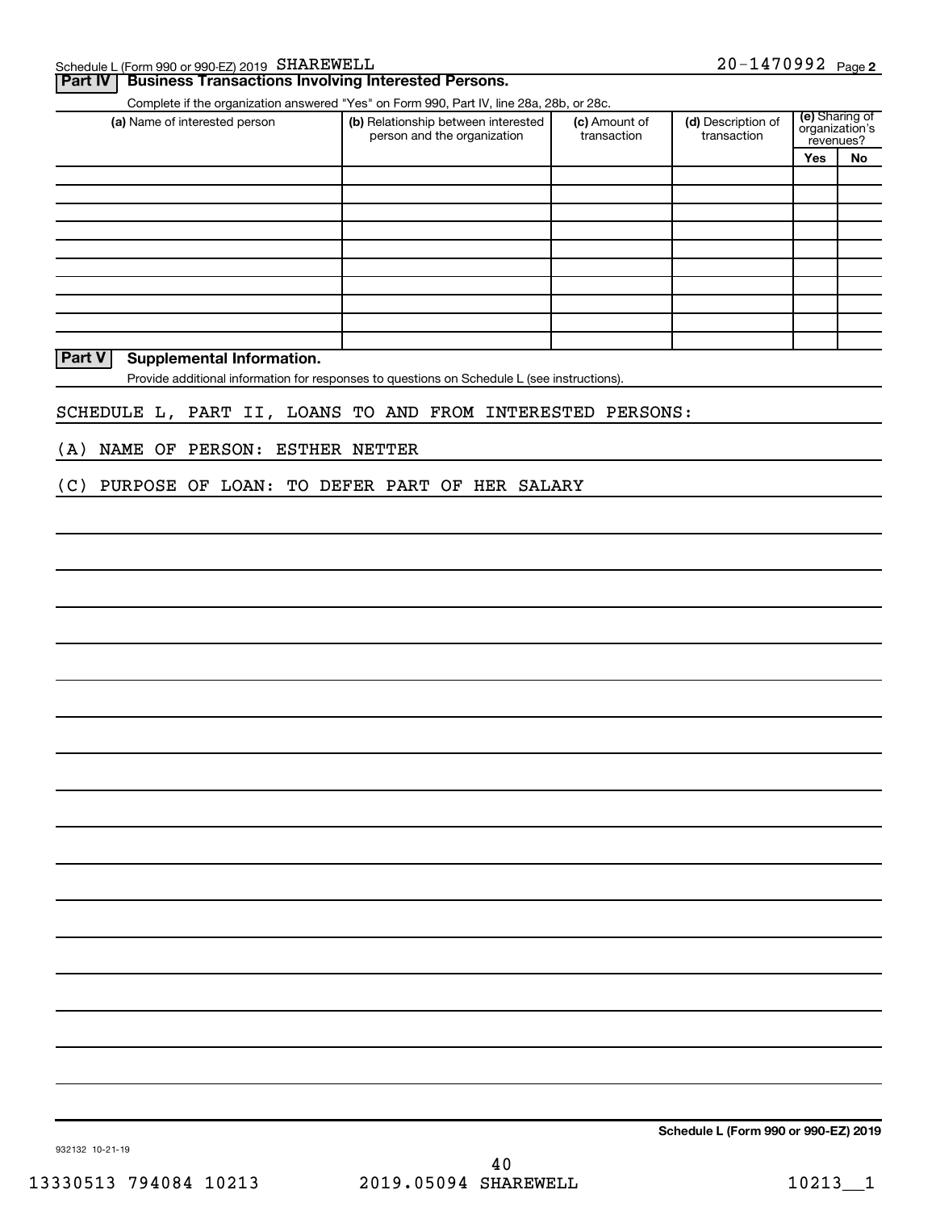Schedule L (Form 990 or 990-EZ) 2019 SHAREWELL 20-1470992 Page 2

## Part IV Business Transactions Involving Interested Persons.

Complete if the organization answered "Yes" on Form 990, Part IV, line 28a, 28b, or 28c.

| (a) Name of interested person | (b) Relationship between interested person and the organization | (c) Amount of transaction | (d) Description of transaction | (e) Sharing of organization's revenues? | |
|---|---|---|---|---|---|
| | | | | Yes | No |
| | | | | | |
| | | | | | |
| | | | | | |
| | | | | | |
| | | | | | |
| | | | | | |
| | | | | | |
| | | | | | |
| | | | | | |
| | | | | | |

## Part V Supplemental Information.

Provide additional information for responses to questions on Schedule L (see instructions).

SCHEDULE L, PART II, LOANS TO AND FROM INTERESTED PERSONS:

(A) NAME OF PERSON: ESTHER NETTER

(C) PURPOSE OF LOAN: TO DEFER PART OF HER SALARY

Schedule L (Form 990 or 990-EZ) 2019

932132 10-21-19

13330513 794084 10213 2019.05094 SHAREWELL 10213__1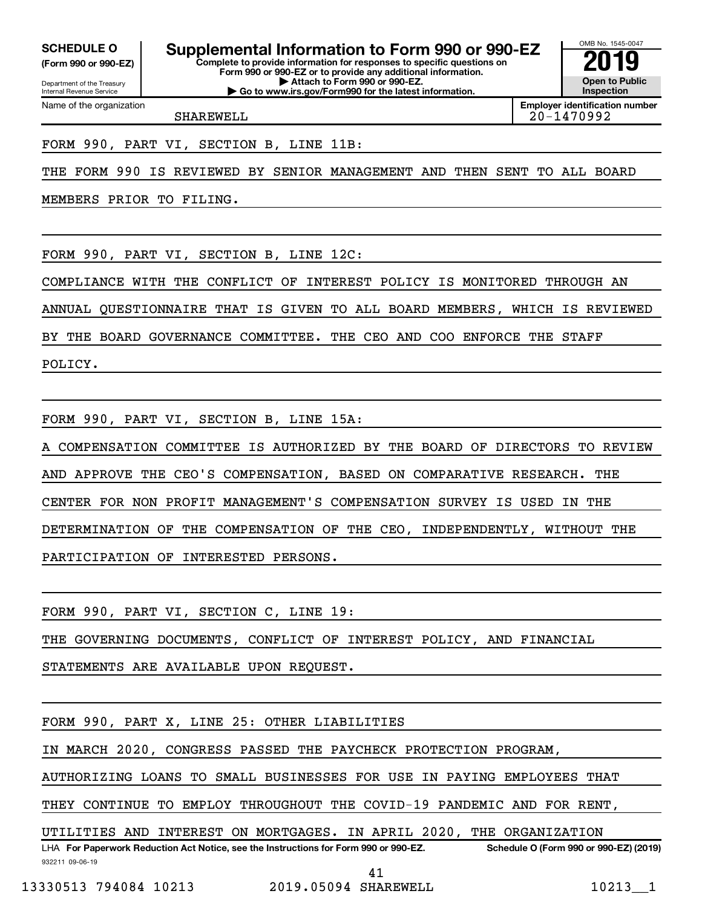**SCHEDULE O** (Form 990 or 990-EZ)

Department of the Treasury
Internal Revenue Service

# Supplemental Information to Form 990 or 990-EZ

**Complete to provide information for responses to specific questions on Form 990 or 990-EZ or to provide any additional information.**
**▶ Attach to Form 990 or 990-EZ.**
**▶ Go to www.irs.gov/Form990 for the latest information.**

OMB No. 1545-0047

**2019**

**Open to Public Inspection**

Name of the organization: SHAREWELL

**Employer identification number:** 20-1470992

FORM 990, PART VI, SECTION B, LINE 11B:

THE FORM 990 IS REVIEWED BY SENIOR MANAGEMENT AND THEN SENT TO ALL BOARD MEMBERS PRIOR TO FILING.

FORM 990, PART VI, SECTION B, LINE 12C:

COMPLIANCE WITH THE CONFLICT OF INTEREST POLICY IS MONITORED THROUGH AN ANNUAL QUESTIONNAIRE THAT IS GIVEN TO ALL BOARD MEMBERS, WHICH IS REVIEWED BY THE BOARD GOVERNANCE COMMITTEE. THE CEO AND COO ENFORCE THE STAFF POLICY.

FORM 990, PART VI, SECTION B, LINE 15A:

A COMPENSATION COMMITTEE IS AUTHORIZED BY THE BOARD OF DIRECTORS TO REVIEW AND APPROVE THE CEO'S COMPENSATION, BASED ON COMPARATIVE RESEARCH. THE CENTER FOR NON PROFIT MANAGEMENT'S COMPENSATION SURVEY IS USED IN THE DETERMINATION OF THE COMPENSATION OF THE CEO, INDEPENDENTLY, WITHOUT THE PARTICIPATION OF INTERESTED PERSONS.

FORM 990, PART VI, SECTION C, LINE 19:

THE GOVERNING DOCUMENTS, CONFLICT OF INTEREST POLICY, AND FINANCIAL STATEMENTS ARE AVAILABLE UPON REQUEST.

FORM 990, PART X, LINE 25: OTHER LIABILITIES

IN MARCH 2020, CONGRESS PASSED THE PAYCHECK PROTECTION PROGRAM, AUTHORIZING LOANS TO SMALL BUSINESSES FOR USE IN PAYING EMPLOYEES THAT THEY CONTINUE TO EMPLOY THROUGHOUT THE COVID-19 PANDEMIC AND FOR RENT, UTILITIES AND INTEREST ON MORTGAGES. IN APRIL 2020, THE ORGANIZATION

LHA **For Paperwork Reduction Act Notice, see the Instructions for Form 990 or 990-EZ.** **Schedule O (Form 990 or 990-EZ) (2019)**

932211 09-06-19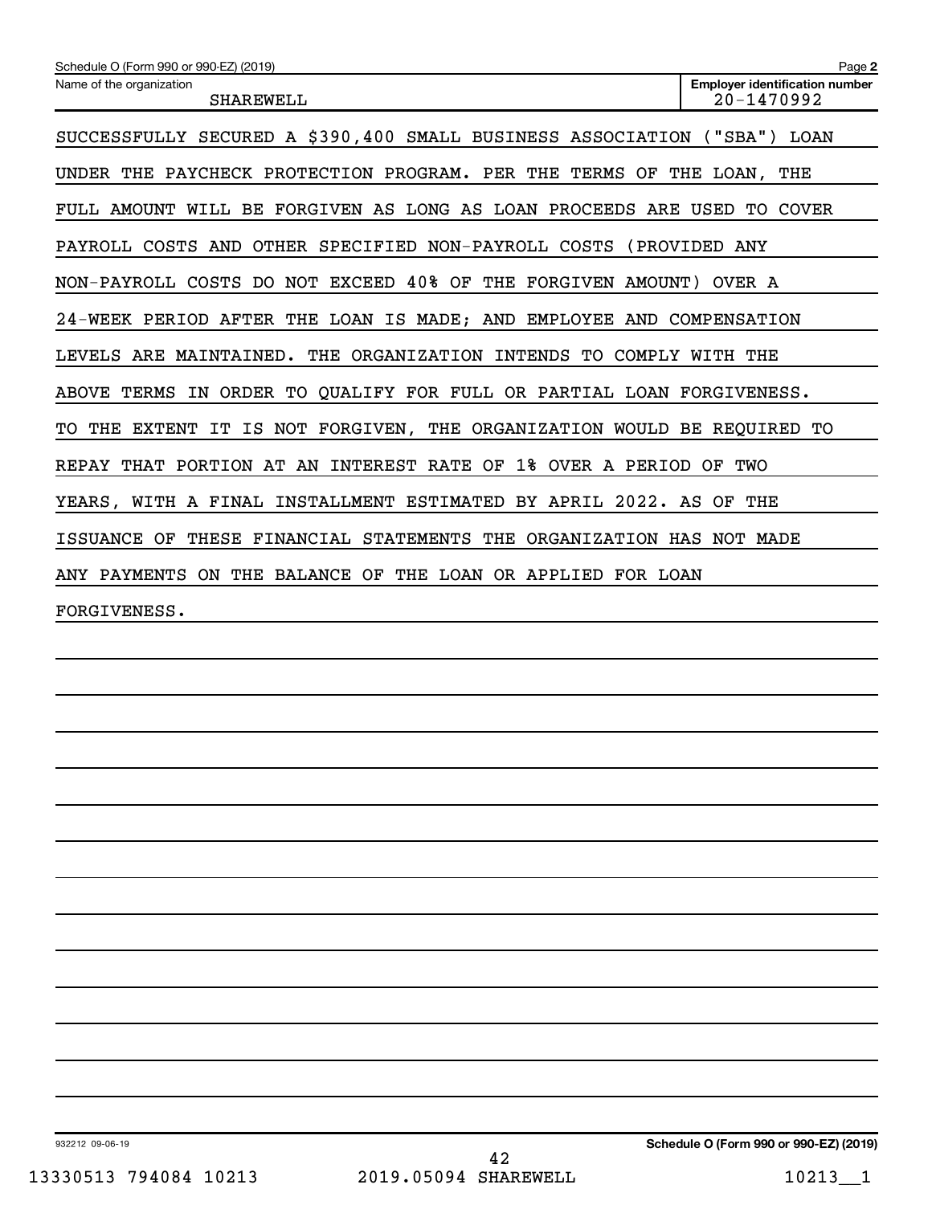Name of the organization: SHAREWELL

Employer identification number: 20-1470992

SUCCESSFULLY SECURED A $390,400 SMALL BUSINESS ASSOCIATION ("SBA") LOAN UNDER THE PAYCHECK PROTECTION PROGRAM. PER THE TERMS OF THE LOAN, THE FULL AMOUNT WILL BE FORGIVEN AS LONG AS LOAN PROCEEDS ARE USED TO COVER PAYROLL COSTS AND OTHER SPECIFIED NON-PAYROLL COSTS (PROVIDED ANY NON-PAYROLL COSTS DO NOT EXCEED 40% OF THE FORGIVEN AMOUNT) OVER A 24-WEEK PERIOD AFTER THE LOAN IS MADE; AND EMPLOYEE AND COMPENSATION LEVELS ARE MAINTAINED. THE ORGANIZATION INTENDS TO COMPLY WITH THE ABOVE TERMS IN ORDER TO QUALIFY FOR FULL OR PARTIAL LOAN FORGIVENESS. TO THE EXTENT IT IS NOT FORGIVEN, THE ORGANIZATION WOULD BE REQUIRED TO REPAY THAT PORTION AT AN INTEREST RATE OF 1% OVER A PERIOD OF TWO YEARS, WITH A FINAL INSTALLMENT ESTIMATED BY APRIL 2022. AS OF THE ISSUANCE OF THESE FINANCIAL STATEMENTS THE ORGANIZATION HAS NOT MADE ANY PAYMENTS ON THE BALANCE OF THE LOAN OR APPLIED FOR LOAN FORGIVENESS.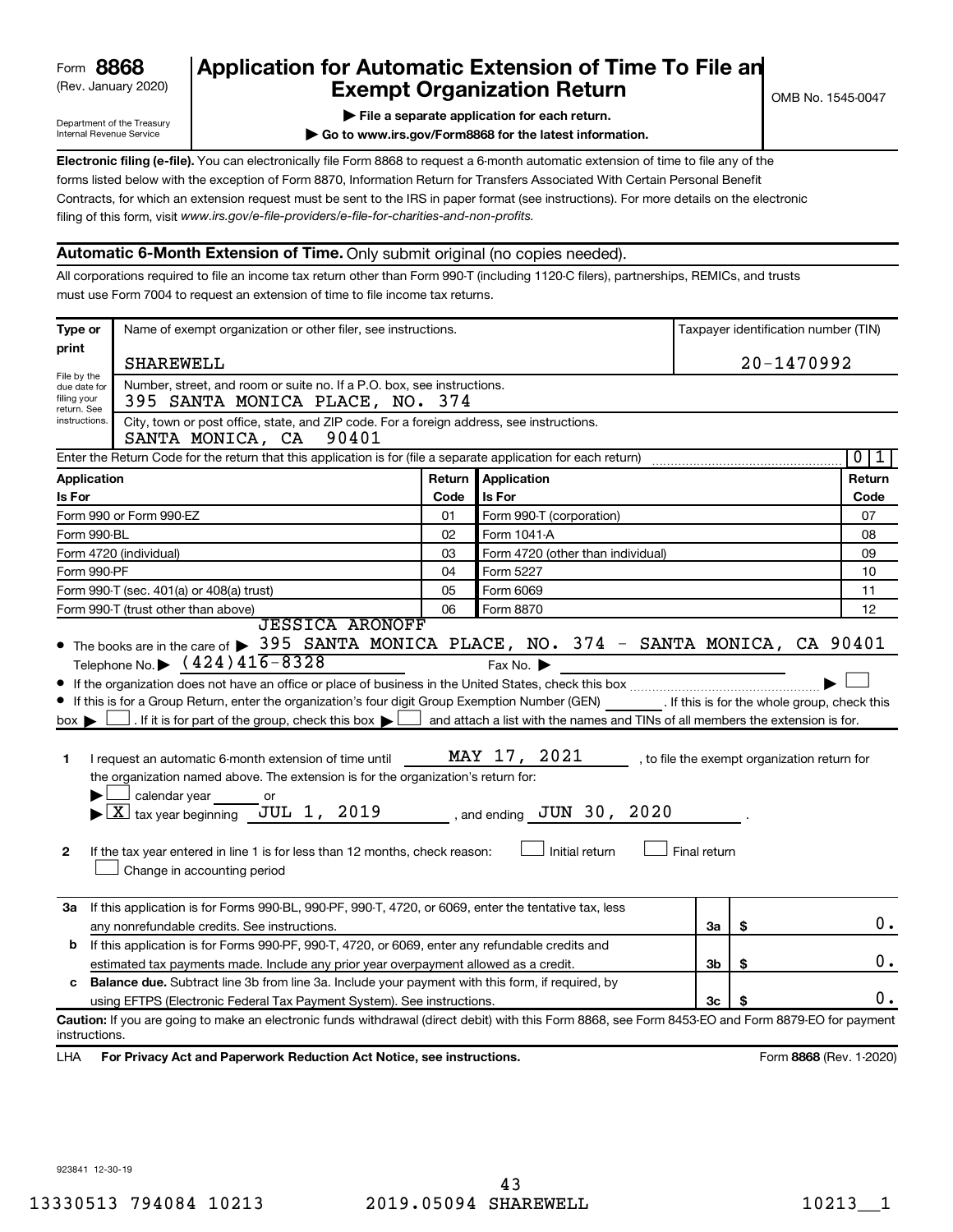Form **8868** (Rev. January 2020)

Department of the Treasury Internal Revenue Service

# Application for Automatic Extension of Time To File an Exempt Organization Return

▶ **File a separate application for each return.**

▶ **Go to www.irs.gov/Form8868 for the latest information.**

OMB No. 1545-0047

**Electronic filing (e-file).** You can electronically file Form 8868 to request a 6-month automatic extension of time to file any of the forms listed below with the exception of Form 8870, Information Return for Transfers Associated With Certain Personal Benefit Contracts, for which an extension request must be sent to the IRS in paper format (see instructions). For more details on the electronic filing of this form, visit *www.irs.gov/e-file-providers/e-file-for-charities-and-non-profits.*

## Automatic 6-Month Extension of Time. Only submit original (no copies needed).

All corporations required to file an income tax return other than Form 990-T (including 1120-C filers), partnerships, REMICs, and trusts must use Form 7004 to request an extension of time to file income tax returns.

| | | |
|---|---|---|
| **Type or print** | Name of exempt organization or other filer, see instructions. SHAREWELL | Taxpayer identification number (TIN) 20-1470992 |
| File by the due date for filing your return. See instructions. | Number, street, and room or suite no. If a P.O. box, see instructions. 395 SANTA MONICA PLACE, NO. 374 | |
| | City, town or post office, state, and ZIP code. For a foreign address, see instructions. SANTA MONICA, CA 90401 | |

Enter the Return Code for the return that this application is for (file a separate application for each return) 0 1

| Application Is For | Return Code | Application Is For | Return Code |
|---|---|---|---|
| Form 990 or Form 990-EZ | 01 | Form 990-T (corporation) | 07 |
| Form 990-BL | 02 | Form 1041-A | 08 |
| Form 4720 (individual) | 03 | Form 4720 (other than individual) | 09 |
| Form 990-PF | 04 | Form 5227 | 10 |
| Form 990-T (sec. 401(a) or 408(a) trust) | 05 | Form 6069 | 11 |
| Form 990-T (trust other than above) | 06 | Form 8870 | 12 |

- The books are in the care of ▶ JESSICA ARONOFF 395 SANTA MONICA PLACE, NO. 374 - SANTA MONICA, CA 90401
  Telephone No. ▶ (424)416-8328 Fax No. ▶
- If the organization does not have an office or place of business in the United States, check this box ▶ ☐
- If this is for a Group Return, enter the organization's four digit Group Exemption Number (GEN) ______. If this is for the whole group, check this box ▶ ☐. If it is for part of the group, check this box ▶ ☐ and attach a list with the names and TINs of all members the extension is for.

**1** I request an automatic 6-month extension of time until MAY 17, 2021, to file the exempt organization return for the organization named above. The extension is for the organization's return for:
▶ ☐ calendar year ______ or
▶ ☒ tax year beginning JUL 1, 2019, and ending JUN 30, 2020.

**2** If the tax year entered in line 1 is for less than 12 months, check reason: ☐ Initial return ☐ Final return
☐ Change in accounting period

| | | | |
|---|---|---|---|
| **3a** | If this application is for Forms 990-BL, 990-PF, 990-T, 4720, or 6069, enter the tentative tax, less any nonrefundable credits. See instructions. | 3a | $ 0. |
| **b** | If this application is for Forms 990-PF, 990-T, 4720, or 6069, enter any refundable credits and estimated tax payments made. Include any prior year overpayment allowed as a credit. | 3b | $ 0. |
| **c** | **Balance due.** Subtract line 3b from line 3a. Include your payment with this form, if required, by using EFTPS (Electronic Federal Tax Payment System). See instructions. | 3c | $ 0. |

**Caution:** If you are going to make an electronic funds withdrawal (direct debit) with this Form 8868, see Form 8453-EO and Form 8879-EO for payment instructions.

LHA **For Privacy Act and Paperwork Reduction Act Notice, see instructions.** Form **8868** (Rev. 1-2020)

923841 12-30-19

13330513 794084 10213 2019.05094 SHAREWELL 10213__1